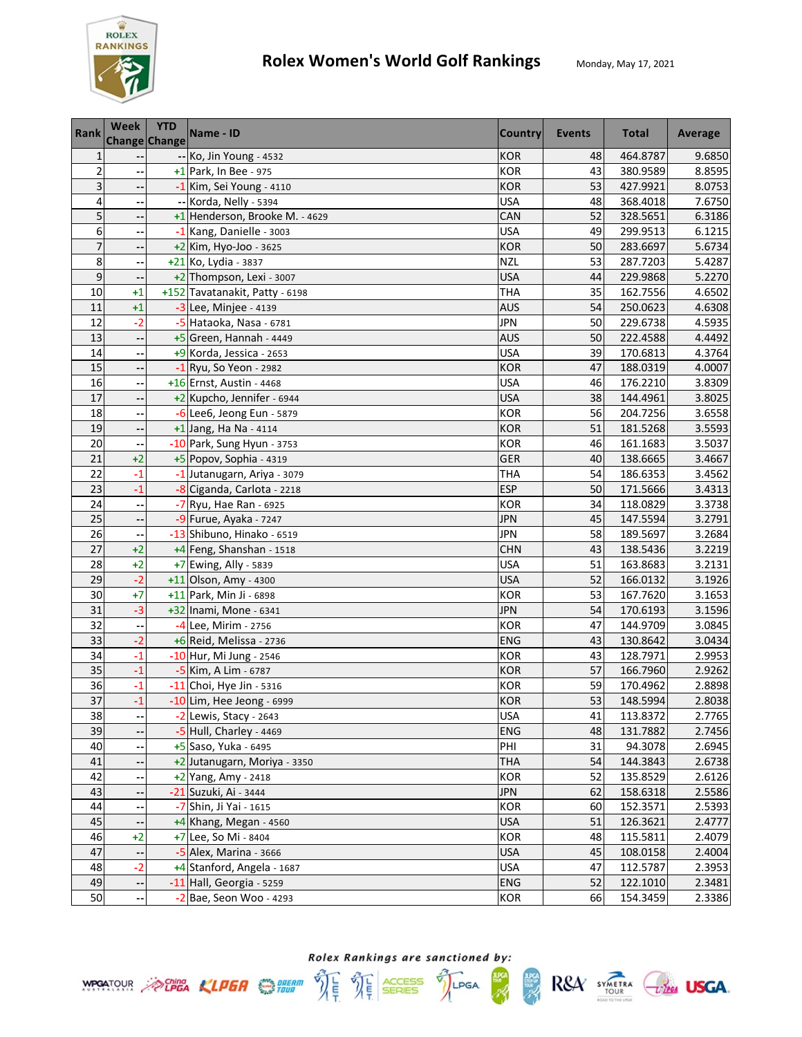# Rolex Women's World Golf Rankings

Monday, May 17, 2021

| Rank | Week Change | YTD Change | Name - ID | Country | Events | Total | Average |
|---|---|---|---|---|---|---|---|
| 1 | -- | -- | Ko, Jin Young - 4532 | KOR | 48 | 464.8787 | 9.6850 |
| 2 | -- | +1 | Park, In Bee - 975 | KOR | 43 | 380.9589 | 8.8595 |
| 3 | -- | -1 | Kim, Sei Young - 4110 | KOR | 53 | 427.9921 | 8.0753 |
| 4 | -- | -- | Korda, Nelly - 5394 | USA | 48 | 368.4018 | 7.6750 |
| 5 | -- | +1 | Henderson, Brooke M. - 4629 | CAN | 52 | 328.5651 | 6.3186 |
| 6 | -- | -1 | Kang, Danielle - 3003 | USA | 49 | 299.9513 | 6.1215 |
| 7 | -- | +2 | Kim, Hyo-Joo - 3625 | KOR | 50 | 283.6697 | 5.6734 |
| 8 | -- | +21 | Ko, Lydia - 3837 | NZL | 53 | 287.7203 | 5.4287 |
| 9 | -- | +2 | Thompson, Lexi - 3007 | USA | 44 | 229.9868 | 5.2270 |
| 10 | +1 | +152 | Tavatanakit, Patty - 6198 | THA | 35 | 162.7556 | 4.6502 |
| 11 | +1 | -3 | Lee, Minjee - 4139 | AUS | 54 | 250.0623 | 4.6308 |
| 12 | -2 | -5 | Hataoka, Nasa - 6781 | JPN | 50 | 229.6738 | 4.5935 |
| 13 | -- | +5 | Green, Hannah - 4449 | AUS | 50 | 222.4588 | 4.4492 |
| 14 | -- | +9 | Korda, Jessica - 2653 | USA | 39 | 170.6813 | 4.3764 |
| 15 | -- | -1 | Ryu, So Yeon - 2982 | KOR | 47 | 188.0319 | 4.0007 |
| 16 | -- | +16 | Ernst, Austin - 4468 | USA | 46 | 176.2210 | 3.8309 |
| 17 | -- | +2 | Kupcho, Jennifer - 6944 | USA | 38 | 144.4961 | 3.8025 |
| 18 | -- | -6 | Lee6, Jeong Eun - 5879 | KOR | 56 | 204.7256 | 3.6558 |
| 19 | -- | +1 | Jang, Ha Na - 4114 | KOR | 51 | 181.5268 | 3.5593 |
| 20 | -- | -10 | Park, Sung Hyun - 3753 | KOR | 46 | 161.1683 | 3.5037 |
| 21 | +2 | +5 | Popov, Sophia - 4319 | GER | 40 | 138.6665 | 3.4667 |
| 22 | -1 | -1 | Jutanugarn, Ariya - 3079 | THA | 54 | 186.6353 | 3.4562 |
| 23 | -1 | -8 | Ciganda, Carlota - 2218 | ESP | 50 | 171.5666 | 3.4313 |
| 24 | -- | -7 | Ryu, Hae Ran - 6925 | KOR | 34 | 118.0829 | 3.3738 |
| 25 | -- | -9 | Furue, Ayaka - 7247 | JPN | 45 | 147.5594 | 3.2791 |
| 26 | -- | -13 | Shibuno, Hinako - 6519 | JPN | 58 | 189.5697 | 3.2684 |
| 27 | +2 | +4 | Feng, Shanshan - 1518 | CHN | 43 | 138.5436 | 3.2219 |
| 28 | +2 | +7 | Ewing, Ally - 5839 | USA | 51 | 163.8683 | 3.2131 |
| 29 | -2 | +11 | Olson, Amy - 4300 | USA | 52 | 166.0132 | 3.1926 |
| 30 | +7 | +11 | Park, Min Ji - 6898 | KOR | 53 | 167.7620 | 3.1653 |
| 31 | -3 | +32 | Inami, Mone - 6341 | JPN | 54 | 170.6193 | 3.1596 |
| 32 | -- | -4 | Lee, Mirim - 2756 | KOR | 47 | 144.9709 | 3.0845 |
| 33 | -2 | +6 | Reid, Melissa - 2736 | ENG | 43 | 130.8642 | 3.0434 |
| 34 | -1 | -10 | Hur, Mi Jung - 2546 | KOR | 43 | 128.7971 | 2.9953 |
| 35 | -1 | -5 | Kim, A Lim - 6787 | KOR | 57 | 166.7960 | 2.9262 |
| 36 | -1 | -11 | Choi, Hye Jin - 5316 | KOR | 59 | 170.4962 | 2.8898 |
| 37 | -1 | -10 | Lim, Hee Jeong - 6999 | KOR | 53 | 148.5994 | 2.8038 |
| 38 | -- | -2 | Lewis, Stacy - 2643 | USA | 41 | 113.8372 | 2.7765 |
| 39 | -- | -5 | Hull, Charley - 4469 | ENG | 48 | 131.7882 | 2.7456 |
| 40 | -- | +5 | Saso, Yuka - 6495 | PHI | 31 | 94.3078 | 2.6945 |
| 41 | -- | +2 | Jutanugarn, Moriya - 3350 | THA | 54 | 144.3843 | 2.6738 |
| 42 | -- | +2 | Yang, Amy - 2418 | KOR | 52 | 135.8529 | 2.6126 |
| 43 | -- | -21 | Suzuki, Ai - 3444 | JPN | 62 | 158.6318 | 2.5586 |
| 44 | -- | -7 | Shin, Ji Yai - 1615 | KOR | 60 | 152.3571 | 2.5393 |
| 45 | -- | +4 | Khang, Megan - 4560 | USA | 51 | 126.3621 | 2.4777 |
| 46 | +2 | +7 | Lee, So Mi - 8404 | KOR | 48 | 115.5811 | 2.4079 |
| 47 | -- | -5 | Alex, Marina - 3666 | USA | 45 | 108.0158 | 2.4004 |
| 48 | -2 | +4 | Stanford, Angela - 1687 | USA | 47 | 112.5787 | 2.3953 |
| 49 | -- | -11 | Hall, Georgia - 5259 | ENG | 52 | 122.1010 | 2.3481 |
| 50 | -- | -2 | Bae, Seon Woo - 4293 | KOR | 66 | 154.3459 | 2.3386 |

*Rolex Rankings are sanctioned by:*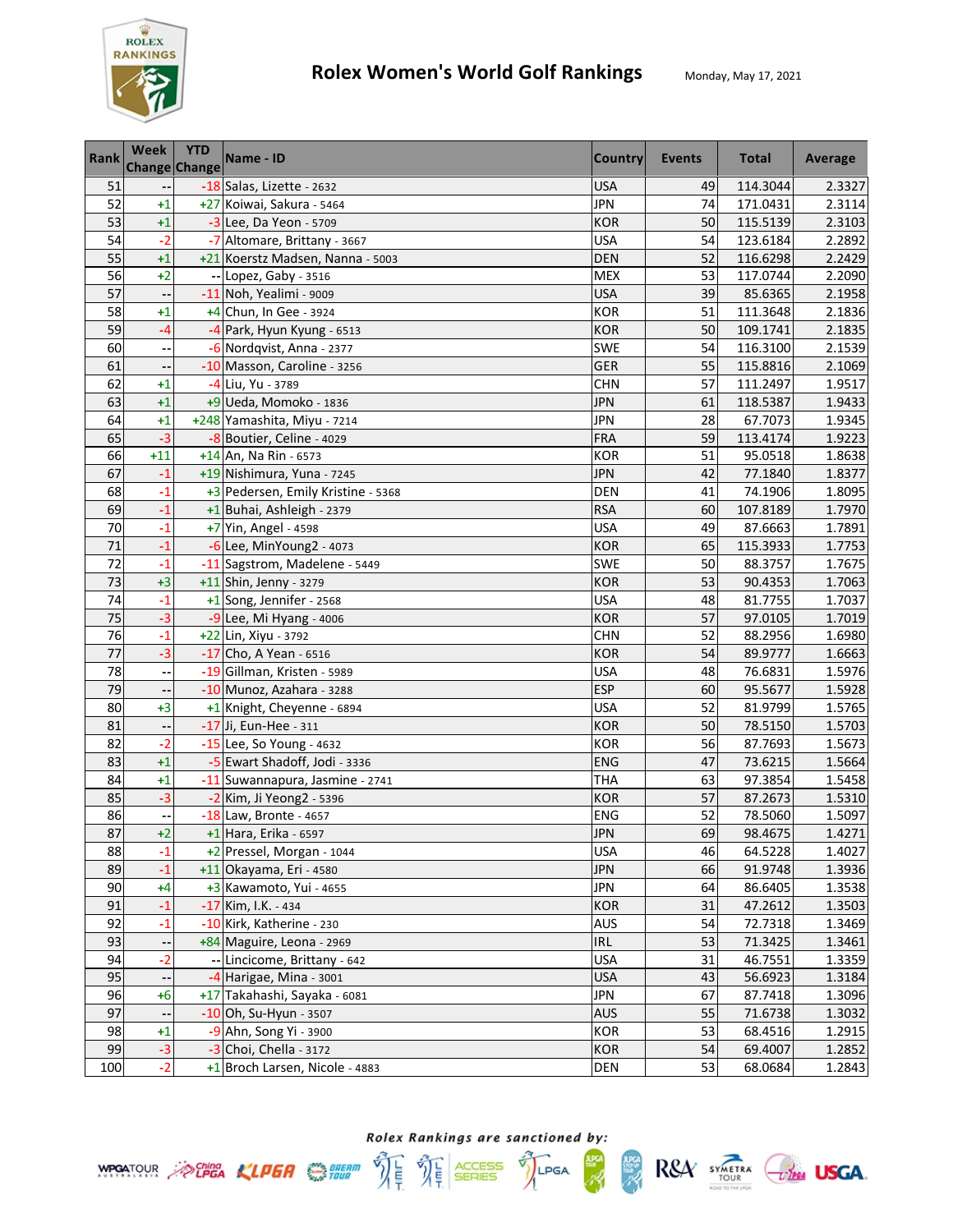# Rolex Women's World Golf Rankings

Monday, May 17, 2021

| Rank | Week Change | YTD Change | Name - ID | Country | Events | Total | Average |
|---|---|---|---|---|---|---|---|
| 51 | -- | -18 | Salas, Lizette - 2632 | USA | 49 | 114.3044 | 2.3327 |
| 52 | +1 | +27 | Koiwai, Sakura - 5464 | JPN | 74 | 171.0431 | 2.3114 |
| 53 | +1 | -3 | Lee, Da Yeon - 5709 | KOR | 50 | 115.5139 | 2.3103 |
| 54 | -2 | -7 | Altomare, Brittany - 3667 | USA | 54 | 123.6184 | 2.2892 |
| 55 | +1 | +21 | Koerstz Madsen, Nanna - 5003 | DEN | 52 | 116.6298 | 2.2429 |
| 56 | +2 | -- | Lopez, Gaby - 3516 | MEX | 53 | 117.0744 | 2.2090 |
| 57 | -- | -11 | Noh, Yealimi - 9009 | USA | 39 | 85.6365 | 2.1958 |
| 58 | +1 | +4 | Chun, In Gee - 3924 | KOR | 51 | 111.3648 | 2.1836 |
| 59 | -4 | -4 | Park, Hyun Kyung - 6513 | KOR | 50 | 109.1741 | 2.1835 |
| 60 | -- | -6 | Nordqvist, Anna - 2377 | SWE | 54 | 116.3100 | 2.1539 |
| 61 | -- | -10 | Masson, Caroline - 3256 | GER | 55 | 115.8816 | 2.1069 |
| 62 | +1 | -4 | Liu, Yu - 3789 | CHN | 57 | 111.2497 | 1.9517 |
| 63 | +1 | +9 | Ueda, Momoko - 1836 | JPN | 61 | 118.5387 | 1.9433 |
| 64 | +1 | +248 | Yamashita, Miyu - 7214 | JPN | 28 | 67.7073 | 1.9345 |
| 65 | -3 | -8 | Boutier, Celine - 4029 | FRA | 59 | 113.4174 | 1.9223 |
| 66 | +11 | +14 | An, Na Rin - 6573 | KOR | 51 | 95.0518 | 1.8638 |
| 67 | -1 | +19 | Nishimura, Yuna - 7245 | JPN | 42 | 77.1840 | 1.8377 |
| 68 | -1 | +3 | Pedersen, Emily Kristine - 5368 | DEN | 41 | 74.1906 | 1.8095 |
| 69 | -1 | +1 | Buhai, Ashleigh - 2379 | RSA | 60 | 107.8189 | 1.7970 |
| 70 | -1 | +7 | Yin, Angel - 4598 | USA | 49 | 87.6663 | 1.7891 |
| 71 | -1 | -6 | Lee, MinYoung2 - 4073 | KOR | 65 | 115.3933 | 1.7753 |
| 72 | -1 | -11 | Sagstrom, Madelene - 5449 | SWE | 50 | 88.3757 | 1.7675 |
| 73 | +3 | +11 | Shin, Jenny - 3279 | KOR | 53 | 90.4353 | 1.7063 |
| 74 | -1 | +1 | Song, Jennifer - 2568 | USA | 48 | 81.7755 | 1.7037 |
| 75 | -3 | -9 | Lee, Mi Hyang - 4006 | KOR | 57 | 97.0105 | 1.7019 |
| 76 | -1 | +22 | Lin, Xiyu - 3792 | CHN | 52 | 88.2956 | 1.6980 |
| 77 | -3 | -17 | Cho, A Yean - 6516 | KOR | 54 | 89.9777 | 1.6663 |
| 78 | -- | -19 | Gillman, Kristen - 5989 | USA | 48 | 76.6831 | 1.5976 |
| 79 | -- | -10 | Munoz, Azahara - 3288 | ESP | 60 | 95.5677 | 1.5928 |
| 80 | +3 | +1 | Knight, Cheyenne - 6894 | USA | 52 | 81.9799 | 1.5765 |
| 81 | -- | -17 | Ji, Eun-Hee - 311 | KOR | 50 | 78.5150 | 1.5703 |
| 82 | -2 | -15 | Lee, So Young - 4632 | KOR | 56 | 87.7693 | 1.5673 |
| 83 | +1 | -5 | Ewart Shadoff, Jodi - 3336 | ENG | 47 | 73.6215 | 1.5664 |
| 84 | +1 | -11 | Suwannapura, Jasmine - 2741 | THA | 63 | 97.3854 | 1.5458 |
| 85 | -3 | -2 | Kim, Ji Yeong2 - 5396 | KOR | 57 | 87.2673 | 1.5310 |
| 86 | -- | -18 | Law, Bronte - 4657 | ENG | 52 | 78.5060 | 1.5097 |
| 87 | +2 | +1 | Hara, Erika - 6597 | JPN | 69 | 98.4675 | 1.4271 |
| 88 | -1 | +2 | Pressel, Morgan - 1044 | USA | 46 | 64.5228 | 1.4027 |
| 89 | -1 | +11 | Okayama, Eri - 4580 | JPN | 66 | 91.9748 | 1.3936 |
| 90 | +4 | +3 | Kawamoto, Yui - 4655 | JPN | 64 | 86.6405 | 1.3538 |
| 91 | -1 | -17 | Kim, I.K. - 434 | KOR | 31 | 47.2612 | 1.3503 |
| 92 | -1 | -10 | Kirk, Katherine - 230 | AUS | 54 | 72.7318 | 1.3469 |
| 93 | -- | +84 | Maguire, Leona - 2969 | IRL | 53 | 71.3425 | 1.3461 |
| 94 | -2 | -- | Lincicome, Brittany - 642 | USA | 31 | 46.7551 | 1.3359 |
| 95 | -- | -4 | Harigae, Mina - 3001 | USA | 43 | 56.6923 | 1.3184 |
| 96 | +6 | +17 | Takahashi, Sayaka - 6081 | JPN | 67 | 87.7418 | 1.3096 |
| 97 | -- | -10 | Oh, Su-Hyun - 3507 | AUS | 55 | 71.6738 | 1.3032 |
| 98 | +1 | -9 | Ahn, Song Yi - 3900 | KOR | 53 | 68.4516 | 1.2915 |
| 99 | -3 | -3 | Choi, Chella - 3172 | KOR | 54 | 69.4007 | 1.2852 |
| 100 | -2 | +1 | Broch Larsen, Nicole - 4883 | DEN | 53 | 68.0684 | 1.2843 |

*Rolex Rankings are sanctioned by:*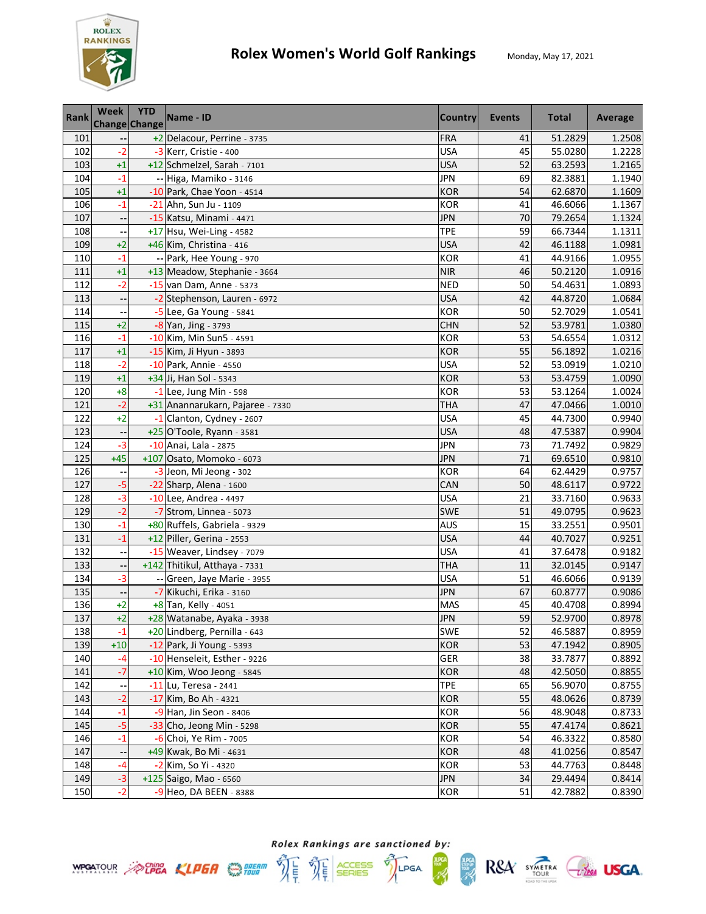# Rolex Women's World Golf Rankings

Monday, May 17, 2021

| Rank | Week Change | YTD Change | Name - ID | Country | Events | Total | Average |
|---|---|---|---|---|---|---|---|
| 101 | -- | +2 | Delacour, Perrine - 3735 | FRA | 41 | 51.2829 | 1.2508 |
| 102 | -2 | -3 | Kerr, Cristie - 400 | USA | 45 | 55.0280 | 1.2228 |
| 103 | +1 | +12 | Schmelzel, Sarah - 7101 | USA | 52 | 63.2593 | 1.2165 |
| 104 | -1 | -- | Higa, Mamiko - 3146 | JPN | 69 | 82.3881 | 1.1940 |
| 105 | +1 | -10 | Park, Chae Yoon - 4514 | KOR | 54 | 62.6870 | 1.1609 |
| 106 | -1 | -21 | Ahn, Sun Ju - 1109 | KOR | 41 | 46.6066 | 1.1367 |
| 107 | -- | -15 | Katsu, Minami - 4471 | JPN | 70 | 79.2654 | 1.1324 |
| 108 | -- | +17 | Hsu, Wei-Ling - 4582 | TPE | 59 | 66.7344 | 1.1311 |
| 109 | +2 | +46 | Kim, Christina - 416 | USA | 42 | 46.1188 | 1.0981 |
| 110 | -1 | -- | Park, Hee Young - 970 | KOR | 41 | 44.9166 | 1.0955 |
| 111 | +1 | +13 | Meadow, Stephanie - 3664 | NIR | 46 | 50.2120 | 1.0916 |
| 112 | -2 | -15 | van Dam, Anne - 5373 | NED | 50 | 54.4631 | 1.0893 |
| 113 | -- | -2 | Stephenson, Lauren - 6972 | USA | 42 | 44.8720 | 1.0684 |
| 114 | -- | -5 | Lee, Ga Young - 5841 | KOR | 50 | 52.7029 | 1.0541 |
| 115 | +2 | -8 | Yan, Jing - 3793 | CHN | 52 | 53.9781 | 1.0380 |
| 116 | -1 | -10 | Kim, Min Sun5 - 4591 | KOR | 53 | 54.6554 | 1.0312 |
| 117 | +1 | -15 | Kim, Ji Hyun - 3893 | KOR | 55 | 56.1892 | 1.0216 |
| 118 | -2 | -10 | Park, Annie - 4550 | USA | 52 | 53.0919 | 1.0210 |
| 119 | +1 | +34 | Ji, Han Sol - 5343 | KOR | 53 | 53.4759 | 1.0090 |
| 120 | +8 | -1 | Lee, Jung Min - 598 | KOR | 53 | 53.1264 | 1.0024 |
| 121 | -2 | +31 | Anannarukarn, Pajaree - 7330 | THA | 47 | 47.0466 | 1.0010 |
| 122 | +2 | -1 | Clanton, Cydney - 2607 | USA | 45 | 44.7300 | 0.9940 |
| 123 | -- | +25 | O'Toole, Ryann - 3581 | USA | 48 | 47.5387 | 0.9904 |
| 124 | -3 | -10 | Anai, Lala - 2875 | JPN | 73 | 71.7492 | 0.9829 |
| 125 | +45 | +107 | Osato, Momoko - 6073 | JPN | 71 | 69.6510 | 0.9810 |
| 126 | -- | -3 | Jeon, Mi Jeong - 302 | KOR | 64 | 62.4429 | 0.9757 |
| 127 | -5 | -22 | Sharp, Alena - 1600 | CAN | 50 | 48.6117 | 0.9722 |
| 128 | -3 | -10 | Lee, Andrea - 4497 | USA | 21 | 33.7160 | 0.9633 |
| 129 | -2 | -7 | Strom, Linnea - 5073 | SWE | 51 | 49.0795 | 0.9623 |
| 130 | -1 | +80 | Ruffels, Gabriela - 9329 | AUS | 15 | 33.2551 | 0.9501 |
| 131 | -1 | +12 | Piller, Gerina - 2553 | USA | 44 | 40.7027 | 0.9251 |
| 132 | -- | -15 | Weaver, Lindsey - 7079 | USA | 41 | 37.6478 | 0.9182 |
| 133 | -- | +142 | Thitikul, Atthaya - 7331 | THA | 11 | 32.0145 | 0.9147 |
| 134 | -3 | -- | Green, Jaye Marie - 3955 | USA | 51 | 46.6066 | 0.9139 |
| 135 | -- | -7 | Kikuchi, Erika - 3160 | JPN | 67 | 60.8777 | 0.9086 |
| 136 | +2 | +8 | Tan, Kelly - 4051 | MAS | 45 | 40.4708 | 0.8994 |
| 137 | +2 | +28 | Watanabe, Ayaka - 3938 | JPN | 59 | 52.9700 | 0.8978 |
| 138 | -1 | +20 | Lindberg, Pernilla - 643 | SWE | 52 | 46.5887 | 0.8959 |
| 139 | +10 | -12 | Park, Ji Young - 5393 | KOR | 53 | 47.1942 | 0.8905 |
| 140 | -4 | -10 | Henseleit, Esther - 9226 | GER | 38 | 33.7877 | 0.8892 |
| 141 | -7 | +10 | Kim, Woo Jeong - 5845 | KOR | 48 | 42.5050 | 0.8855 |
| 142 | -- | -11 | Lu, Teresa - 2441 | TPE | 65 | 56.9070 | 0.8755 |
| 143 | -2 | -17 | Kim, Bo Ah - 4321 | KOR | 55 | 48.0626 | 0.8739 |
| 144 | -1 | -9 | Han, Jin Seon - 8406 | KOR | 56 | 48.9048 | 0.8733 |
| 145 | -5 | -33 | Cho, Jeong Min - 5298 | KOR | 55 | 47.4174 | 0.8621 |
| 146 | -1 | -6 | Choi, Ye Rim - 7005 | KOR | 54 | 46.3322 | 0.8580 |
| 147 | -- | +49 | Kwak, Bo Mi - 4631 | KOR | 48 | 41.0256 | 0.8547 |
| 148 | -4 | -2 | Kim, So Yi - 4320 | KOR | 53 | 44.7763 | 0.8448 |
| 149 | -3 | +125 | Saigo, Mao - 6560 | JPN | 34 | 29.4494 | 0.8414 |
| 150 | -2 | -9 | Heo, DA BEEN - 8388 | KOR | 51 | 42.7882 | 0.8390 |

*Rolex Rankings are sanctioned by:*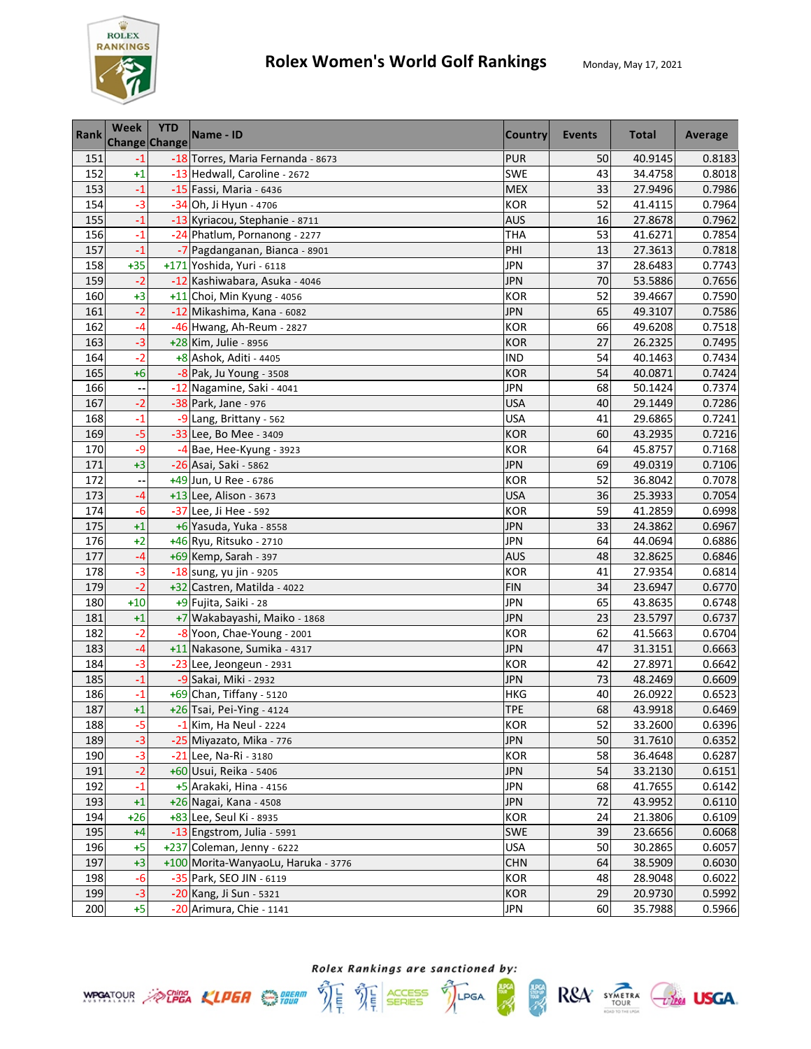# Rolex Women's World Golf Rankings

Monday, May 17, 2021

| Rank | Week Change | YTD Change | Name - ID | Country | Events | Total | Average |
|---|---|---|---|---|---|---|---|
| 151 | -1 | -18 | Torres, Maria Fernanda - 8673 | PUR | 50 | 40.9145 | 0.8183 |
| 152 | +1 | -13 | Hedwall, Caroline - 2672 | SWE | 43 | 34.4758 | 0.8018 |
| 153 | -1 | -15 | Fassi, Maria - 6436 | MEX | 33 | 27.9496 | 0.7986 |
| 154 | -3 | -34 | Oh, Ji Hyun - 4706 | KOR | 52 | 41.4115 | 0.7964 |
| 155 | -1 | -13 | Kyriacou, Stephanie - 8711 | AUS | 16 | 27.8678 | 0.7962 |
| 156 | -1 | -24 | Phatlum, Pornanong - 2277 | THA | 53 | 41.6271 | 0.7854 |
| 157 | -1 | -7 | Pagdanganan, Bianca - 8901 | PHI | 13 | 27.3613 | 0.7818 |
| 158 | +35 | +171 | Yoshida, Yuri - 6118 | JPN | 37 | 28.6483 | 0.7743 |
| 159 | -2 | -12 | Kashiwabara, Asuka - 4046 | JPN | 70 | 53.5886 | 0.7656 |
| 160 | +3 | +11 | Choi, Min Kyung - 4056 | KOR | 52 | 39.4667 | 0.7590 |
| 161 | -2 | -12 | Mikashima, Kana - 6082 | JPN | 65 | 49.3107 | 0.7586 |
| 162 | -4 | -46 | Hwang, Ah-Reum - 2827 | KOR | 66 | 49.6208 | 0.7518 |
| 163 | -3 | +28 | Kim, Julie - 8956 | KOR | 27 | 26.2325 | 0.7495 |
| 164 | -2 | +8 | Ashok, Aditi - 4405 | IND | 54 | 40.1463 | 0.7434 |
| 165 | +6 | -8 | Pak, Ju Young - 3508 | KOR | 54 | 40.0871 | 0.7424 |
| 166 | -- | -12 | Nagamine, Saki - 4041 | JPN | 68 | 50.1424 | 0.7374 |
| 167 | -2 | -38 | Park, Jane - 976 | USA | 40 | 29.1449 | 0.7286 |
| 168 | -1 | -9 | Lang, Brittany - 562 | USA | 41 | 29.6865 | 0.7241 |
| 169 | -5 | -33 | Lee, Bo Mee - 3409 | KOR | 60 | 43.2935 | 0.7216 |
| 170 | -9 | -4 | Bae, Hee-Kyung - 3923 | KOR | 64 | 45.8757 | 0.7168 |
| 171 | +3 | -26 | Asai, Saki - 5862 | JPN | 69 | 49.0319 | 0.7106 |
| 172 | -- | +49 | Jun, U Ree - 6786 | KOR | 52 | 36.8042 | 0.7078 |
| 173 | -4 | +13 | Lee, Alison - 3673 | USA | 36 | 25.3933 | 0.7054 |
| 174 | -6 | -37 | Lee, Ji Hee - 592 | KOR | 59 | 41.2859 | 0.6998 |
| 175 | +1 | +6 | Yasuda, Yuka - 8558 | JPN | 33 | 24.3862 | 0.6967 |
| 176 | +2 | +46 | Ryu, Ritsuko - 2710 | JPN | 64 | 44.0694 | 0.6886 |
| 177 | -4 | +69 | Kemp, Sarah - 397 | AUS | 48 | 32.8625 | 0.6846 |
| 178 | -3 | -18 | sung, yu jin - 9205 | KOR | 41 | 27.9354 | 0.6814 |
| 179 | -2 | +32 | Castren, Matilda - 4022 | FIN | 34 | 23.6947 | 0.6770 |
| 180 | +10 | +9 | Fujita, Saiki - 28 | JPN | 65 | 43.8635 | 0.6748 |
| 181 | +1 | +7 | Wakabayashi, Maiko - 1868 | JPN | 23 | 23.5797 | 0.6737 |
| 182 | -2 | -8 | Yoon, Chae-Young - 2001 | KOR | 62 | 41.5663 | 0.6704 |
| 183 | -4 | +11 | Nakasone, Sumika - 4317 | JPN | 47 | 31.3151 | 0.6663 |
| 184 | -3 | -23 | Lee, Jeongeun - 2931 | KOR | 42 | 27.8971 | 0.6642 |
| 185 | -1 | -9 | Sakai, Miki - 2932 | JPN | 73 | 48.2469 | 0.6609 |
| 186 | -1 | +69 | Chan, Tiffany - 5120 | HKG | 40 | 26.0922 | 0.6523 |
| 187 | +1 | +26 | Tsai, Pei-Ying - 4124 | TPE | 68 | 43.9918 | 0.6469 |
| 188 | -5 | -1 | Kim, Ha Neul - 2224 | KOR | 52 | 33.2600 | 0.6396 |
| 189 | -3 | -25 | Miyazato, Mika - 776 | JPN | 50 | 31.7610 | 0.6352 |
| 190 | -3 | -21 | Lee, Na-Ri - 3180 | KOR | 58 | 36.4648 | 0.6287 |
| 191 | -2 | +60 | Usui, Reika - 5406 | JPN | 54 | 33.2130 | 0.6151 |
| 192 | -1 | +5 | Arakaki, Hina - 4156 | JPN | 68 | 41.7655 | 0.6142 |
| 193 | +1 | +26 | Nagai, Kana - 4508 | JPN | 72 | 43.9952 | 0.6110 |
| 194 | +26 | +83 | Lee, Seul Ki - 8935 | KOR | 24 | 21.3806 | 0.6109 |
| 195 | +4 | -13 | Engstrom, Julia - 5991 | SWE | 39 | 23.6656 | 0.6068 |
| 196 | +5 | +237 | Coleman, Jenny - 6222 | USA | 50 | 30.2865 | 0.6057 |
| 197 | +3 | +100 | Morita-WanyaoLu, Haruka - 3776 | CHN | 64 | 38.5909 | 0.6030 |
| 198 | -6 | -35 | Park, SEO JIN - 6119 | KOR | 48 | 28.9048 | 0.6022 |
| 199 | -3 | -20 | Kang, Ji Sun - 5321 | KOR | 29 | 20.9730 | 0.5992 |
| 200 | +5 | -20 | Arimura, Chie - 1141 | JPN | 60 | 35.7988 | 0.5966 |

*Rolex Rankings are sanctioned by:*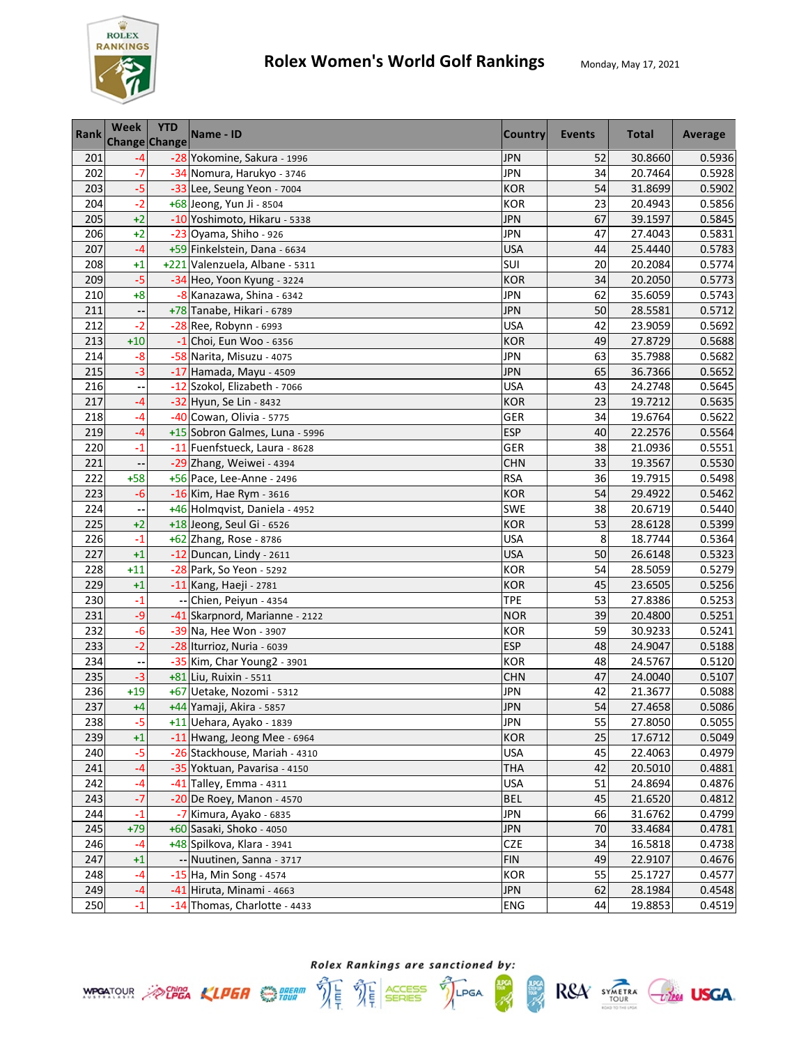# Rolex Women's World Golf Rankings

Monday, May 17, 2021

| Rank | Week Change | YTD Change | Name - ID | Country | Events | Total | Average |
|---|---|---|---|---|---|---|---|
| 201 | -4 | -28 | Yokomine, Sakura - 1996 | JPN | 52 | 30.8660 | 0.5936 |
| 202 | -7 | -34 | Nomura, Harukyo - 3746 | JPN | 34 | 20.7464 | 0.5928 |
| 203 | -5 | -33 | Lee, Seung Yeon - 7004 | KOR | 54 | 31.8699 | 0.5902 |
| 204 | -2 | +68 | Jeong, Yun Ji - 8504 | KOR | 23 | 20.4943 | 0.5856 |
| 205 | +2 | -10 | Yoshimoto, Hikaru - 5338 | JPN | 67 | 39.1597 | 0.5845 |
| 206 | +2 | -23 | Oyama, Shiho - 926 | JPN | 47 | 27.4043 | 0.5831 |
| 207 | -4 | +59 | Finkelstein, Dana - 6634 | USA | 44 | 25.4440 | 0.5783 |
| 208 | +1 | +221 | Valenzuela, Albane - 5311 | SUI | 20 | 20.2084 | 0.5774 |
| 209 | -5 | -34 | Heo, Yoon Kyung - 3224 | KOR | 34 | 20.2050 | 0.5773 |
| 210 | +8 | -8 | Kanazawa, Shina - 6342 | JPN | 62 | 35.6059 | 0.5743 |
| 211 | -- | +78 | Tanabe, Hikari - 6789 | JPN | 50 | 28.5581 | 0.5712 |
| 212 | -2 | -28 | Ree, Robynn - 6993 | USA | 42 | 23.9059 | 0.5692 |
| 213 | +10 | -1 | Choi, Eun Woo - 6356 | KOR | 49 | 27.8729 | 0.5688 |
| 214 | -8 | -58 | Narita, Misuzu - 4075 | JPN | 63 | 35.7988 | 0.5682 |
| 215 | -3 | -17 | Hamada, Mayu - 4509 | JPN | 65 | 36.7366 | 0.5652 |
| 216 | -- | -12 | Szokol, Elizabeth - 7066 | USA | 43 | 24.2748 | 0.5645 |
| 217 | -4 | -32 | Hyun, Se Lin - 8432 | KOR | 23 | 19.7212 | 0.5635 |
| 218 | -4 | -40 | Cowan, Olivia - 5775 | GER | 34 | 19.6764 | 0.5622 |
| 219 | -4 | +15 | Sobron Galmes, Luna - 5996 | ESP | 40 | 22.2576 | 0.5564 |
| 220 | -1 | -11 | Fuenfstueck, Laura - 8628 | GER | 38 | 21.0936 | 0.5551 |
| 221 | -- | -29 | Zhang, Weiwei - 4394 | CHN | 33 | 19.3567 | 0.5530 |
| 222 | +58 | +56 | Pace, Lee-Anne - 2496 | RSA | 36 | 19.7915 | 0.5498 |
| 223 | -6 | -16 | Kim, Hae Rym - 3616 | KOR | 54 | 29.4922 | 0.5462 |
| 224 | -- | +46 | Holmqvist, Daniela - 4952 | SWE | 38 | 20.6719 | 0.5440 |
| 225 | +2 | +18 | Jeong, Seul Gi - 6526 | KOR | 53 | 28.6128 | 0.5399 |
| 226 | -1 | +62 | Zhang, Rose - 8786 | USA | 8 | 18.7744 | 0.5364 |
| 227 | +1 | -12 | Duncan, Lindy - 2611 | USA | 50 | 26.6148 | 0.5323 |
| 228 | +11 | -28 | Park, So Yeon - 5292 | KOR | 54 | 28.5059 | 0.5279 |
| 229 | +1 | -11 | Kang, Haeji - 2781 | KOR | 45 | 23.6505 | 0.5256 |
| 230 | -1 | -- | Chien, Peiyun - 4354 | TPE | 53 | 27.8386 | 0.5253 |
| 231 | -9 | -41 | Skarpnord, Marianne - 2122 | NOR | 39 | 20.4800 | 0.5251 |
| 232 | -6 | -39 | Na, Hee Won - 3907 | KOR | 59 | 30.9233 | 0.5241 |
| 233 | -2 | -28 | Iturrioz, Nuria - 6039 | ESP | 48 | 24.9047 | 0.5188 |
| 234 | -- | -35 | Kim, Char Young2 - 3901 | KOR | 48 | 24.5767 | 0.5120 |
| 235 | -3 | +81 | Liu, Ruixin - 5511 | CHN | 47 | 24.0040 | 0.5107 |
| 236 | +19 | +67 | Uetake, Nozomi - 5312 | JPN | 42 | 21.3677 | 0.5088 |
| 237 | +4 | +44 | Yamaji, Akira - 5857 | JPN | 54 | 27.4658 | 0.5086 |
| 238 | -5 | +11 | Uehara, Ayako - 1839 | JPN | 55 | 27.8050 | 0.5055 |
| 239 | +1 | -11 | Hwang, Jeong Mee - 6964 | KOR | 25 | 17.6712 | 0.5049 |
| 240 | -5 | -26 | Stackhouse, Mariah - 4310 | USA | 45 | 22.4063 | 0.4979 |
| 241 | -4 | -35 | Yoktuan, Pavarisa - 4150 | THA | 42 | 20.5010 | 0.4881 |
| 242 | -4 | -41 | Talley, Emma - 4311 | USA | 51 | 24.8694 | 0.4876 |
| 243 | -7 | -20 | De Roey, Manon - 4570 | BEL | 45 | 21.6520 | 0.4812 |
| 244 | -1 | -7 | Kimura, Ayako - 6835 | JPN | 66 | 31.6762 | 0.4799 |
| 245 | +79 | +60 | Sasaki, Shoko - 4050 | JPN | 70 | 33.4684 | 0.4781 |
| 246 | -4 | +48 | Spilkova, Klara - 3941 | CZE | 34 | 16.5818 | 0.4738 |
| 247 | +1 | -- | Nuutinen, Sanna - 3717 | FIN | 49 | 22.9107 | 0.4676 |
| 248 | -4 | -15 | Ha, Min Song - 4574 | KOR | 55 | 25.1727 | 0.4577 |
| 249 | -4 | -41 | Hiruta, Minami - 4663 | JPN | 62 | 28.1984 | 0.4548 |
| 250 | -1 | -14 | Thomas, Charlotte - 4433 | ENG | 44 | 19.8853 | 0.4519 |

*Rolex Rankings are sanctioned by:*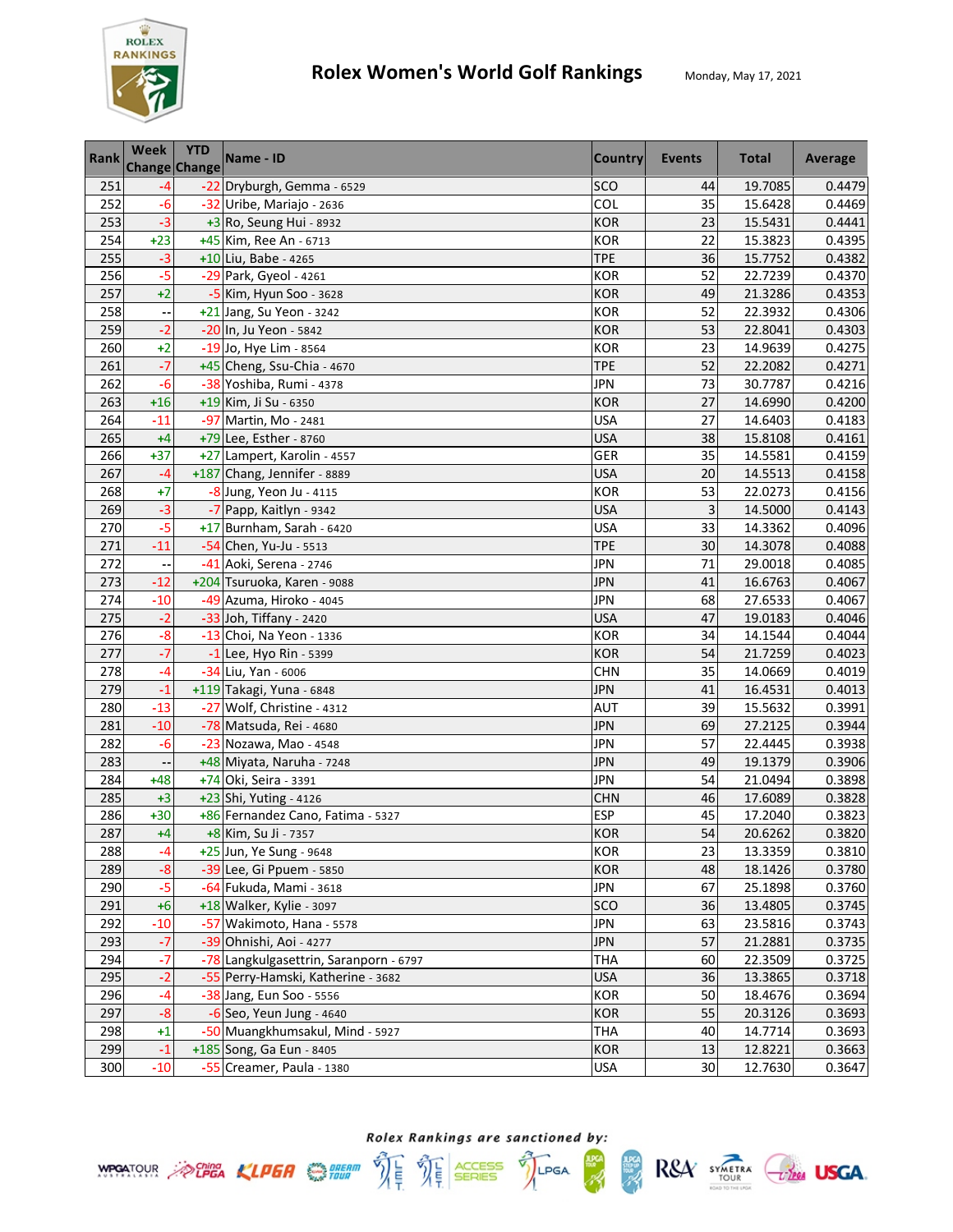# Rolex Women's World Golf Rankings

Monday, May 17, 2021

| Rank | Week Change | YTD Change | Name - ID | Country | Events | Total | Average |
|---|---|---|---|---|---|---|---|
| 251 | -4 | -22 | Dryburgh, Gemma - 6529 | SCO | 44 | 19.7085 | 0.4479 |
| 252 | -6 | -32 | Uribe, Mariajo - 2636 | COL | 35 | 15.6428 | 0.4469 |
| 253 | -3 | +3 | Ro, Seung Hui - 8932 | KOR | 23 | 15.5431 | 0.4441 |
| 254 | +23 | +45 | Kim, Ree An - 6713 | KOR | 22 | 15.3823 | 0.4395 |
| 255 | -3 | +10 | Liu, Babe - 4265 | TPE | 36 | 15.7752 | 0.4382 |
| 256 | -5 | -29 | Park, Gyeol - 4261 | KOR | 52 | 22.7239 | 0.4370 |
| 257 | +2 | -5 | Kim, Hyun Soo - 3628 | KOR | 49 | 21.3286 | 0.4353 |
| 258 | -- | +21 | Jang, Su Yeon - 3242 | KOR | 52 | 22.3932 | 0.4306 |
| 259 | -2 | -20 | In, Ju Yeon - 5842 | KOR | 53 | 22.8041 | 0.4303 |
| 260 | +2 | -19 | Jo, Hye Lim - 8564 | KOR | 23 | 14.9639 | 0.4275 |
| 261 | -7 | +45 | Cheng, Ssu-Chia - 4670 | TPE | 52 | 22.2082 | 0.4271 |
| 262 | -6 | -38 | Yoshiba, Rumi - 4378 | JPN | 73 | 30.7787 | 0.4216 |
| 263 | +16 | +19 | Kim, Ji Su - 6350 | KOR | 27 | 14.6990 | 0.4200 |
| 264 | -11 | -97 | Martin, Mo - 2481 | USA | 27 | 14.6403 | 0.4183 |
| 265 | +4 | +79 | Lee, Esther - 8760 | USA | 38 | 15.8108 | 0.4161 |
| 266 | +37 | +27 | Lampert, Karolin - 4557 | GER | 35 | 14.5581 | 0.4159 |
| 267 | -4 | +187 | Chang, Jennifer - 8889 | USA | 20 | 14.5513 | 0.4158 |
| 268 | +7 | -8 | Jung, Yeon Ju - 4115 | KOR | 53 | 22.0273 | 0.4156 |
| 269 | -3 | -7 | Papp, Kaitlyn - 9342 | USA | 3 | 14.5000 | 0.4143 |
| 270 | -5 | +17 | Burnham, Sarah - 6420 | USA | 33 | 14.3362 | 0.4096 |
| 271 | -11 | -54 | Chen, Yu-Ju - 5513 | TPE | 30 | 14.3078 | 0.4088 |
| 272 | -- | -41 | Aoki, Serena - 2746 | JPN | 71 | 29.0018 | 0.4085 |
| 273 | -12 | +204 | Tsuruoka, Karen - 9088 | JPN | 41 | 16.6763 | 0.4067 |
| 274 | -10 | -49 | Azuma, Hiroko - 4045 | JPN | 68 | 27.6533 | 0.4067 |
| 275 | -2 | -33 | Joh, Tiffany - 2420 | USA | 47 | 19.0183 | 0.4046 |
| 276 | -8 | -13 | Choi, Na Yeon - 1336 | KOR | 34 | 14.1544 | 0.4044 |
| 277 | -7 | -1 | Lee, Hyo Rin - 5399 | KOR | 54 | 21.7259 | 0.4023 |
| 278 | -4 | -34 | Liu, Yan - 6006 | CHN | 35 | 14.0669 | 0.4019 |
| 279 | -1 | +119 | Takagi, Yuna - 6848 | JPN | 41 | 16.4531 | 0.4013 |
| 280 | -13 | -27 | Wolf, Christine - 4312 | AUT | 39 | 15.5632 | 0.3991 |
| 281 | -10 | -78 | Matsuda, Rei - 4680 | JPN | 69 | 27.2125 | 0.3944 |
| 282 | -6 | -23 | Nozawa, Mao - 4548 | JPN | 57 | 22.4445 | 0.3938 |
| 283 | -- | +48 | Miyata, Naruha - 7248 | JPN | 49 | 19.1379 | 0.3906 |
| 284 | +48 | +74 | Oki, Seira - 3391 | JPN | 54 | 21.0494 | 0.3898 |
| 285 | +3 | +23 | Shi, Yuting - 4126 | CHN | 46 | 17.6089 | 0.3828 |
| 286 | +30 | +86 | Fernandez Cano, Fatima - 5327 | ESP | 45 | 17.2040 | 0.3823 |
| 287 | +4 | +8 | Kim, Su Ji - 7357 | KOR | 54 | 20.6262 | 0.3820 |
| 288 | -4 | +25 | Jun, Ye Sung - 9648 | KOR | 23 | 13.3359 | 0.3810 |
| 289 | -8 | -39 | Lee, Gi Ppuem - 5850 | KOR | 48 | 18.1426 | 0.3780 |
| 290 | -5 | -64 | Fukuda, Mami - 3618 | JPN | 67 | 25.1898 | 0.3760 |
| 291 | +6 | +18 | Walker, Kylie - 3097 | SCO | 36 | 13.4805 | 0.3745 |
| 292 | -10 | -57 | Wakimoto, Hana - 5578 | JPN | 63 | 23.5816 | 0.3743 |
| 293 | -7 | -39 | Ohnishi, Aoi - 4277 | JPN | 57 | 21.2881 | 0.3735 |
| 294 | -7 | -78 | Langkulgasettrin, Saranporn - 6797 | THA | 60 | 22.3509 | 0.3725 |
| 295 | -2 | -55 | Perry-Hamski, Katherine - 3682 | USA | 36 | 13.3865 | 0.3718 |
| 296 | -4 | -38 | Jang, Eun Soo - 5556 | KOR | 50 | 18.4676 | 0.3694 |
| 297 | -8 | -6 | Seo, Yeun Jung - 4640 | KOR | 55 | 20.3126 | 0.3693 |
| 298 | +1 | -50 | Muangkhumsakul, Mind - 5927 | THA | 40 | 14.7714 | 0.3693 |
| 299 | -1 | +185 | Song, Ga Eun - 8405 | KOR | 13 | 12.8221 | 0.3663 |
| 300 | -10 | -55 | Creamer, Paula - 1380 | USA | 30 | 12.7630 | 0.3647 |

*Rolex Rankings are sanctioned by:*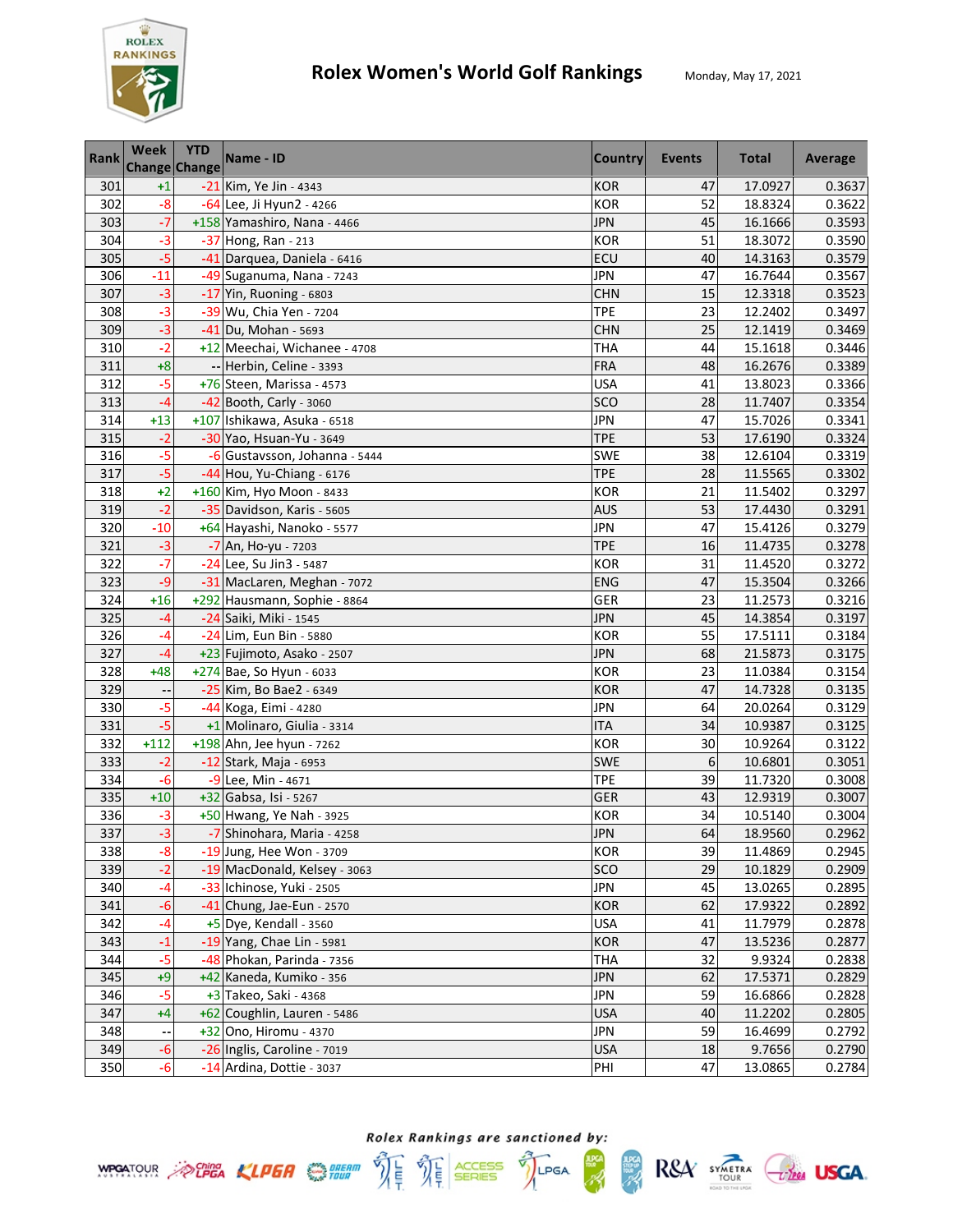# Rolex Women's World Golf Rankings

Monday, May 17, 2021

| Rank | Week Change | YTD Change | Name - ID | Country | Events | Total | Average |
|---|---|---|---|---|---|---|---|
| 301 | +1 | -21 | Kim, Ye Jin - 4343 | KOR | 47 | 17.0927 | 0.3637 |
| 302 | -8 | -64 | Lee, Ji Hyun2 - 4266 | KOR | 52 | 18.8324 | 0.3622 |
| 303 | -7 | +158 | Yamashiro, Nana - 4466 | JPN | 45 | 16.1666 | 0.3593 |
| 304 | -3 | -37 | Hong, Ran - 213 | KOR | 51 | 18.3072 | 0.3590 |
| 305 | -5 | -41 | Darquea, Daniela - 6416 | ECU | 40 | 14.3163 | 0.3579 |
| 306 | -11 | -49 | Suganuma, Nana - 7243 | JPN | 47 | 16.7644 | 0.3567 |
| 307 | -3 | -17 | Yin, Ruoning - 6803 | CHN | 15 | 12.3318 | 0.3523 |
| 308 | -3 | -39 | Wu, Chia Yen - 7204 | TPE | 23 | 12.2402 | 0.3497 |
| 309 | -3 | -41 | Du, Mohan - 5693 | CHN | 25 | 12.1419 | 0.3469 |
| 310 | -2 | +12 | Meechai, Wichanee - 4708 | THA | 44 | 15.1618 | 0.3446 |
| 311 | +8 | -- | Herbin, Celine - 3393 | FRA | 48 | 16.2676 | 0.3389 |
| 312 | -5 | +76 | Steen, Marissa - 4573 | USA | 41 | 13.8023 | 0.3366 |
| 313 | -4 | -42 | Booth, Carly - 3060 | SCO | 28 | 11.7407 | 0.3354 |
| 314 | +13 | +107 | Ishikawa, Asuka - 6518 | JPN | 47 | 15.7026 | 0.3341 |
| 315 | -2 | -30 | Yao, Hsuan-Yu - 3649 | TPE | 53 | 17.6190 | 0.3324 |
| 316 | -5 | -6 | Gustavsson, Johanna - 5444 | SWE | 38 | 12.6104 | 0.3319 |
| 317 | -5 | -44 | Hou, Yu-Chiang - 6176 | TPE | 28 | 11.5565 | 0.3302 |
| 318 | +2 | +160 | Kim, Hyo Moon - 8433 | KOR | 21 | 11.5402 | 0.3297 |
| 319 | -2 | -35 | Davidson, Karis - 5605 | AUS | 53 | 17.4430 | 0.3291 |
| 320 | -10 | +64 | Hayashi, Nanoko - 5577 | JPN | 47 | 15.4126 | 0.3279 |
| 321 | -3 | -7 | An, Ho-yu - 7203 | TPE | 16 | 11.4735 | 0.3278 |
| 322 | -7 | -24 | Lee, Su Jin3 - 5487 | KOR | 31 | 11.4520 | 0.3272 |
| 323 | -9 | -31 | MacLaren, Meghan - 7072 | ENG | 47 | 15.3504 | 0.3266 |
| 324 | +16 | +292 | Hausmann, Sophie - 8864 | GER | 23 | 11.2573 | 0.3216 |
| 325 | -4 | -24 | Saiki, Miki - 1545 | JPN | 45 | 14.3854 | 0.3197 |
| 326 | -4 | -24 | Lim, Eun Bin - 5880 | KOR | 55 | 17.5111 | 0.3184 |
| 327 | -4 | +23 | Fujimoto, Asako - 2507 | JPN | 68 | 21.5873 | 0.3175 |
| 328 | +48 | +274 | Bae, So Hyun - 6033 | KOR | 23 | 11.0384 | 0.3154 |
| 329 | -- | -25 | Kim, Bo Bae2 - 6349 | KOR | 47 | 14.7328 | 0.3135 |
| 330 | -5 | -44 | Koga, Eimi - 4280 | JPN | 64 | 20.0264 | 0.3129 |
| 331 | -5 | +1 | Molinaro, Giulia - 3314 | ITA | 34 | 10.9387 | 0.3125 |
| 332 | +112 | +198 | Ahn, Jee hyun - 7262 | KOR | 30 | 10.9264 | 0.3122 |
| 333 | -2 | -12 | Stark, Maja - 6953 | SWE | 6 | 10.6801 | 0.3051 |
| 334 | -6 | -9 | Lee, Min - 4671 | TPE | 39 | 11.7320 | 0.3008 |
| 335 | +10 | +32 | Gabsa, Isi - 5267 | GER | 43 | 12.9319 | 0.3007 |
| 336 | -3 | +50 | Hwang, Ye Nah - 3925 | KOR | 34 | 10.5140 | 0.3004 |
| 337 | -3 | -7 | Shinohara, Maria - 4258 | JPN | 64 | 18.9560 | 0.2962 |
| 338 | -8 | -19 | Jung, Hee Won - 3709 | KOR | 39 | 11.4869 | 0.2945 |
| 339 | -2 | -19 | MacDonald, Kelsey - 3063 | SCO | 29 | 10.1829 | 0.2909 |
| 340 | -4 | -33 | Ichinose, Yuki - 2505 | JPN | 45 | 13.0265 | 0.2895 |
| 341 | -6 | -41 | Chung, Jae-Eun - 2570 | KOR | 62 | 17.9322 | 0.2892 |
| 342 | -4 | +5 | Dye, Kendall - 3560 | USA | 41 | 11.7979 | 0.2878 |
| 343 | -1 | -19 | Yang, Chae Lin - 5981 | KOR | 47 | 13.5236 | 0.2877 |
| 344 | -5 | -48 | Phokan, Parinda - 7356 | THA | 32 | 9.9324 | 0.2838 |
| 345 | +9 | +42 | Kaneda, Kumiko - 356 | JPN | 62 | 17.5371 | 0.2829 |
| 346 | -5 | +3 | Takeo, Saki - 4368 | JPN | 59 | 16.6866 | 0.2828 |
| 347 | +4 | +62 | Coughlin, Lauren - 5486 | USA | 40 | 11.2202 | 0.2805 |
| 348 | -- | +32 | Ono, Hiromu - 4370 | JPN | 59 | 16.4699 | 0.2792 |
| 349 | -6 | -26 | Inglis, Caroline - 7019 | USA | 18 | 9.7656 | 0.2790 |
| 350 | -6 | -14 | Ardina, Dottie - 3037 | PHI | 47 | 13.0865 | 0.2784 |

*Rolex Rankings are sanctioned by:*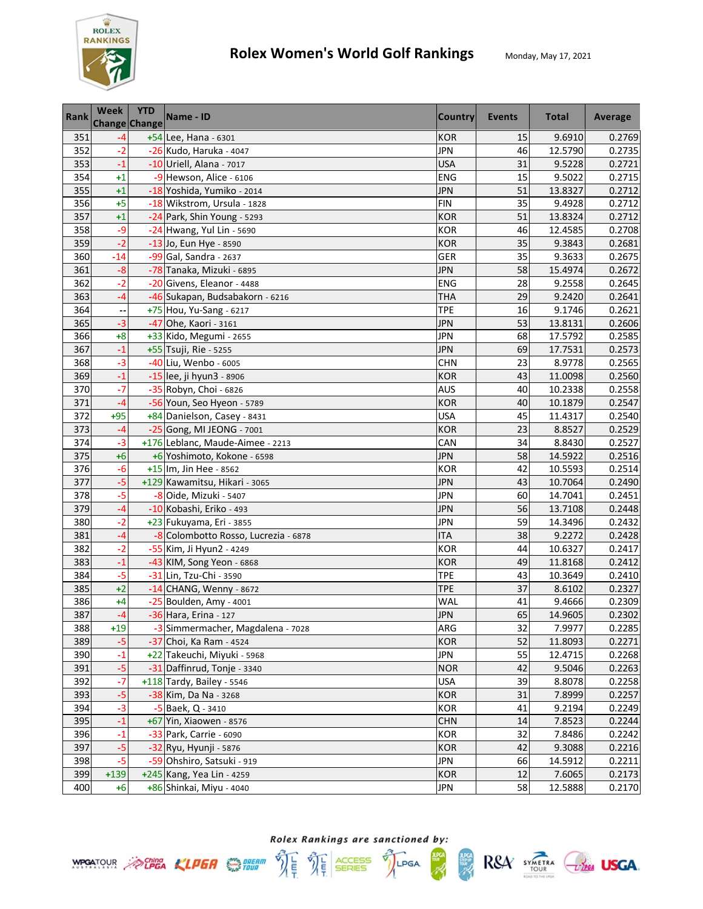# Rolex Women's World Golf Rankings

Monday, May 17, 2021

| Rank | Week Change | YTD Change | Name - ID | Country | Events | Total | Average |
|---|---|---|---|---|---|---|---|
| 351 | -4 | +54 | Lee, Hana - 6301 | KOR | 15 | 9.6910 | 0.2769 |
| 352 | -2 | -26 | Kudo, Haruka - 4047 | JPN | 46 | 12.5790 | 0.2735 |
| 353 | -1 | -10 | Uriell, Alana - 7017 | USA | 31 | 9.5228 | 0.2721 |
| 354 | +1 | -9 | Hewson, Alice - 6106 | ENG | 15 | 9.5022 | 0.2715 |
| 355 | +1 | -18 | Yoshida, Yumiko - 2014 | JPN | 51 | 13.8327 | 0.2712 |
| 356 | +5 | -18 | Wikstrom, Ursula - 1828 | FIN | 35 | 9.4928 | 0.2712 |
| 357 | +1 | -24 | Park, Shin Young - 5293 | KOR | 51 | 13.8324 | 0.2712 |
| 358 | -9 | -24 | Hwang, Yul Lin - 5690 | KOR | 46 | 12.4585 | 0.2708 |
| 359 | -2 | -13 | Jo, Eun Hye - 8590 | KOR | 35 | 9.3843 | 0.2681 |
| 360 | -14 | -99 | Gal, Sandra - 2637 | GER | 35 | 9.3633 | 0.2675 |
| 361 | -8 | -78 | Tanaka, Mizuki - 6895 | JPN | 58 | 15.4974 | 0.2672 |
| 362 | -2 | -20 | Givens, Eleanor - 4488 | ENG | 28 | 9.2558 | 0.2645 |
| 363 | -4 | -46 | Sukapan, Budsabakorn - 6216 | THA | 29 | 9.2420 | 0.2641 |
| 364 | -- | +75 | Hou, Yu-Sang - 6217 | TPE | 16 | 9.1746 | 0.2621 |
| 365 | -3 | -47 | Ohe, Kaori - 3161 | JPN | 53 | 13.8131 | 0.2606 |
| 366 | +8 | +33 | Kido, Megumi - 2655 | JPN | 68 | 17.5792 | 0.2585 |
| 367 | -1 | +55 | Tsuji, Rie - 5255 | JPN | 69 | 17.7531 | 0.2573 |
| 368 | -3 | -40 | Liu, Wenbo - 6005 | CHN | 23 | 8.9778 | 0.2565 |
| 369 | -1 | -15 | lee, ji hyun3 - 8906 | KOR | 43 | 11.0098 | 0.2560 |
| 370 | -7 | -35 | Robyn, Choi - 6826 | AUS | 40 | 10.2338 | 0.2558 |
| 371 | -4 | -56 | Youn, Seo Hyeon - 5789 | KOR | 40 | 10.1879 | 0.2547 |
| 372 | +95 | +84 | Danielson, Casey - 8431 | USA | 45 | 11.4317 | 0.2540 |
| 373 | -4 | -25 | Gong, MI JEONG - 7001 | KOR | 23 | 8.8527 | 0.2529 |
| 374 | -3 | +176 | Leblanc, Maude-Aimee - 2213 | CAN | 34 | 8.8430 | 0.2527 |
| 375 | +6 | +6 | Yoshimoto, Kokone - 6598 | JPN | 58 | 14.5922 | 0.2516 |
| 376 | -6 | +15 | Im, Jin Hee - 8562 | KOR | 42 | 10.5593 | 0.2514 |
| 377 | -5 | +129 | Kawamitsu, Hikari - 3065 | JPN | 43 | 10.7064 | 0.2490 |
| 378 | -5 | -8 | Oide, Mizuki - 5407 | JPN | 60 | 14.7041 | 0.2451 |
| 379 | -4 | -10 | Kobashi, Eriko - 493 | JPN | 56 | 13.7108 | 0.2448 |
| 380 | -2 | +23 | Fukuyama, Eri - 3855 | JPN | 59 | 14.3496 | 0.2432 |
| 381 | -4 | -8 | Colombotto Rosso, Lucrezia - 6878 | ITA | 38 | 9.2272 | 0.2428 |
| 382 | -2 | -55 | Kim, Ji Hyun2 - 4249 | KOR | 44 | 10.6327 | 0.2417 |
| 383 | -1 | -43 | KIM, Song Yeon - 6868 | KOR | 49 | 11.8168 | 0.2412 |
| 384 | -5 | -31 | Lin, Tzu-Chi - 3590 | TPE | 43 | 10.3649 | 0.2410 |
| 385 | +2 | -14 | CHANG, Wenny - 8672 | TPE | 37 | 8.6102 | 0.2327 |
| 386 | +4 | -25 | Boulden, Amy - 4001 | WAL | 41 | 9.4666 | 0.2309 |
| 387 | -4 | -36 | Hara, Erina - 127 | JPN | 65 | 14.9605 | 0.2302 |
| 388 | +19 | -3 | Simmermacher, Magdalena - 7028 | ARG | 32 | 7.9977 | 0.2285 |
| 389 | -5 | -37 | Choi, Ka Ram - 4524 | KOR | 52 | 11.8093 | 0.2271 |
| 390 | -1 | +22 | Takeuchi, Miyuki - 5968 | JPN | 55 | 12.4715 | 0.2268 |
| 391 | -5 | -31 | Daffinrud, Tonje - 3340 | NOR | 42 | 9.5046 | 0.2263 |
| 392 | -7 | +118 | Tardy, Bailey - 5546 | USA | 39 | 8.8078 | 0.2258 |
| 393 | -5 | -38 | Kim, Da Na - 3268 | KOR | 31 | 7.8999 | 0.2257 |
| 394 | -3 | -5 | Baek, Q - 3410 | KOR | 41 | 9.2194 | 0.2249 |
| 395 | -1 | +67 | Yin, Xiaowen - 8576 | CHN | 14 | 7.8523 | 0.2244 |
| 396 | -1 | -33 | Park, Carrie - 6090 | KOR | 32 | 7.8486 | 0.2242 |
| 397 | -5 | -32 | Ryu, Hyunji - 5876 | KOR | 42 | 9.3088 | 0.2216 |
| 398 | -5 | -59 | Ohshiro, Satsuki - 919 | JPN | 66 | 14.5912 | 0.2211 |
| 399 | +139 | +245 | Kang, Yea Lin - 4259 | KOR | 12 | 7.6065 | 0.2173 |
| 400 | +6 | +86 | Shinkai, Miyu - 4040 | JPN | 58 | 12.5888 | 0.2170 |

*Rolex Rankings are sanctioned by:*

WPGA TOUR AUSTRALASIA, China LPGA, KLPGA, Dream Tour, LET, LET Access Series, LPGA, JLPGA Tour, JLPGA Step Up Tour, R&A, Symetra Tour, LPGA, USGA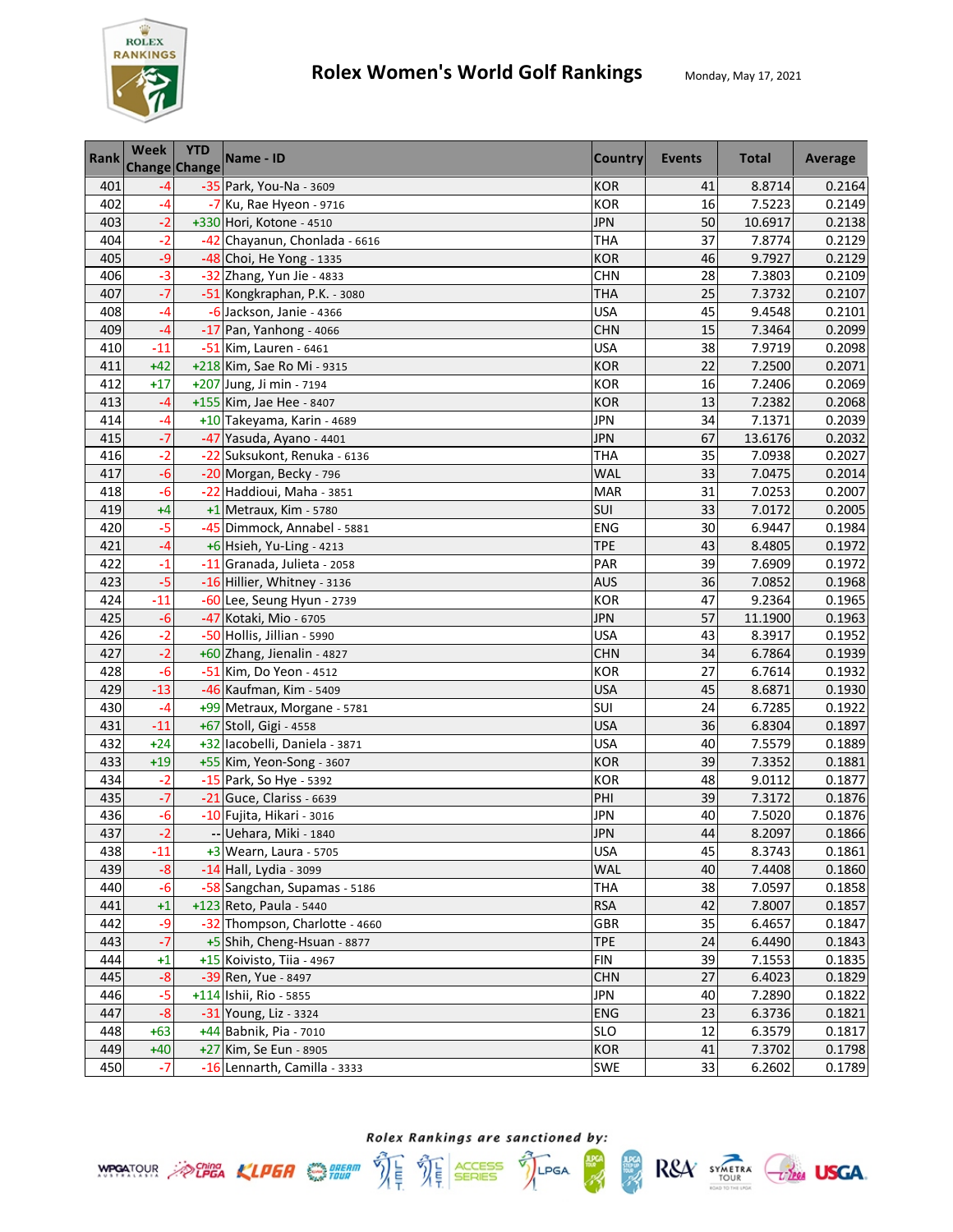# Rolex Women's World Golf Rankings

Monday, May 17, 2021

| Rank | Week Change | YTD Change | Name - ID | Country | Events | Total | Average |
|---|---|---|---|---|---|---|---|
| 401 | -4 | -35 | Park, You-Na - 3609 | KOR | 41 | 8.8714 | 0.2164 |
| 402 | -4 | -7 | Ku, Rae Hyeon - 9716 | KOR | 16 | 7.5223 | 0.2149 |
| 403 | -2 | +330 | Hori, Kotone - 4510 | JPN | 50 | 10.6917 | 0.2138 |
| 404 | -2 | -42 | Chayanun, Chonlada - 6616 | THA | 37 | 7.8774 | 0.2129 |
| 405 | -9 | -48 | Choi, He Yong - 1335 | KOR | 46 | 9.7927 | 0.2129 |
| 406 | -3 | -32 | Zhang, Yun Jie - 4833 | CHN | 28 | 7.3803 | 0.2109 |
| 407 | -7 | -51 | Kongkraphan, P.K. - 3080 | THA | 25 | 7.3732 | 0.2107 |
| 408 | -4 | -6 | Jackson, Janie - 4366 | USA | 45 | 9.4548 | 0.2101 |
| 409 | -4 | -17 | Pan, Yanhong - 4066 | CHN | 15 | 7.3464 | 0.2099 |
| 410 | -11 | -51 | Kim, Lauren - 6461 | USA | 38 | 7.9719 | 0.2098 |
| 411 | +42 | +218 | Kim, Sae Ro Mi - 9315 | KOR | 22 | 7.2500 | 0.2071 |
| 412 | +17 | +207 | Jung, Ji min - 7194 | KOR | 16 | 7.2406 | 0.2069 |
| 413 | -4 | +155 | Kim, Jae Hee - 8407 | KOR | 13 | 7.2382 | 0.2068 |
| 414 | -4 | +10 | Takeyama, Karin - 4689 | JPN | 34 | 7.1371 | 0.2039 |
| 415 | -7 | -47 | Yasuda, Ayano - 4401 | JPN | 67 | 13.6176 | 0.2032 |
| 416 | -2 | -22 | Suksukont, Renuka - 6136 | THA | 35 | 7.0938 | 0.2027 |
| 417 | -6 | -20 | Morgan, Becky - 796 | WAL | 33 | 7.0475 | 0.2014 |
| 418 | -6 | -22 | Haddioui, Maha - 3851 | MAR | 31 | 7.0253 | 0.2007 |
| 419 | +4 | +1 | Metraux, Kim - 5780 | SUI | 33 | 7.0172 | 0.2005 |
| 420 | -5 | -45 | Dimmock, Annabel - 5881 | ENG | 30 | 6.9447 | 0.1984 |
| 421 | -4 | +6 | Hsieh, Yu-Ling - 4213 | TPE | 43 | 8.4805 | 0.1972 |
| 422 | -1 | -11 | Granada, Julieta - 2058 | PAR | 39 | 7.6909 | 0.1972 |
| 423 | -5 | -16 | Hillier, Whitney - 3136 | AUS | 36 | 7.0852 | 0.1968 |
| 424 | -11 | -60 | Lee, Seung Hyun - 2739 | KOR | 47 | 9.2364 | 0.1965 |
| 425 | -6 | -47 | Kotaki, Mio - 6705 | JPN | 57 | 11.1900 | 0.1963 |
| 426 | -2 | -50 | Hollis, Jillian - 5990 | USA | 43 | 8.3917 | 0.1952 |
| 427 | -2 | +60 | Zhang, Jienalin - 4827 | CHN | 34 | 6.7864 | 0.1939 |
| 428 | -6 | -51 | Kim, Do Yeon - 4512 | KOR | 27 | 6.7614 | 0.1932 |
| 429 | -13 | -46 | Kaufman, Kim - 5409 | USA | 45 | 8.6871 | 0.1930 |
| 430 | -4 | +99 | Metraux, Morgane - 5781 | SUI | 24 | 6.7285 | 0.1922 |
| 431 | -11 | +67 | Stoll, Gigi - 4558 | USA | 36 | 6.8304 | 0.1897 |
| 432 | +24 | +32 | Iacobelli, Daniela - 3871 | USA | 40 | 7.5579 | 0.1889 |
| 433 | +19 | +55 | Kim, Yeon-Song - 3607 | KOR | 39 | 7.3352 | 0.1881 |
| 434 | -2 | -15 | Park, So Hye - 5392 | KOR | 48 | 9.0112 | 0.1877 |
| 435 | -7 | -21 | Guce, Clariss - 6639 | PHI | 39 | 7.3172 | 0.1876 |
| 436 | -6 | -10 | Fujita, Hikari - 3016 | JPN | 40 | 7.5020 | 0.1876 |
| 437 | -2 | -- | Uehara, Miki - 1840 | JPN | 44 | 8.2097 | 0.1866 |
| 438 | -11 | +3 | Wearn, Laura - 5705 | USA | 45 | 8.3743 | 0.1861 |
| 439 | -8 | -14 | Hall, Lydia - 3099 | WAL | 40 | 7.4408 | 0.1860 |
| 440 | -6 | -58 | Sangchan, Supamas - 5186 | THA | 38 | 7.0597 | 0.1858 |
| 441 | +1 | +123 | Reto, Paula - 5440 | RSA | 42 | 7.8007 | 0.1857 |
| 442 | -9 | -32 | Thompson, Charlotte - 4660 | GBR | 35 | 6.4657 | 0.1847 |
| 443 | -7 | +5 | Shih, Cheng-Hsuan - 8877 | TPE | 24 | 6.4490 | 0.1843 |
| 444 | +1 | +15 | Koivisto, Tiia - 4967 | FIN | 39 | 7.1553 | 0.1835 |
| 445 | -8 | -39 | Ren, Yue - 8497 | CHN | 27 | 6.4023 | 0.1829 |
| 446 | -5 | +114 | Ishii, Rio - 5855 | JPN | 40 | 7.2890 | 0.1822 |
| 447 | -8 | -31 | Young, Liz - 3324 | ENG | 23 | 6.3736 | 0.1821 |
| 448 | +63 | +44 | Babnik, Pia - 7010 | SLO | 12 | 6.3579 | 0.1817 |
| 449 | +40 | +27 | Kim, Se Eun - 8905 | KOR | 41 | 7.3702 | 0.1798 |
| 450 | -7 | -16 | Lennarth, Camilla - 3333 | SWE | 33 | 6.2602 | 0.1789 |

*Rolex Rankings are sanctioned by:*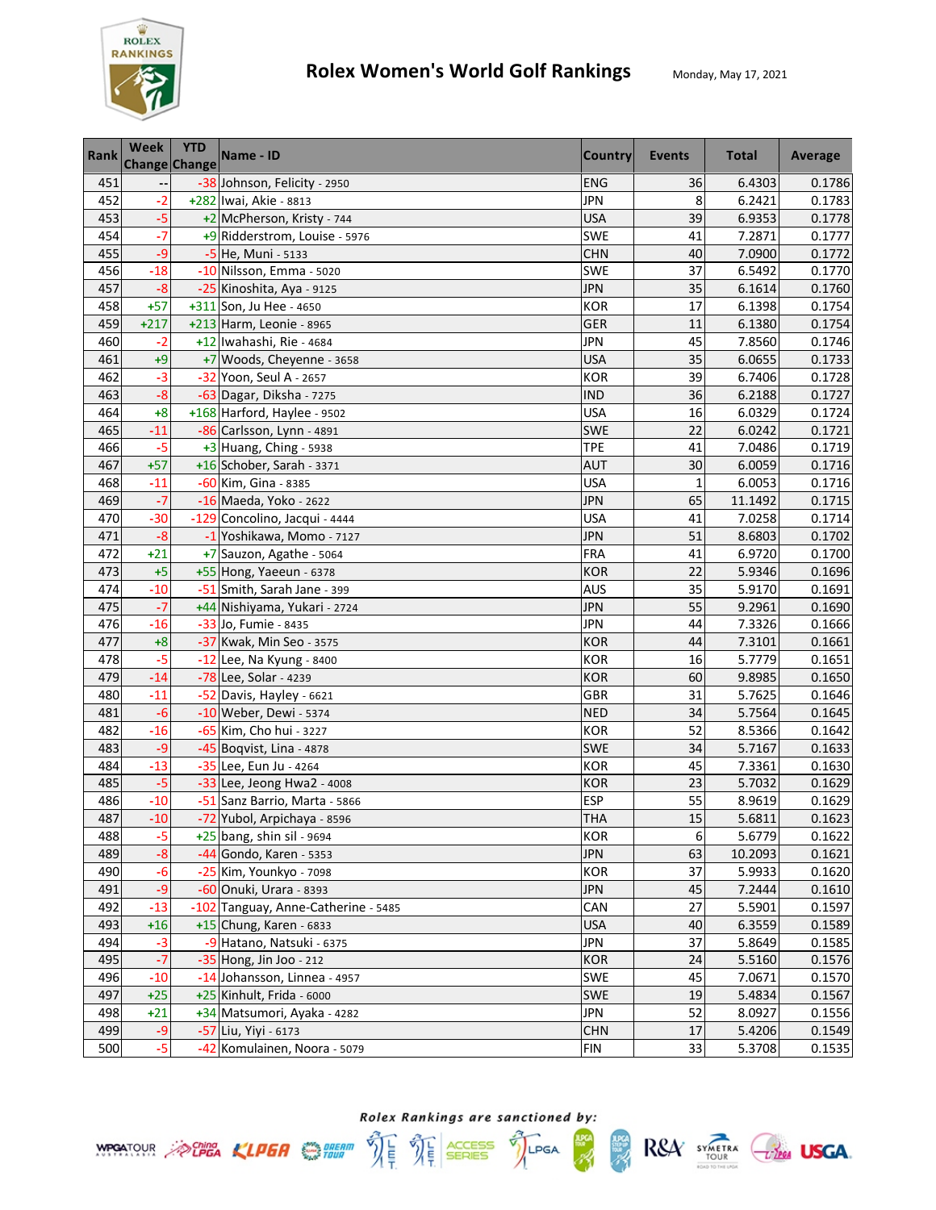# Rolex Women's World Golf Rankings

Monday, May 17, 2021

| Rank | Week Change | YTD Change | Name - ID | Country | Events | Total | Average |
|---|---|---|---|---|---|---|---|
| 451 | -- | -38 | Johnson, Felicity - 2950 | ENG | 36 | 6.4303 | 0.1786 |
| 452 | -2 | +282 | Iwai, Akie - 8813 | JPN | 8 | 6.2421 | 0.1783 |
| 453 | -5 | +2 | McPherson, Kristy - 744 | USA | 39 | 6.9353 | 0.1778 |
| 454 | -7 | +9 | Ridderstrom, Louise - 5976 | SWE | 41 | 7.2871 | 0.1777 |
| 455 | -9 | -5 | He, Muni - 5133 | CHN | 40 | 7.0900 | 0.1772 |
| 456 | -18 | -10 | Nilsson, Emma - 5020 | SWE | 37 | 6.5492 | 0.1770 |
| 457 | -8 | -25 | Kinoshita, Aya - 9125 | JPN | 35 | 6.1614 | 0.1760 |
| 458 | +57 | +311 | Son, Ju Hee - 4650 | KOR | 17 | 6.1398 | 0.1754 |
| 459 | +217 | +213 | Harm, Leonie - 8965 | GER | 11 | 6.1380 | 0.1754 |
| 460 | -2 | +12 | Iwahashi, Rie - 4684 | JPN | 45 | 7.8560 | 0.1746 |
| 461 | +9 | +7 | Woods, Cheyenne - 3658 | USA | 35 | 6.0655 | 0.1733 |
| 462 | -3 | -32 | Yoon, Seul A - 2657 | KOR | 39 | 6.7406 | 0.1728 |
| 463 | -8 | -63 | Dagar, Diksha - 7275 | IND | 36 | 6.2188 | 0.1727 |
| 464 | +8 | +168 | Harford, Haylee - 9502 | USA | 16 | 6.0329 | 0.1724 |
| 465 | -11 | -86 | Carlsson, Lynn - 4891 | SWE | 22 | 6.0242 | 0.1721 |
| 466 | -5 | +3 | Huang, Ching - 5938 | TPE | 41 | 7.0486 | 0.1719 |
| 467 | +57 | +16 | Schober, Sarah - 3371 | AUT | 30 | 6.0059 | 0.1716 |
| 468 | -11 | -60 | Kim, Gina - 8385 | USA | 1 | 6.0053 | 0.1716 |
| 469 | -7 | -16 | Maeda, Yoko - 2622 | JPN | 65 | 11.1492 | 0.1715 |
| 470 | -30 | -129 | Concolino, Jacqui - 4444 | USA | 41 | 7.0258 | 0.1714 |
| 471 | -8 | -1 | Yoshikawa, Momo - 7127 | JPN | 51 | 8.6803 | 0.1702 |
| 472 | +21 | +7 | Sauzon, Agathe - 5064 | FRA | 41 | 6.9720 | 0.1700 |
| 473 | +5 | +55 | Hong, Yaeeun - 6378 | KOR | 22 | 5.9346 | 0.1696 |
| 474 | -10 | -51 | Smith, Sarah Jane - 399 | AUS | 35 | 5.9170 | 0.1691 |
| 475 | -7 | +44 | Nishiyama, Yukari - 2724 | JPN | 55 | 9.2961 | 0.1690 |
| 476 | -16 | -33 | Jo, Fumie - 8435 | JPN | 44 | 7.3326 | 0.1666 |
| 477 | +8 | -37 | Kwak, Min Seo - 3575 | KOR | 44 | 7.3101 | 0.1661 |
| 478 | -5 | -12 | Lee, Na Kyung - 8400 | KOR | 16 | 5.7779 | 0.1651 |
| 479 | -14 | -78 | Lee, Solar - 4239 | KOR | 60 | 9.8985 | 0.1650 |
| 480 | -11 | -52 | Davis, Hayley - 6621 | GBR | 31 | 5.7625 | 0.1646 |
| 481 | -6 | -10 | Weber, Dewi - 5374 | NED | 34 | 5.7564 | 0.1645 |
| 482 | -16 | -65 | Kim, Cho hui - 3227 | KOR | 52 | 8.5366 | 0.1642 |
| 483 | -9 | -45 | Boqvist, Lina - 4878 | SWE | 34 | 5.7167 | 0.1633 |
| 484 | -13 | -35 | Lee, Eun Ju - 4264 | KOR | 45 | 7.3361 | 0.1630 |
| 485 | -5 | -33 | Lee, Jeong Hwa2 - 4008 | KOR | 23 | 5.7032 | 0.1629 |
| 486 | -10 | -51 | Sanz Barrio, Marta - 5866 | ESP | 55 | 8.9619 | 0.1629 |
| 487 | -10 | -72 | Yubol, Arpichaya - 8596 | THA | 15 | 5.6811 | 0.1623 |
| 488 | -5 | +25 | bang, shin sil - 9694 | KOR | 6 | 5.6779 | 0.1622 |
| 489 | -8 | -44 | Gondo, Karen - 5353 | JPN | 63 | 10.2093 | 0.1621 |
| 490 | -6 | -25 | Kim, Younkyo - 7098 | KOR | 37 | 5.9933 | 0.1620 |
| 491 | -9 | -60 | Onuki, Urara - 8393 | JPN | 45 | 7.2444 | 0.1610 |
| 492 | -13 | -102 | Tanguay, Anne-Catherine - 5485 | CAN | 27 | 5.5901 | 0.1597 |
| 493 | +16 | +15 | Chung, Karen - 6833 | USA | 40 | 6.3559 | 0.1589 |
| 494 | -3 | -9 | Hatano, Natsuki - 6375 | JPN | 37 | 5.8649 | 0.1585 |
| 495 | -7 | -35 | Hong, Jin Joo - 212 | KOR | 24 | 5.5160 | 0.1576 |
| 496 | -10 | -14 | Johansson, Linnea - 4957 | SWE | 45 | 7.0671 | 0.1570 |
| 497 | +25 | +25 | Kinhult, Frida - 6000 | SWE | 19 | 5.4834 | 0.1567 |
| 498 | +21 | +34 | Matsumori, Ayaka - 4282 | JPN | 52 | 8.0927 | 0.1556 |
| 499 | -9 | -57 | Liu, Yiyi - 6173 | CHN | 17 | 5.4206 | 0.1549 |
| 500 | -5 | -42 | Komulainen, Noora - 5079 | FIN | 33 | 5.3708 | 0.1535 |

*Rolex Rankings are sanctioned by:*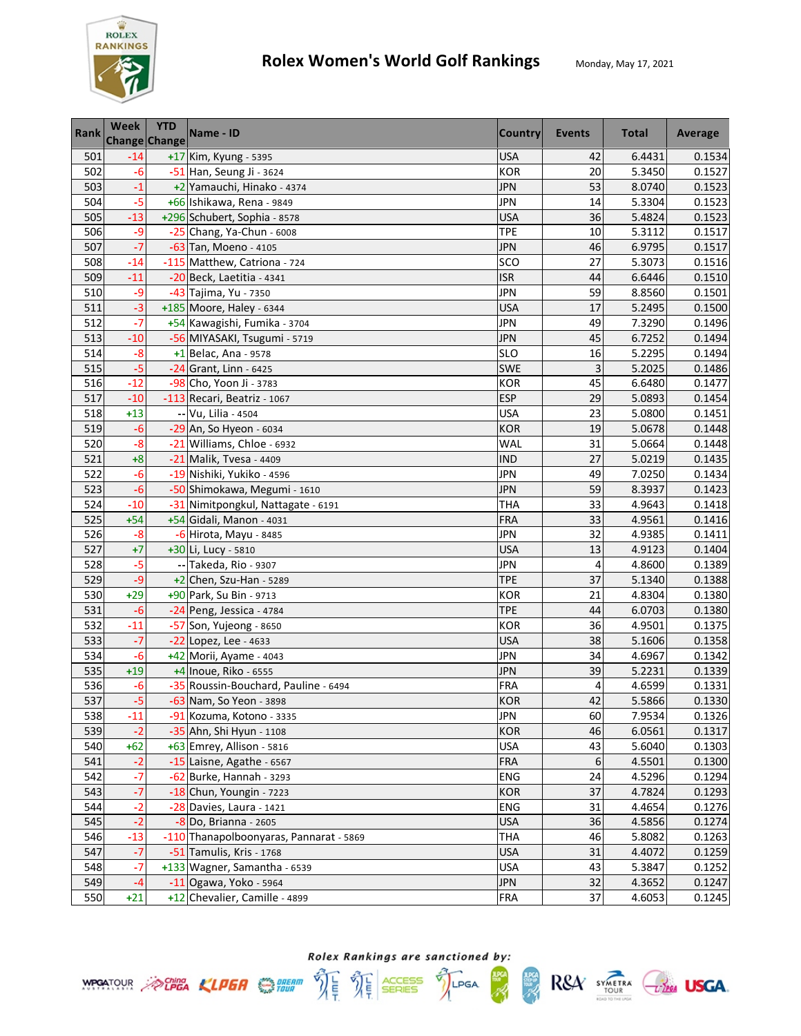# Rolex Women's World Golf Rankings

Monday, May 17, 2021

| Rank | Week Change | YTD Change | Name - ID | Country | Events | Total | Average |
|---|---|---|---|---|---|---|---|
| 501 | -14 | +17 | Kim, Kyung - 5395 | USA | 42 | 6.4431 | 0.1534 |
| 502 | -6 | -51 | Han, Seung Ji - 3624 | KOR | 20 | 5.3450 | 0.1527 |
| 503 | -1 | +2 | Yamauchi, Hinako - 4374 | JPN | 53 | 8.0740 | 0.1523 |
| 504 | -5 | +66 | Ishikawa, Rena - 9849 | JPN | 14 | 5.3304 | 0.1523 |
| 505 | -13 | +296 | Schubert, Sophia - 8578 | USA | 36 | 5.4824 | 0.1523 |
| 506 | -9 | -25 | Chang, Ya-Chun - 6008 | TPE | 10 | 5.3112 | 0.1517 |
| 507 | -7 | -63 | Tan, Moeno - 4105 | JPN | 46 | 6.9795 | 0.1517 |
| 508 | -14 | -115 | Matthew, Catriona - 724 | SCO | 27 | 5.3073 | 0.1516 |
| 509 | -11 | -20 | Beck, Laetitia - 4341 | ISR | 44 | 6.6446 | 0.1510 |
| 510 | -9 | -43 | Tajima, Yu - 7350 | JPN | 59 | 8.8560 | 0.1501 |
| 511 | -3 | +185 | Moore, Haley - 6344 | USA | 17 | 5.2495 | 0.1500 |
| 512 | -7 | +54 | Kawagishi, Fumika - 3704 | JPN | 49 | 7.3290 | 0.1496 |
| 513 | -10 | -56 | MIYASAKI, Tsugumi - 5719 | JPN | 45 | 6.7252 | 0.1494 |
| 514 | -8 | +1 | Belac, Ana - 9578 | SLO | 16 | 5.2295 | 0.1494 |
| 515 | -5 | -24 | Grant, Linn - 6425 | SWE | 3 | 5.2025 | 0.1486 |
| 516 | -12 | -98 | Cho, Yoon Ji - 3783 | KOR | 45 | 6.6480 | 0.1477 |
| 517 | -10 | -113 | Recari, Beatriz - 1067 | ESP | 29 | 5.0893 | 0.1454 |
| 518 | +13 | -- | Vu, Lilia - 4504 | USA | 23 | 5.0800 | 0.1451 |
| 519 | -6 | -29 | An, So Hyeon - 6034 | KOR | 19 | 5.0678 | 0.1448 |
| 520 | -8 | -21 | Williams, Chloe - 6932 | WAL | 31 | 5.0664 | 0.1448 |
| 521 | +8 | -21 | Malik, Tvesa - 4409 | IND | 27 | 5.0219 | 0.1435 |
| 522 | -6 | -19 | Nishiki, Yukiko - 4596 | JPN | 49 | 7.0250 | 0.1434 |
| 523 | -6 | -50 | Shimokawa, Megumi - 1610 | JPN | 59 | 8.3937 | 0.1423 |
| 524 | -10 | -31 | Nimitpongkul, Nattagate - 6191 | THA | 33 | 4.9643 | 0.1418 |
| 525 | +54 | +54 | Gidali, Manon - 4031 | FRA | 33 | 4.9561 | 0.1416 |
| 526 | -8 | -6 | Hirota, Mayu - 8485 | JPN | 32 | 4.9385 | 0.1411 |
| 527 | +7 | +30 | Li, Lucy - 5810 | USA | 13 | 4.9123 | 0.1404 |
| 528 | -5 | -- | Takeda, Rio - 9307 | JPN | 4 | 4.8600 | 0.1389 |
| 529 | -9 | +2 | Chen, Szu-Han - 5289 | TPE | 37 | 5.1340 | 0.1388 |
| 530 | +29 | +90 | Park, Su Bin - 9713 | KOR | 21 | 4.8304 | 0.1380 |
| 531 | -6 | -24 | Peng, Jessica - 4784 | TPE | 44 | 6.0703 | 0.1380 |
| 532 | -11 | -57 | Son, Yujeong - 8650 | KOR | 36 | 4.9501 | 0.1375 |
| 533 | -7 | -22 | Lopez, Lee - 4633 | USA | 38 | 5.1606 | 0.1358 |
| 534 | -6 | +42 | Morii, Ayame - 4043 | JPN | 34 | 4.6967 | 0.1342 |
| 535 | +19 | +4 | Inoue, Riko - 6555 | JPN | 39 | 5.2231 | 0.1339 |
| 536 | -6 | -35 | Roussin-Bouchard, Pauline - 6494 | FRA | 4 | 4.6599 | 0.1331 |
| 537 | -5 | -63 | Nam, So Yeon - 3898 | KOR | 42 | 5.5866 | 0.1330 |
| 538 | -11 | -91 | Kozuma, Kotono - 3335 | JPN | 60 | 7.9534 | 0.1326 |
| 539 | -2 | -35 | Ahn, Shi Hyun - 1108 | KOR | 46 | 6.0561 | 0.1317 |
| 540 | +62 | +63 | Emrey, Allison - 5816 | USA | 43 | 5.6040 | 0.1303 |
| 541 | -2 | -15 | Laisne, Agathe - 6567 | FRA | 6 | 4.5501 | 0.1300 |
| 542 | -7 | -62 | Burke, Hannah - 3293 | ENG | 24 | 4.5296 | 0.1294 |
| 543 | -7 | -18 | Chun, Youngin - 7223 | KOR | 37 | 4.7824 | 0.1293 |
| 544 | -2 | -28 | Davies, Laura - 1421 | ENG | 31 | 4.4654 | 0.1276 |
| 545 | -2 | -8 | Do, Brianna - 2605 | USA | 36 | 4.5856 | 0.1274 |
| 546 | -13 | -110 | Thanapolboonyaras, Pannarat - 5869 | THA | 46 | 5.8082 | 0.1263 |
| 547 | -7 | -51 | Tamulis, Kris - 1768 | USA | 31 | 4.4072 | 0.1259 |
| 548 | -7 | +133 | Wagner, Samantha - 6539 | USA | 43 | 5.3847 | 0.1252 |
| 549 | -4 | -11 | Ogawa, Yoko - 5964 | JPN | 32 | 4.3652 | 0.1247 |
| 550 | +21 | +12 | Chevalier, Camille - 4899 | FRA | 37 | 4.6053 | 0.1245 |

*Rolex Rankings are sanctioned by:*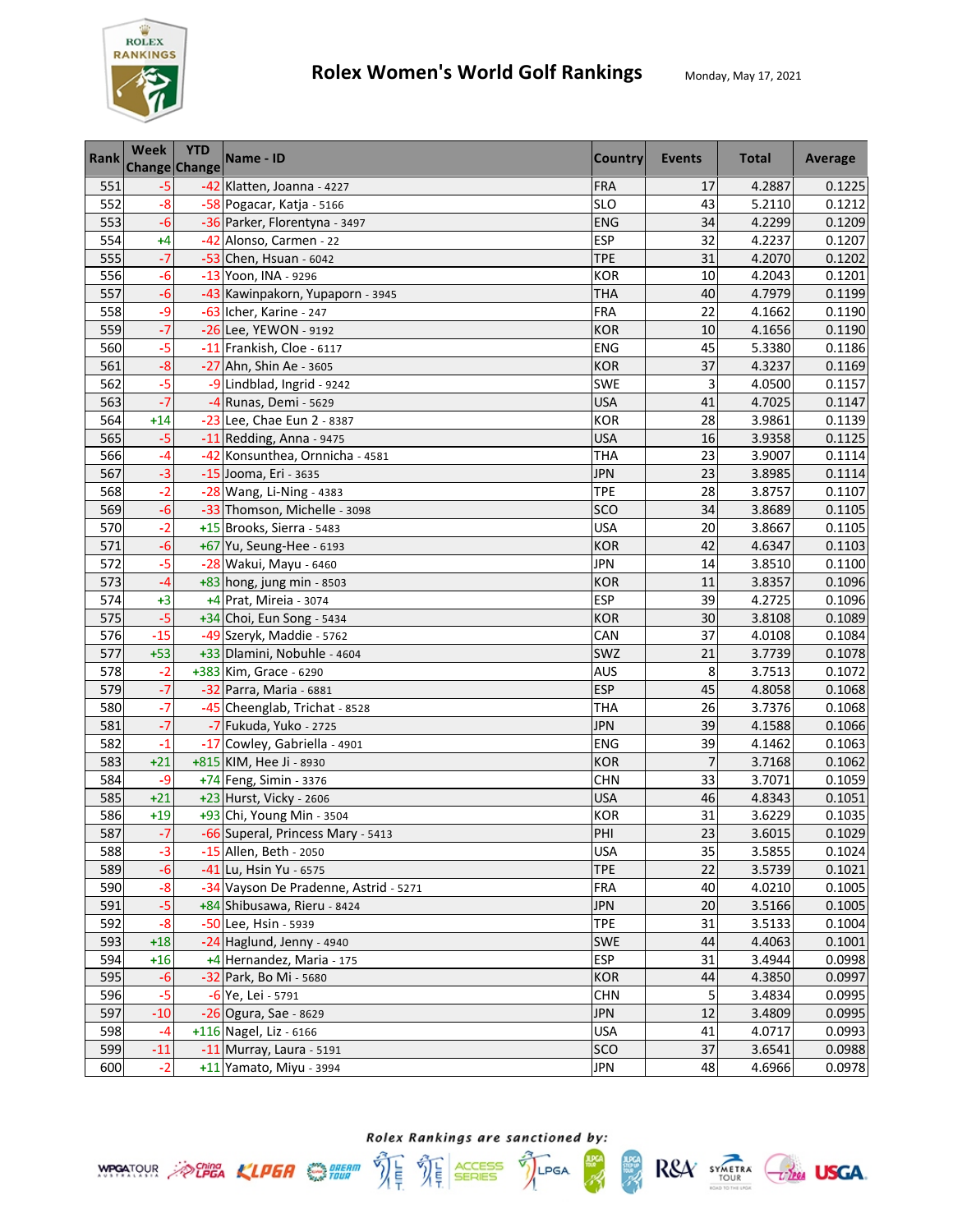# Rolex Women's World Golf Rankings

Monday, May 17, 2021

| Rank | Week Change | YTD Change | Name - ID | Country | Events | Total | Average |
|---|---|---|---|---|---|---|---|
| 551 | -5 | -42 | Klatten, Joanna - 4227 | FRA | 17 | 4.2887 | 0.1225 |
| 552 | -8 | -58 | Pogacar, Katja - 5166 | SLO | 43 | 5.2110 | 0.1212 |
| 553 | -6 | -36 | Parker, Florentyna - 3497 | ENG | 34 | 4.2299 | 0.1209 |
| 554 | +4 | -42 | Alonso, Carmen - 22 | ESP | 32 | 4.2237 | 0.1207 |
| 555 | -7 | -53 | Chen, Hsuan - 6042 | TPE | 31 | 4.2070 | 0.1202 |
| 556 | -6 | -13 | Yoon, INA - 9296 | KOR | 10 | 4.2043 | 0.1201 |
| 557 | -6 | -43 | Kawinpakorn, Yupaporn - 3945 | THA | 40 | 4.7979 | 0.1199 |
| 558 | -9 | -63 | Icher, Karine - 247 | FRA | 22 | 4.1662 | 0.1190 |
| 559 | -7 | -26 | Lee, YEWON - 9192 | KOR | 10 | 4.1656 | 0.1190 |
| 560 | -5 | -11 | Frankish, Cloe - 6117 | ENG | 45 | 5.3380 | 0.1186 |
| 561 | -8 | -27 | Ahn, Shin Ae - 3605 | KOR | 37 | 4.3237 | 0.1169 |
| 562 | -5 | -9 | Lindblad, Ingrid - 9242 | SWE | 3 | 4.0500 | 0.1157 |
| 563 | -7 | -4 | Runas, Demi - 5629 | USA | 41 | 4.7025 | 0.1147 |
| 564 | +14 | -23 | Lee, Chae Eun 2 - 8387 | KOR | 28 | 3.9861 | 0.1139 |
| 565 | -5 | -11 | Redding, Anna - 9475 | USA | 16 | 3.9358 | 0.1125 |
| 566 | -4 | -42 | Konsunthea, Ornnicha - 4581 | THA | 23 | 3.9007 | 0.1114 |
| 567 | -3 | -15 | Jooma, Eri - 3635 | JPN | 23 | 3.8985 | 0.1114 |
| 568 | -2 | -28 | Wang, Li-Ning - 4383 | TPE | 28 | 3.8757 | 0.1107 |
| 569 | -6 | -33 | Thomson, Michelle - 3098 | SCO | 34 | 3.8689 | 0.1105 |
| 570 | -2 | +15 | Brooks, Sierra - 5483 | USA | 20 | 3.8667 | 0.1105 |
| 571 | -6 | +67 | Yu, Seung-Hee - 6193 | KOR | 42 | 4.6347 | 0.1103 |
| 572 | -5 | -28 | Wakui, Mayu - 6460 | JPN | 14 | 3.8510 | 0.1100 |
| 573 | -4 | +83 | hong, jung min - 8503 | KOR | 11 | 3.8357 | 0.1096 |
| 574 | +3 | +4 | Prat, Mireia - 3074 | ESP | 39 | 4.2725 | 0.1096 |
| 575 | -5 | +34 | Choi, Eun Song - 5434 | KOR | 30 | 3.8108 | 0.1089 |
| 576 | -15 | -49 | Szeryk, Maddie - 5762 | CAN | 37 | 4.0108 | 0.1084 |
| 577 | +53 | +33 | Dlamini, Nobuhle - 4604 | SWZ | 21 | 3.7739 | 0.1078 |
| 578 | -2 | +383 | Kim, Grace - 6290 | AUS | 8 | 3.7513 | 0.1072 |
| 579 | -7 | -32 | Parra, Maria - 6881 | ESP | 45 | 4.8058 | 0.1068 |
| 580 | -7 | -45 | Cheenglab, Trichat - 8528 | THA | 26 | 3.7376 | 0.1068 |
| 581 | -7 | -7 | Fukuda, Yuko - 2725 | JPN | 39 | 4.1588 | 0.1066 |
| 582 | -1 | -17 | Cowley, Gabriella - 4901 | ENG | 39 | 4.1462 | 0.1063 |
| 583 | +21 | +815 | KIM, Hee Ji - 8930 | KOR | 7 | 3.7168 | 0.1062 |
| 584 | -9 | +74 | Feng, Simin - 3376 | CHN | 33 | 3.7071 | 0.1059 |
| 585 | +21 | +23 | Hurst, Vicky - 2606 | USA | 46 | 4.8343 | 0.1051 |
| 586 | +19 | +93 | Chi, Young Min - 3504 | KOR | 31 | 3.6229 | 0.1035 |
| 587 | -7 | -66 | Superal, Princess Mary - 5413 | PHI | 23 | 3.6015 | 0.1029 |
| 588 | -3 | -15 | Allen, Beth - 2050 | USA | 35 | 3.5855 | 0.1024 |
| 589 | -6 | -41 | Lu, Hsin Yu - 6575 | TPE | 22 | 3.5739 | 0.1021 |
| 590 | -8 | -34 | Vayson De Pradenne, Astrid - 5271 | FRA | 40 | 4.0210 | 0.1005 |
| 591 | -5 | +84 | Shibusawa, Rieru - 8424 | JPN | 20 | 3.5166 | 0.1005 |
| 592 | -8 | -50 | Lee, Hsin - 5939 | TPE | 31 | 3.5133 | 0.1004 |
| 593 | +18 | -24 | Haglund, Jenny - 4940 | SWE | 44 | 4.4063 | 0.1001 |
| 594 | +16 | +4 | Hernandez, Maria - 175 | ESP | 31 | 3.4944 | 0.0998 |
| 595 | -6 | -32 | Park, Bo Mi - 5680 | KOR | 44 | 4.3850 | 0.0997 |
| 596 | -5 | -6 | Ye, Lei - 5791 | CHN | 5 | 3.4834 | 0.0995 |
| 597 | -10 | -26 | Ogura, Sae - 8629 | JPN | 12 | 3.4809 | 0.0995 |
| 598 | -4 | +116 | Nagel, Liz - 6166 | USA | 41 | 4.0717 | 0.0993 |
| 599 | -11 | -11 | Murray, Laura - 5191 | SCO | 37 | 3.6541 | 0.0988 |
| 600 | -2 | +11 | Yamato, Miyu - 3994 | JPN | 48 | 4.6966 | 0.0978 |

*Rolex Rankings are sanctioned by:*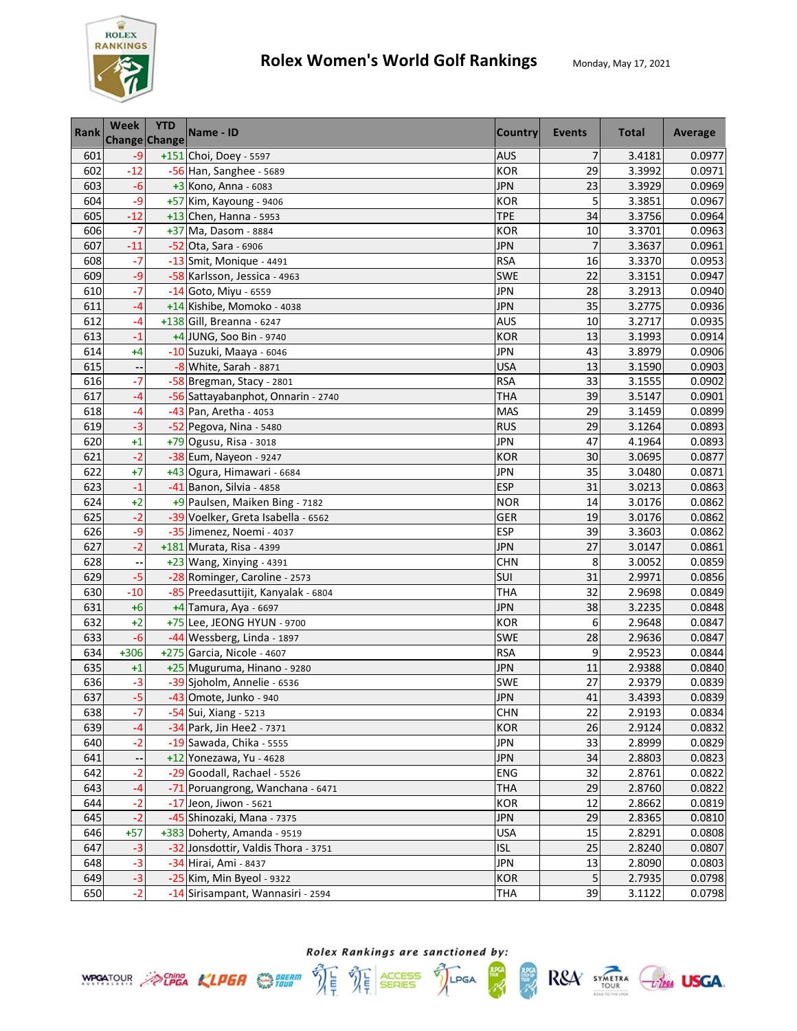# Rolex Women's World Golf Rankings

Monday, May 17, 2021

| Rank | Week Change | YTD Change | Name - ID | Country | Events | Total | Average |
|---|---|---|---|---|---|---|---|
| 601 | -9 | +151 | Choi, Doey - 5597 | AUS | 7 | 3.4181 | 0.0977 |
| 602 | -12 | -56 | Han, Sanghee - 5689 | KOR | 29 | 3.3992 | 0.0971 |
| 603 | -6 | +3 | Kono, Anna - 6083 | JPN | 23 | 3.3929 | 0.0969 |
| 604 | -9 | +57 | Kim, Kayoung - 9406 | KOR | 5 | 3.3851 | 0.0967 |
| 605 | -12 | +13 | Chen, Hanna - 5953 | TPE | 34 | 3.3756 | 0.0964 |
| 606 | -7 | +37 | Ma, Dasom - 8884 | KOR | 10 | 3.3701 | 0.0963 |
| 607 | -11 | -52 | Ota, Sara - 6906 | JPN | 7 | 3.3637 | 0.0961 |
| 608 | -7 | -13 | Smit, Monique - 4491 | RSA | 16 | 3.3370 | 0.0953 |
| 609 | -9 | -58 | Karlsson, Jessica - 4963 | SWE | 22 | 3.3151 | 0.0947 |
| 610 | -7 | -14 | Goto, Miyu - 6559 | JPN | 28 | 3.2913 | 0.0940 |
| 611 | -4 | +14 | Kishibe, Momoko - 4038 | JPN | 35 | 3.2775 | 0.0936 |
| 612 | -4 | +138 | Gill, Breanna - 6247 | AUS | 10 | 3.2717 | 0.0935 |
| 613 | -1 | +4 | JUNG, Soo Bin - 9740 | KOR | 13 | 3.1993 | 0.0914 |
| 614 | +4 | -10 | Suzuki, Maaya - 6046 | JPN | 43 | 3.8979 | 0.0906 |
| 615 | -- | -8 | White, Sarah - 8871 | USA | 13 | 3.1590 | 0.0903 |
| 616 | -7 | -58 | Bregman, Stacy - 2801 | RSA | 33 | 3.1555 | 0.0902 |
| 617 | -4 | -56 | Sattayabanphot, Onnarin - 2740 | THA | 39 | 3.5147 | 0.0901 |
| 618 | -4 | -43 | Pan, Aretha - 4053 | MAS | 29 | 3.1459 | 0.0899 |
| 619 | -3 | -52 | Pegova, Nina - 5480 | RUS | 29 | 3.1264 | 0.0893 |
| 620 | +1 | +79 | Ogusu, Risa - 3018 | JPN | 47 | 4.1964 | 0.0893 |
| 621 | -2 | -38 | Eum, Nayeon - 9247 | KOR | 30 | 3.0695 | 0.0877 |
| 622 | +7 | +43 | Ogura, Himawari - 6684 | JPN | 35 | 3.0480 | 0.0871 |
| 623 | -1 | -41 | Banon, Silvia - 4858 | ESP | 31 | 3.0213 | 0.0863 |
| 624 | +2 | +9 | Paulsen, Maiken Bing - 7182 | NOR | 14 | 3.0176 | 0.0862 |
| 625 | -2 | -39 | Voelker, Greta Isabella - 6562 | GER | 19 | 3.0176 | 0.0862 |
| 626 | -9 | -35 | Jimenez, Noemi - 4037 | ESP | 39 | 3.3603 | 0.0862 |
| 627 | -2 | +181 | Murata, Risa - 4399 | JPN | 27 | 3.0147 | 0.0861 |
| 628 | -- | +23 | Wang, Xinying - 4391 | CHN | 8 | 3.0052 | 0.0859 |
| 629 | -5 | -28 | Rominger, Caroline - 2573 | SUI | 31 | 2.9971 | 0.0856 |
| 630 | -10 | -85 | Preedasuttijit, Kanyalak - 6804 | THA | 32 | 2.9698 | 0.0849 |
| 631 | +6 | +4 | Tamura, Aya - 6697 | JPN | 38 | 3.2235 | 0.0848 |
| 632 | +2 | +75 | Lee, JEONG HYUN - 9700 | KOR | 6 | 2.9648 | 0.0847 |
| 633 | -6 | -44 | Wessberg, Linda - 1897 | SWE | 28 | 2.9636 | 0.0847 |
| 634 | +306 | +275 | Garcia, Nicole - 4607 | RSA | 9 | 2.9523 | 0.0844 |
| 635 | +1 | +25 | Muguruma, Hinano - 9280 | JPN | 11 | 2.9388 | 0.0840 |
| 636 | -3 | -39 | Sjoholm, Annelie - 6536 | SWE | 27 | 2.9379 | 0.0839 |
| 637 | -5 | -43 | Omote, Junko - 940 | JPN | 41 | 3.4393 | 0.0839 |
| 638 | -7 | -54 | Sui, Xiang - 5213 | CHN | 22 | 2.9193 | 0.0834 |
| 639 | -4 | -34 | Park, Jin Hee2 - 7371 | KOR | 26 | 2.9124 | 0.0832 |
| 640 | -2 | -19 | Sawada, Chika - 5555 | JPN | 33 | 2.8999 | 0.0829 |
| 641 | -- | +12 | Yonezawa, Yu - 4628 | JPN | 34 | 2.8803 | 0.0823 |
| 642 | -2 | -29 | Goodall, Rachael - 5526 | ENG | 32 | 2.8761 | 0.0822 |
| 643 | -4 | -71 | Poruangrong, Wanchana - 6471 | THA | 29 | 2.8760 | 0.0822 |
| 644 | -2 | -17 | Jeon, Jiwon - 5621 | KOR | 12 | 2.8662 | 0.0819 |
| 645 | -2 | -45 | Shinozaki, Mana - 7375 | JPN | 29 | 2.8365 | 0.0810 |
| 646 | +57 | +383 | Doherty, Amanda - 9519 | USA | 15 | 2.8291 | 0.0808 |
| 647 | -3 | -32 | Jonsdottir, Valdis Thora - 3751 | ISL | 25 | 2.8240 | 0.0807 |
| 648 | -3 | -34 | Hirai, Ami - 8437 | JPN | 13 | 2.8090 | 0.0803 |
| 649 | -3 | -25 | Kim, Min Byeol - 9322 | KOR | 5 | 2.7935 | 0.0798 |
| 650 | -2 | -14 | Sirisampant, Wannasiri - 2594 | THA | 39 | 3.1122 | 0.0798 |

*Rolex Rankings are sanctioned by:*

WPGA TOUR AUSTRALASIA, China LPGA, KLPGA, DREAM TOUR, LET, LET ACCESS SERIES, LPGA, JLPGA, JLPGA STEP UP TOUR, R&A, SYMETRA TOUR, LLPGA, USGA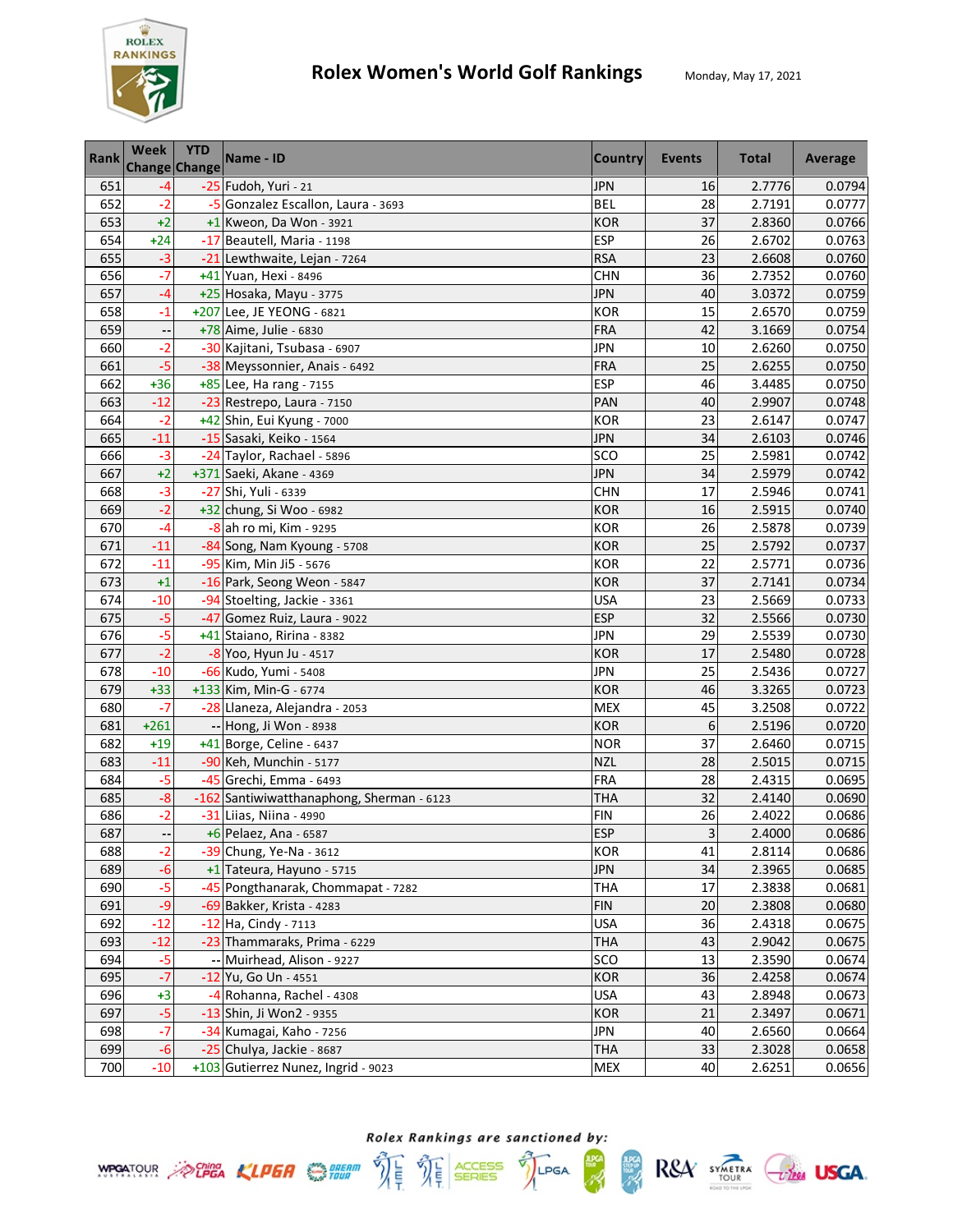# Rolex Women's World Golf Rankings

Monday, May 17, 2021

| Rank | Week Change | YTD Change | Name - ID | Country | Events | Total | Average |
|---|---|---|---|---|---|---|---|
| 651 | -4 | -25 | Fudoh, Yuri - 21 | JPN | 16 | 2.7776 | 0.0794 |
| 652 | -2 | -5 | Gonzalez Escallon, Laura - 3693 | BEL | 28 | 2.7191 | 0.0777 |
| 653 | +2 | +1 | Kweon, Da Won - 3921 | KOR | 37 | 2.8360 | 0.0766 |
| 654 | +24 | -17 | Beautell, Maria - 1198 | ESP | 26 | 2.6702 | 0.0763 |
| 655 | -3 | -21 | Lewthwaite, Lejan - 7264 | RSA | 23 | 2.6608 | 0.0760 |
| 656 | -7 | +41 | Yuan, Hexi - 8496 | CHN | 36 | 2.7352 | 0.0760 |
| 657 | -4 | +25 | Hosaka, Mayu - 3775 | JPN | 40 | 3.0372 | 0.0759 |
| 658 | -1 | +207 | Lee, JE YEONG - 6821 | KOR | 15 | 2.6570 | 0.0759 |
| 659 | -- | +78 | Aime, Julie - 6830 | FRA | 42 | 3.1669 | 0.0754 |
| 660 | -2 | -30 | Kajitani, Tsubasa - 6907 | JPN | 10 | 2.6260 | 0.0750 |
| 661 | -5 | -38 | Meyssonnier, Anais - 6492 | FRA | 25 | 2.6255 | 0.0750 |
| 662 | +36 | +85 | Lee, Ha rang - 7155 | ESP | 46 | 3.4485 | 0.0750 |
| 663 | -12 | -23 | Restrepo, Laura - 7150 | PAN | 40 | 2.9907 | 0.0748 |
| 664 | -2 | +42 | Shin, Eui Kyung - 7000 | KOR | 23 | 2.6147 | 0.0747 |
| 665 | -11 | -15 | Sasaki, Keiko - 1564 | JPN | 34 | 2.6103 | 0.0746 |
| 666 | -3 | -24 | Taylor, Rachael - 5896 | SCO | 25 | 2.5981 | 0.0742 |
| 667 | +2 | +371 | Saeki, Akane - 4369 | JPN | 34 | 2.5979 | 0.0742 |
| 668 | -3 | -27 | Shi, Yuli - 6339 | CHN | 17 | 2.5946 | 0.0741 |
| 669 | -2 | +32 | chung, Si Woo - 6982 | KOR | 16 | 2.5915 | 0.0740 |
| 670 | -4 | -8 | ah ro mi, Kim - 9295 | KOR | 26 | 2.5878 | 0.0739 |
| 671 | -11 | -84 | Song, Nam Kyoung - 5708 | KOR | 25 | 2.5792 | 0.0737 |
| 672 | -11 | -95 | Kim, Min Ji5 - 5676 | KOR | 22 | 2.5771 | 0.0736 |
| 673 | +1 | -16 | Park, Seong Weon - 5847 | KOR | 37 | 2.7141 | 0.0734 |
| 674 | -10 | -94 | Stoelting, Jackie - 3361 | USA | 23 | 2.5669 | 0.0733 |
| 675 | -5 | -47 | Gomez Ruiz, Laura - 9022 | ESP | 32 | 2.5566 | 0.0730 |
| 676 | -5 | +41 | Staiano, Ririna - 8382 | JPN | 29 | 2.5539 | 0.0730 |
| 677 | -2 | -8 | Yoo, Hyun Ju - 4517 | KOR | 17 | 2.5480 | 0.0728 |
| 678 | -10 | -66 | Kudo, Yumi - 5408 | JPN | 25 | 2.5436 | 0.0727 |
| 679 | +33 | +133 | Kim, Min-G - 6774 | KOR | 46 | 3.3265 | 0.0723 |
| 680 | -7 | -28 | Llaneza, Alejandra - 2053 | MEX | 45 | 3.2508 | 0.0722 |
| 681 | +261 | -- | Hong, Ji Won - 8938 | KOR | 6 | 2.5196 | 0.0720 |
| 682 | +19 | +41 | Borge, Celine - 6437 | NOR | 37 | 2.6460 | 0.0715 |
| 683 | -11 | -90 | Keh, Munchin - 5177 | NZL | 28 | 2.5015 | 0.0715 |
| 684 | -5 | -45 | Grechi, Emma - 6493 | FRA | 28 | 2.4315 | 0.0695 |
| 685 | -8 | -162 | Santiwiwatthanaphong, Sherman - 6123 | THA | 32 | 2.4140 | 0.0690 |
| 686 | -2 | -31 | Liias, Niina - 4990 | FIN | 26 | 2.4022 | 0.0686 |
| 687 | -- | +6 | Pelaez, Ana - 6587 | ESP | 3 | 2.4000 | 0.0686 |
| 688 | -2 | -39 | Chung, Ye-Na - 3612 | KOR | 41 | 2.8114 | 0.0686 |
| 689 | -6 | +1 | Tateura, Hayuno - 5715 | JPN | 34 | 2.3965 | 0.0685 |
| 690 | -5 | -45 | Pongthanarak, Chommapat - 7282 | THA | 17 | 2.3838 | 0.0681 |
| 691 | -9 | -69 | Bakker, Krista - 4283 | FIN | 20 | 2.3808 | 0.0680 |
| 692 | -12 | -12 | Ha, Cindy - 7113 | USA | 36 | 2.4318 | 0.0675 |
| 693 | -12 | -23 | Thammaraks, Prima - 6229 | THA | 43 | 2.9042 | 0.0675 |
| 694 | -5 | -- | Muirhead, Alison - 9227 | SCO | 13 | 2.3590 | 0.0674 |
| 695 | -7 | -12 | Yu, Go Un - 4551 | KOR | 36 | 2.4258 | 0.0674 |
| 696 | +3 | -4 | Rohanna, Rachel - 4308 | USA | 43 | 2.8948 | 0.0673 |
| 697 | -5 | -13 | Shin, Ji Won2 - 9355 | KOR | 21 | 2.3497 | 0.0671 |
| 698 | -7 | -34 | Kumagai, Kaho - 7256 | JPN | 40 | 2.6560 | 0.0664 |
| 699 | -6 | -25 | Chulya, Jackie - 8687 | THA | 33 | 2.3028 | 0.0658 |
| 700 | -10 | +103 | Gutierrez Nunez, Ingrid - 9023 | MEX | 40 | 2.6251 | 0.0656 |

*Rolex Rankings are sanctioned by:*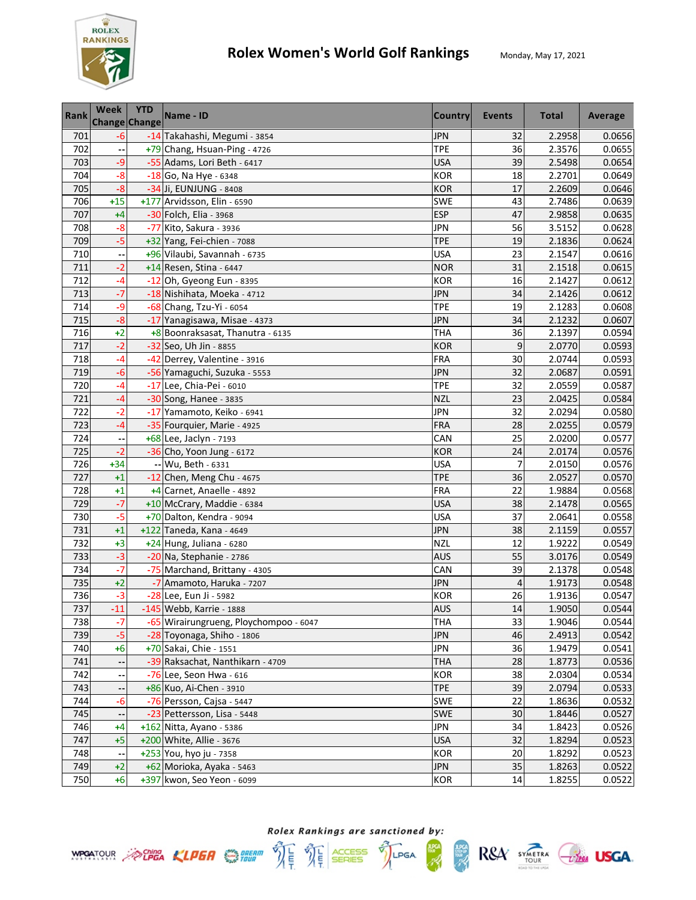# Rolex Women's World Golf Rankings

Monday, May 17, 2021

| Rank | Week Change | YTD Change | Name - ID | Country | Events | Total | Average |
|---|---|---|---|---|---|---|---|
| 701 | -6 | -14 | Takahashi, Megumi - 3854 | JPN | 32 | 2.2958 | 0.0656 |
| 702 | -- | +79 | Chang, Hsuan-Ping - 4726 | TPE | 36 | 2.3576 | 0.0655 |
| 703 | -9 | -55 | Adams, Lori Beth - 6417 | USA | 39 | 2.5498 | 0.0654 |
| 704 | -8 | -18 | Go, Na Hye - 6348 | KOR | 18 | 2.2701 | 0.0649 |
| 705 | -8 | -34 | Ji, EUNJUNG - 8408 | KOR | 17 | 2.2609 | 0.0646 |
| 706 | +15 | +177 | Arvidsson, Elin - 6590 | SWE | 43 | 2.7486 | 0.0639 |
| 707 | +4 | -30 | Folch, Elia - 3968 | ESP | 47 | 2.9858 | 0.0635 |
| 708 | -8 | -77 | Kito, Sakura - 3936 | JPN | 56 | 3.5152 | 0.0628 |
| 709 | -5 | +32 | Yang, Fei-chien - 7088 | TPE | 19 | 2.1836 | 0.0624 |
| 710 | -- | +96 | Vilaubi, Savannah - 6735 | USA | 23 | 2.1547 | 0.0616 |
| 711 | -2 | +14 | Resen, Stina - 6447 | NOR | 31 | 2.1518 | 0.0615 |
| 712 | -4 | -12 | Oh, Gyeong Eun - 8395 | KOR | 16 | 2.1427 | 0.0612 |
| 713 | -7 | -18 | Nishihata, Moeka - 4712 | JPN | 34 | 2.1426 | 0.0612 |
| 714 | -9 | -68 | Chang, Tzu-Yi - 6054 | TPE | 19 | 2.1283 | 0.0608 |
| 715 | -8 | -17 | Yanagisawa, Misae - 4373 | JPN | 34 | 2.1232 | 0.0607 |
| 716 | +2 | +8 | Boonraksasat, Thanutra - 6135 | THA | 36 | 2.1397 | 0.0594 |
| 717 | -2 | -32 | Seo, Uh Jin - 8855 | KOR | 9 | 2.0770 | 0.0593 |
| 718 | -4 | -42 | Derrey, Valentine - 3916 | FRA | 30 | 2.0744 | 0.0593 |
| 719 | -6 | -56 | Yamaguchi, Suzuka - 5553 | JPN | 32 | 2.0687 | 0.0591 |
| 720 | -4 | -17 | Lee, Chia-Pei - 6010 | TPE | 32 | 2.0559 | 0.0587 |
| 721 | -4 | -30 | Song, Hanee - 3835 | NZL | 23 | 2.0425 | 0.0584 |
| 722 | -2 | -17 | Yamamoto, Keiko - 6941 | JPN | 32 | 2.0294 | 0.0580 |
| 723 | -4 | -35 | Fourquier, Marie - 4925 | FRA | 28 | 2.0255 | 0.0579 |
| 724 | -- | +68 | Lee, Jaclyn - 7193 | CAN | 25 | 2.0200 | 0.0577 |
| 725 | -2 | -36 | Cho, Yoon Jung - 6172 | KOR | 24 | 2.0174 | 0.0576 |
| 726 | +34 | -- | Wu, Beth - 6331 | USA | 7 | 2.0150 | 0.0576 |
| 727 | +1 | -12 | Chen, Meng Chu - 4675 | TPE | 36 | 2.0527 | 0.0570 |
| 728 | +1 | +4 | Carnet, Anaelle - 4892 | FRA | 22 | 1.9884 | 0.0568 |
| 729 | -7 | +10 | McCrary, Maddie - 6384 | USA | 38 | 2.1478 | 0.0565 |
| 730 | -5 | +70 | Dalton, Kendra - 9094 | USA | 37 | 2.0641 | 0.0558 |
| 731 | +1 | +122 | Taneda, Kana - 4649 | JPN | 38 | 2.1159 | 0.0557 |
| 732 | +3 | +24 | Hung, Juliana - 6280 | NZL | 12 | 1.9222 | 0.0549 |
| 733 | -3 | -20 | Na, Stephanie - 2786 | AUS | 55 | 3.0176 | 0.0549 |
| 734 | -7 | -75 | Marchand, Brittany - 4305 | CAN | 39 | 2.1378 | 0.0548 |
| 735 | +2 | -7 | Amamoto, Haruka - 7207 | JPN | 4 | 1.9173 | 0.0548 |
| 736 | -3 | -28 | Lee, Eun Ji - 5982 | KOR | 26 | 1.9136 | 0.0547 |
| 737 | -11 | -145 | Webb, Karrie - 1888 | AUS | 14 | 1.9050 | 0.0544 |
| 738 | -7 | -65 | Wirairungrueng, Ploychompoo - 6047 | THA | 33 | 1.9046 | 0.0544 |
| 739 | -5 | -28 | Toyonaga, Shiho - 1806 | JPN | 46 | 2.4913 | 0.0542 |
| 740 | +6 | +70 | Sakai, Chie - 1551 | JPN | 36 | 1.9479 | 0.0541 |
| 741 | -- | -39 | Raksachat, Nanthikarn - 4709 | THA | 28 | 1.8773 | 0.0536 |
| 742 | -- | -76 | Lee, Seon Hwa - 616 | KOR | 38 | 2.0304 | 0.0534 |
| 743 | -- | +86 | Kuo, Ai-Chen - 3910 | TPE | 39 | 2.0794 | 0.0533 |
| 744 | -6 | -76 | Persson, Cajsa - 5447 | SWE | 22 | 1.8636 | 0.0532 |
| 745 | -- | -23 | Pettersson, Lisa - 5448 | SWE | 30 | 1.8446 | 0.0527 |
| 746 | +4 | +162 | Nitta, Ayano - 5386 | JPN | 34 | 1.8423 | 0.0526 |
| 747 | +5 | +200 | White, Allie - 3676 | USA | 32 | 1.8294 | 0.0523 |
| 748 | -- | +253 | You, hyo ju - 7358 | KOR | 20 | 1.8292 | 0.0523 |
| 749 | +2 | +62 | Morioka, Ayaka - 5463 | JPN | 35 | 1.8263 | 0.0522 |
| 750 | +6 | +397 | kwon, Seo Yeon - 6099 | KOR | 14 | 1.8255 | 0.0522 |

*Rolex Rankings are sanctioned by:*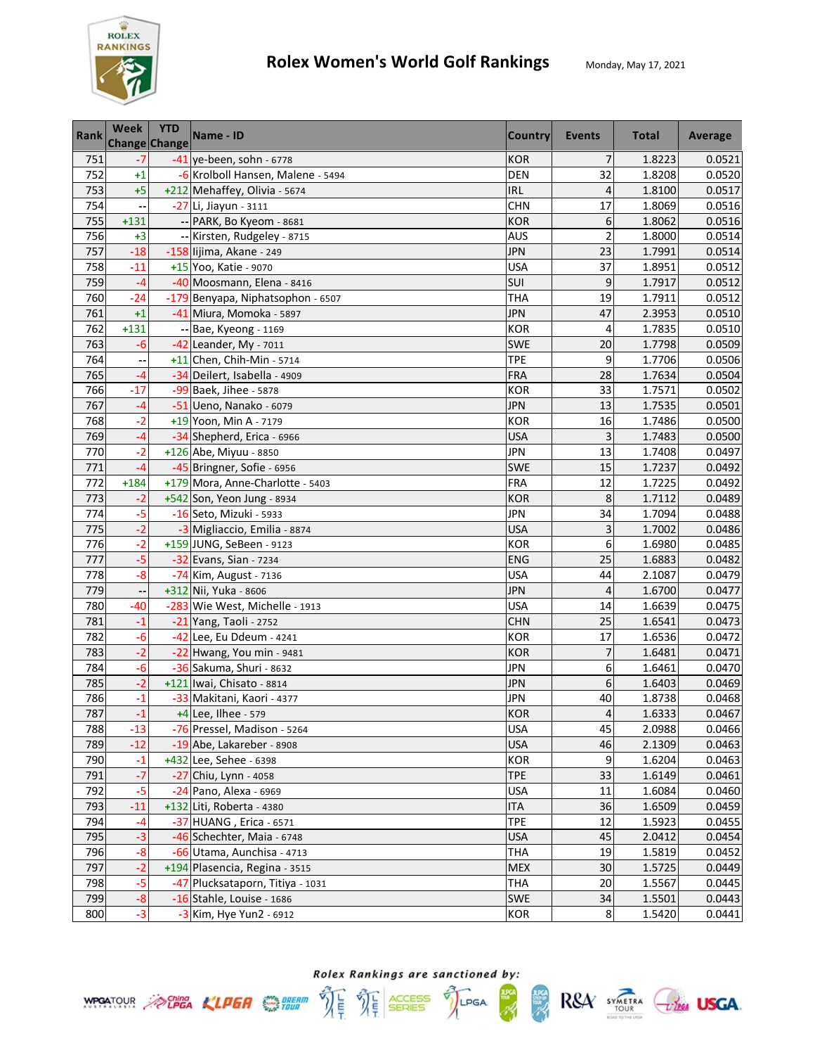# Rolex Women's World Golf Rankings

Monday, May 17, 2021

| Rank | Week Change | YTD Change | Name - ID | Country | Events | Total | Average |
|---|---|---|---|---|---|---|---|
| 751 | -7 | -41 | ye-been, sohn - 6778 | KOR | 7 | 1.8223 | 0.0521 |
| 752 | +1 | -6 | Krolboll Hansen, Malene - 5494 | DEN | 32 | 1.8208 | 0.0520 |
| 753 | +5 | +212 | Mehaffey, Olivia - 5674 | IRL | 4 | 1.8100 | 0.0517 |
| 754 | -- | -27 | Li, Jiayun - 3111 | CHN | 17 | 1.8069 | 0.0516 |
| 755 | +131 | -- | PARK, Bo Kyeom - 8681 | KOR | 6 | 1.8062 | 0.0516 |
| 756 | +3 | -- | Kirsten, Rudgeley - 8715 | AUS | 2 | 1.8000 | 0.0514 |
| 757 | -18 | -158 | Iijima, Akane - 249 | JPN | 23 | 1.7991 | 0.0514 |
| 758 | -11 | +15 | Yoo, Katie - 9070 | USA | 37 | 1.8951 | 0.0512 |
| 759 | -4 | -40 | Moosmann, Elena - 8416 | SUI | 9 | 1.7917 | 0.0512 |
| 760 | -24 | -179 | Benyapa, Niphatsophon - 6507 | THA | 19 | 1.7911 | 0.0512 |
| 761 | +1 | -41 | Miura, Momoka - 5897 | JPN | 47 | 2.3953 | 0.0510 |
| 762 | +131 | -- | Bae, Kyeong - 1169 | KOR | 4 | 1.7835 | 0.0510 |
| 763 | -6 | -42 | Leander, My - 7011 | SWE | 20 | 1.7798 | 0.0509 |
| 764 | -- | +11 | Chen, Chih-Min - 5714 | TPE | 9 | 1.7706 | 0.0506 |
| 765 | -4 | -34 | Deilert, Isabella - 4909 | FRA | 28 | 1.7634 | 0.0504 |
| 766 | -17 | -99 | Baek, Jihee - 5878 | KOR | 33 | 1.7571 | 0.0502 |
| 767 | -4 | -51 | Ueno, Nanako - 6079 | JPN | 13 | 1.7535 | 0.0501 |
| 768 | -2 | +19 | Yoon, Min A - 7179 | KOR | 16 | 1.7486 | 0.0500 |
| 769 | -4 | -34 | Shepherd, Erica - 6966 | USA | 3 | 1.7483 | 0.0500 |
| 770 | -2 | +126 | Abe, Miyuu - 8850 | JPN | 13 | 1.7408 | 0.0497 |
| 771 | -4 | -45 | Bringner, Sofie - 6956 | SWE | 15 | 1.7237 | 0.0492 |
| 772 | +184 | +179 | Mora, Anne-Charlotte - 5403 | FRA | 12 | 1.7225 | 0.0492 |
| 773 | -2 | +542 | Son, Yeon Jung - 8934 | KOR | 8 | 1.7112 | 0.0489 |
| 774 | -5 | -16 | Seto, Mizuki - 5933 | JPN | 34 | 1.7094 | 0.0488 |
| 775 | -2 | -3 | Migliaccio, Emilia - 8874 | USA | 3 | 1.7002 | 0.0486 |
| 776 | -2 | +159 | JUNG, SeBeen - 9123 | KOR | 6 | 1.6980 | 0.0485 |
| 777 | -5 | -32 | Evans, Sian - 7234 | ENG | 25 | 1.6883 | 0.0482 |
| 778 | -8 | -74 | Kim, August - 7136 | USA | 44 | 2.1087 | 0.0479 |
| 779 | -- | +312 | Nii, Yuka - 8606 | JPN | 4 | 1.6700 | 0.0477 |
| 780 | -40 | -283 | Wie West, Michelle - 1913 | USA | 14 | 1.6639 | 0.0475 |
| 781 | -1 | -21 | Yang, Taoli - 2752 | CHN | 25 | 1.6541 | 0.0473 |
| 782 | -6 | -42 | Lee, Eu Ddeum - 4241 | KOR | 17 | 1.6536 | 0.0472 |
| 783 | -2 | -22 | Hwang, You min - 9481 | KOR | 7 | 1.6481 | 0.0471 |
| 784 | -6 | -36 | Sakuma, Shuri - 8632 | JPN | 6 | 1.6461 | 0.0470 |
| 785 | -2 | +121 | Iwai, Chisato - 8814 | JPN | 6 | 1.6403 | 0.0469 |
| 786 | -1 | -33 | Makitani, Kaori - 4377 | JPN | 40 | 1.8738 | 0.0468 |
| 787 | -1 | +4 | Lee, Ilhee - 579 | KOR | 4 | 1.6333 | 0.0467 |
| 788 | -13 | -76 | Pressel, Madison - 5264 | USA | 45 | 2.0988 | 0.0466 |
| 789 | -12 | -19 | Abe, Lakareber - 8908 | USA | 46 | 2.1309 | 0.0463 |
| 790 | -1 | +432 | Lee, Sehee - 6398 | KOR | 9 | 1.6204 | 0.0463 |
| 791 | -7 | -27 | Chiu, Lynn - 4058 | TPE | 33 | 1.6149 | 0.0461 |
| 792 | -5 | -24 | Pano, Alexa - 6969 | USA | 11 | 1.6084 | 0.0460 |
| 793 | -11 | +132 | Liti, Roberta - 4380 | ITA | 36 | 1.6509 | 0.0459 |
| 794 | -4 | -37 | HUANG , Erica - 6571 | TPE | 12 | 1.5923 | 0.0455 |
| 795 | -3 | -46 | Schechter, Maia - 6748 | USA | 45 | 2.0412 | 0.0454 |
| 796 | -8 | -66 | Utama, Aunchisa - 4713 | THA | 19 | 1.5819 | 0.0452 |
| 797 | -2 | +194 | Plasencia, Regina - 3515 | MEX | 30 | 1.5725 | 0.0449 |
| 798 | -5 | -47 | Plucksataporn, Titiya - 1031 | THA | 20 | 1.5567 | 0.0445 |
| 799 | -8 | -16 | Stahle, Louise - 1686 | SWE | 34 | 1.5501 | 0.0443 |
| 800 | -3 | -3 | Kim, Hye Yun2 - 6912 | KOR | 8 | 1.5420 | 0.0441 |

*Rolex Rankings are sanctioned by:*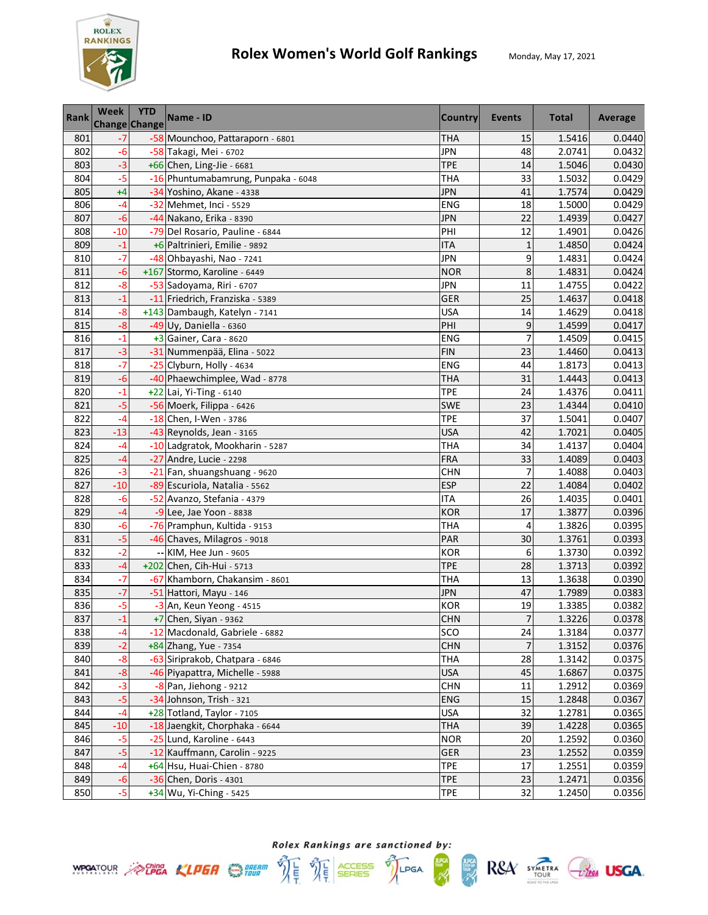# Rolex Women's World Golf Rankings

Monday, May 17, 2021

| Rank | Week Change | YTD Change | Name - ID | Country | Events | Total | Average |
|---|---|---|---|---|---|---|---|
| 801 | -7 | -58 | Mounchoo, Pattaraporn - 6801 | THA | 15 | 1.5416 | 0.0440 |
| 802 | -6 | -58 | Takagi, Mei - 6702 | JPN | 48 | 2.0741 | 0.0432 |
| 803 | -3 | +66 | Chen, Ling-Jie - 6681 | TPE | 14 | 1.5046 | 0.0430 |
| 804 | -5 | -16 | Phuntumabamrung, Punpaka - 6048 | THA | 33 | 1.5032 | 0.0429 |
| 805 | +4 | -34 | Yoshino, Akane - 4338 | JPN | 41 | 1.7574 | 0.0429 |
| 806 | -4 | -32 | Mehmet, Inci - 5529 | ENG | 18 | 1.5000 | 0.0429 |
| 807 | -6 | -44 | Nakano, Erika - 8390 | JPN | 22 | 1.4939 | 0.0427 |
| 808 | -10 | -79 | Del Rosario, Pauline - 6844 | PHI | 12 | 1.4901 | 0.0426 |
| 809 | -1 | +6 | Paltrinieri, Emilie - 9892 | ITA | 1 | 1.4850 | 0.0424 |
| 810 | -7 | -48 | Ohbayashi, Nao - 7241 | JPN | 9 | 1.4831 | 0.0424 |
| 811 | -6 | +167 | Stormo, Karoline - 6449 | NOR | 8 | 1.4831 | 0.0424 |
| 812 | -8 | -53 | Sadoyama, Riri - 6707 | JPN | 11 | 1.4755 | 0.0422 |
| 813 | -1 | -11 | Friedrich, Franziska - 5389 | GER | 25 | 1.4637 | 0.0418 |
| 814 | -8 | +143 | Dambaugh, Katelyn - 7141 | USA | 14 | 1.4629 | 0.0418 |
| 815 | -8 | -49 | Uy, Daniella - 6360 | PHI | 9 | 1.4599 | 0.0417 |
| 816 | -1 | +3 | Gainer, Cara - 8620 | ENG | 7 | 1.4509 | 0.0415 |
| 817 | -3 | -31 | Nummenpää, Elina - 5022 | FIN | 23 | 1.4460 | 0.0413 |
| 818 | -7 | -25 | Clyburn, Holly - 4634 | ENG | 44 | 1.8173 | 0.0413 |
| 819 | -6 | -40 | Phaewchimplee, Wad - 8778 | THA | 31 | 1.4443 | 0.0413 |
| 820 | -1 | +22 | Lai, Yi-Ting - 6140 | TPE | 24 | 1.4376 | 0.0411 |
| 821 | -5 | -56 | Moerk, Filippa - 6426 | SWE | 23 | 1.4344 | 0.0410 |
| 822 | -4 | -18 | Chen, I-Wen - 3786 | TPE | 37 | 1.5041 | 0.0407 |
| 823 | -13 | -43 | Reynolds, Jean - 3165 | USA | 42 | 1.7021 | 0.0405 |
| 824 | -4 | -10 | Ladgratok, Mookharin - 5287 | THA | 34 | 1.4137 | 0.0404 |
| 825 | -4 | -27 | Andre, Lucie - 2298 | FRA | 33 | 1.4089 | 0.0403 |
| 826 | -3 | -21 | Fan, shuangshuang - 9620 | CHN | 7 | 1.4088 | 0.0403 |
| 827 | -10 | -89 | Escuriola, Natalia - 5562 | ESP | 22 | 1.4084 | 0.0402 |
| 828 | -6 | -52 | Avanzo, Stefania - 4379 | ITA | 26 | 1.4035 | 0.0401 |
| 829 | -4 | -9 | Lee, Jae Yoon - 8838 | KOR | 17 | 1.3877 | 0.0396 |
| 830 | -6 | -76 | Pramphun, Kultida - 9153 | THA | 4 | 1.3826 | 0.0395 |
| 831 | -5 | -46 | Chaves, Milagros - 9018 | PAR | 30 | 1.3761 | 0.0393 |
| 832 | -2 | -- | KIM, Hee Jun - 9605 | KOR | 6 | 1.3730 | 0.0392 |
| 833 | -4 | +202 | Chen, Cih-Hui - 5713 | TPE | 28 | 1.3713 | 0.0392 |
| 834 | -7 | -67 | Khamborn, Chakansim - 8601 | THA | 13 | 1.3638 | 0.0390 |
| 835 | -7 | -51 | Hattori, Mayu - 146 | JPN | 47 | 1.7989 | 0.0383 |
| 836 | -5 | -3 | An, Keun Yeong - 4515 | KOR | 19 | 1.3385 | 0.0382 |
| 837 | -1 | +7 | Chen, Siyan - 9362 | CHN | 7 | 1.3226 | 0.0378 |
| 838 | -4 | -12 | Macdonald, Gabriele - 6882 | SCO | 24 | 1.3184 | 0.0377 |
| 839 | -2 | +84 | Zhang, Yue - 7354 | CHN | 7 | 1.3152 | 0.0376 |
| 840 | -8 | -63 | Siriprakob, Chatpara - 6846 | THA | 28 | 1.3142 | 0.0375 |
| 841 | -8 | -46 | Piyapattra, Michelle - 5988 | USA | 45 | 1.6867 | 0.0375 |
| 842 | -3 | -8 | Pan, Jiehong - 9212 | CHN | 11 | 1.2912 | 0.0369 |
| 843 | -5 | -34 | Johnson, Trish - 321 | ENG | 15 | 1.2848 | 0.0367 |
| 844 | -4 | +28 | Totland, Taylor - 7105 | USA | 32 | 1.2781 | 0.0365 |
| 845 | -10 | -18 | Jaengkit, Chorphaka - 6644 | THA | 39 | 1.4228 | 0.0365 |
| 846 | -5 | -25 | Lund, Karoline - 6443 | NOR | 20 | 1.2592 | 0.0360 |
| 847 | -5 | -12 | Kauffmann, Carolin - 9225 | GER | 23 | 1.2552 | 0.0359 |
| 848 | -4 | +64 | Hsu, Huai-Chien - 8780 | TPE | 17 | 1.2551 | 0.0359 |
| 849 | -6 | -36 | Chen, Doris - 4301 | TPE | 23 | 1.2471 | 0.0356 |
| 850 | -5 | +34 | Wu, Yi-Ching - 5425 | TPE | 32 | 1.2450 | 0.0356 |

*Rolex Rankings are sanctioned by:*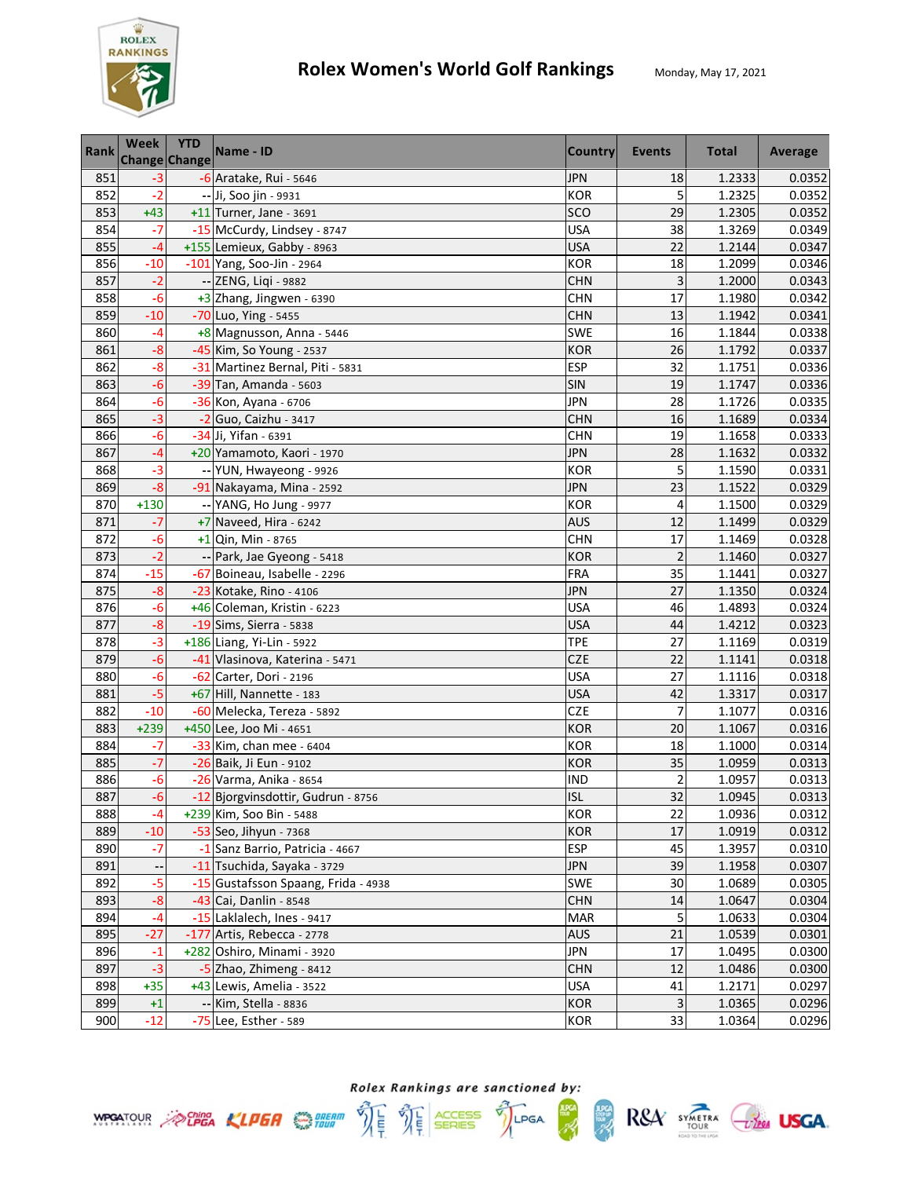# Rolex Women's World Golf Rankings

Monday, May 17, 2021

| Rank | Week Change | YTD Change | Name - ID | Country | Events | Total | Average |
|---|---|---|---|---|---|---|---|
| 851 | -3 | -6 | Aratake, Rui - 5646 | JPN | 18 | 1.2333 | 0.0352 |
| 852 | -2 | -- | Ji, Soo jin - 9931 | KOR | 5 | 1.2325 | 0.0352 |
| 853 | +43 | +11 | Turner, Jane - 3691 | SCO | 29 | 1.2305 | 0.0352 |
| 854 | -7 | -15 | McCurdy, Lindsey - 8747 | USA | 38 | 1.3269 | 0.0349 |
| 855 | -4 | +155 | Lemieux, Gabby - 8963 | USA | 22 | 1.2144 | 0.0347 |
| 856 | -10 | -101 | Yang, Soo-Jin - 2964 | KOR | 18 | 1.2099 | 0.0346 |
| 857 | -2 | -- | ZENG, Liqi - 9882 | CHN | 3 | 1.2000 | 0.0343 |
| 858 | -6 | +3 | Zhang, Jingwen - 6390 | CHN | 17 | 1.1980 | 0.0342 |
| 859 | -10 | -70 | Luo, Ying - 5455 | CHN | 13 | 1.1942 | 0.0341 |
| 860 | -4 | +8 | Magnusson, Anna - 5446 | SWE | 16 | 1.1844 | 0.0338 |
| 861 | -8 | -45 | Kim, So Young - 2537 | KOR | 26 | 1.1792 | 0.0337 |
| 862 | -8 | -31 | Martinez Bernal, Piti - 5831 | ESP | 32 | 1.1751 | 0.0336 |
| 863 | -6 | -39 | Tan, Amanda - 5603 | SIN | 19 | 1.1747 | 0.0336 |
| 864 | -6 | -36 | Kon, Ayana - 6706 | JPN | 28 | 1.1726 | 0.0335 |
| 865 | -3 | -2 | Guo, Caizhu - 3417 | CHN | 16 | 1.1689 | 0.0334 |
| 866 | -6 | -34 | Ji, Yifan - 6391 | CHN | 19 | 1.1658 | 0.0333 |
| 867 | -4 | +20 | Yamamoto, Kaori - 1970 | JPN | 28 | 1.1632 | 0.0332 |
| 868 | -3 | -- | YUN, Hwayeong - 9926 | KOR | 5 | 1.1590 | 0.0331 |
| 869 | -8 | -91 | Nakayama, Mina - 2592 | JPN | 23 | 1.1522 | 0.0329 |
| 870 | +130 | -- | YANG, Ho Jung - 9977 | KOR | 4 | 1.1500 | 0.0329 |
| 871 | -7 | +7 | Naveed, Hira - 6242 | AUS | 12 | 1.1499 | 0.0329 |
| 872 | -6 | +1 | Qin, Min - 8765 | CHN | 17 | 1.1469 | 0.0328 |
| 873 | -2 | -- | Park, Jae Gyeong - 5418 | KOR | 2 | 1.1460 | 0.0327 |
| 874 | -15 | -67 | Boineau, Isabelle - 2296 | FRA | 35 | 1.1441 | 0.0327 |
| 875 | -8 | -23 | Kotake, Rino - 4106 | JPN | 27 | 1.1350 | 0.0324 |
| 876 | -6 | +46 | Coleman, Kristin - 6223 | USA | 46 | 1.4893 | 0.0324 |
| 877 | -8 | -19 | Sims, Sierra - 5838 | USA | 44 | 1.4212 | 0.0323 |
| 878 | -3 | +186 | Liang, Yi-Lin - 5922 | TPE | 27 | 1.1169 | 0.0319 |
| 879 | -6 | -41 | Vlasinova, Katerina - 5471 | CZE | 22 | 1.1141 | 0.0318 |
| 880 | -6 | -62 | Carter, Dori - 2196 | USA | 27 | 1.1116 | 0.0318 |
| 881 | -5 | +67 | Hill, Nannette - 183 | USA | 42 | 1.3317 | 0.0317 |
| 882 | -10 | -60 | Melecka, Tereza - 5892 | CZE | 7 | 1.1077 | 0.0316 |
| 883 | +239 | +450 | Lee, Joo Mi - 4651 | KOR | 20 | 1.1067 | 0.0316 |
| 884 | -7 | -33 | Kim, chan mee - 6404 | KOR | 18 | 1.1000 | 0.0314 |
| 885 | -7 | -26 | Baik, Ji Eun - 9102 | KOR | 35 | 1.0959 | 0.0313 |
| 886 | -6 | -26 | Varma, Anika - 8654 | IND | 2 | 1.0957 | 0.0313 |
| 887 | -6 | -12 | Bjorgvinsdottir, Gudrun - 8756 | ISL | 32 | 1.0945 | 0.0313 |
| 888 | -4 | +239 | Kim, Soo Bin - 5488 | KOR | 22 | 1.0936 | 0.0312 |
| 889 | -10 | -53 | Seo, Jihyun - 7368 | KOR | 17 | 1.0919 | 0.0312 |
| 890 | -7 | -1 | Sanz Barrio, Patricia - 4667 | ESP | 45 | 1.3957 | 0.0310 |
| 891 | -- | -11 | Tsuchida, Sayaka - 3729 | JPN | 39 | 1.1958 | 0.0307 |
| 892 | -5 | -15 | Gustafsson Spaang, Frida - 4938 | SWE | 30 | 1.0689 | 0.0305 |
| 893 | -8 | -43 | Cai, Danlin - 8548 | CHN | 14 | 1.0647 | 0.0304 |
| 894 | -4 | -15 | Laklalech, Ines - 9417 | MAR | 5 | 1.0633 | 0.0304 |
| 895 | -27 | -177 | Artis, Rebecca - 2778 | AUS | 21 | 1.0539 | 0.0301 |
| 896 | -1 | +282 | Oshiro, Minami - 3920 | JPN | 17 | 1.0495 | 0.0300 |
| 897 | -3 | -5 | Zhao, Zhimeng - 8412 | CHN | 12 | 1.0486 | 0.0300 |
| 898 | +35 | +43 | Lewis, Amelia - 3522 | USA | 41 | 1.2171 | 0.0297 |
| 899 | +1 | -- | Kim, Stella - 8836 | KOR | 3 | 1.0365 | 0.0296 |
| 900 | -12 | -75 | Lee, Esther - 589 | KOR | 33 | 1.0364 | 0.0296 |

*Rolex Rankings are sanctioned by:*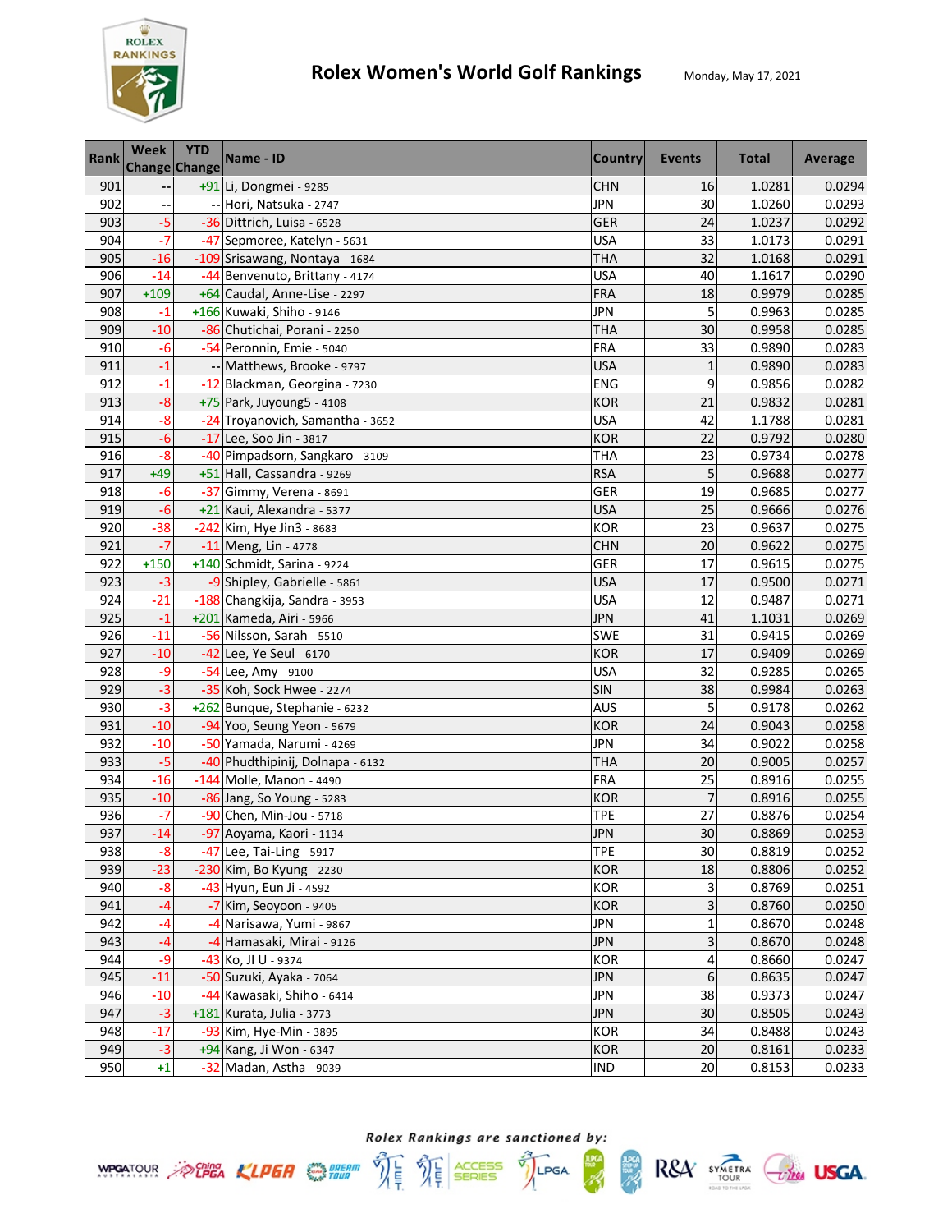# Rolex Women's World Golf Rankings

Monday, May 17, 2021

| Rank | Week Change | YTD Change | Name - ID | Country | Events | Total | Average |
|---|---|---|---|---|---|---|---|
| 901 | -- | +91 | Li, Dongmei - 9285 | CHN | 16 | 1.0281 | 0.0294 |
| 902 | -- | -- | Hori, Natsuka - 2747 | JPN | 30 | 1.0260 | 0.0293 |
| 903 | -5 | -36 | Dittrich, Luisa - 6528 | GER | 24 | 1.0237 | 0.0292 |
| 904 | -7 | -47 | Sepmoree, Katelyn - 5631 | USA | 33 | 1.0173 | 0.0291 |
| 905 | -16 | -109 | Srisawang, Nontaya - 1684 | THA | 32 | 1.0168 | 0.0291 |
| 906 | -14 | -44 | Benvenuto, Brittany - 4174 | USA | 40 | 1.1617 | 0.0290 |
| 907 | +109 | +64 | Caudal, Anne-Lise - 2297 | FRA | 18 | 0.9979 | 0.0285 |
| 908 | -1 | +166 | Kuwaki, Shiho - 9146 | JPN | 5 | 0.9963 | 0.0285 |
| 909 | -10 | -86 | Chutichai, Porani - 2250 | THA | 30 | 0.9958 | 0.0285 |
| 910 | -6 | -54 | Peronnin, Emie - 5040 | FRA | 33 | 0.9890 | 0.0283 |
| 911 | -1 | -- | Matthews, Brooke - 9797 | USA | 1 | 0.9890 | 0.0283 |
| 912 | -1 | -12 | Blackman, Georgina - 7230 | ENG | 9 | 0.9856 | 0.0282 |
| 913 | -8 | +75 | Park, Juyoung5 - 4108 | KOR | 21 | 0.9832 | 0.0281 |
| 914 | -8 | -24 | Troyanovich, Samantha - 3652 | USA | 42 | 1.1788 | 0.0281 |
| 915 | -6 | -17 | Lee, Soo Jin - 3817 | KOR | 22 | 0.9792 | 0.0280 |
| 916 | -8 | -40 | Pimpadsorn, Sangkaro - 3109 | THA | 23 | 0.9734 | 0.0278 |
| 917 | +49 | +51 | Hall, Cassandra - 9269 | RSA | 5 | 0.9688 | 0.0277 |
| 918 | -6 | -37 | Gimmy, Verena - 8691 | GER | 19 | 0.9685 | 0.0277 |
| 919 | -6 | +21 | Kaui, Alexandra - 5377 | USA | 25 | 0.9666 | 0.0276 |
| 920 | -38 | -242 | Kim, Hye Jin3 - 8683 | KOR | 23 | 0.9637 | 0.0275 |
| 921 | -7 | -11 | Meng, Lin - 4778 | CHN | 20 | 0.9622 | 0.0275 |
| 922 | +150 | +140 | Schmidt, Sarina - 9224 | GER | 17 | 0.9615 | 0.0275 |
| 923 | -3 | -9 | Shipley, Gabrielle - 5861 | USA | 17 | 0.9500 | 0.0271 |
| 924 | -21 | -188 | Changkija, Sandra - 3953 | USA | 12 | 0.9487 | 0.0271 |
| 925 | -1 | +201 | Kameda, Airi - 5966 | JPN | 41 | 1.1031 | 0.0269 |
| 926 | -11 | -56 | Nilsson, Sarah - 5510 | SWE | 31 | 0.9415 | 0.0269 |
| 927 | -10 | -42 | Lee, Ye Seul - 6170 | KOR | 17 | 0.9409 | 0.0269 |
| 928 | -9 | -54 | Lee, Amy - 9100 | USA | 32 | 0.9285 | 0.0265 |
| 929 | -3 | -35 | Koh, Sock Hwee - 2274 | SIN | 38 | 0.9984 | 0.0263 |
| 930 | -3 | +262 | Bunque, Stephanie - 6232 | AUS | 5 | 0.9178 | 0.0262 |
| 931 | -10 | -94 | Yoo, Seung Yeon - 5679 | KOR | 24 | 0.9043 | 0.0258 |
| 932 | -10 | -50 | Yamada, Narumi - 4269 | JPN | 34 | 0.9022 | 0.0258 |
| 933 | -5 | -40 | Phudthipinij, Dolnapa - 6132 | THA | 20 | 0.9005 | 0.0257 |
| 934 | -16 | -144 | Molle, Manon - 4490 | FRA | 25 | 0.8916 | 0.0255 |
| 935 | -10 | -86 | Jang, So Young - 5283 | KOR | 7 | 0.8916 | 0.0255 |
| 936 | -7 | -90 | Chen, Min-Jou - 5718 | TPE | 27 | 0.8876 | 0.0254 |
| 937 | -14 | -97 | Aoyama, Kaori - 1134 | JPN | 30 | 0.8869 | 0.0253 |
| 938 | -8 | -47 | Lee, Tai-Ling - 5917 | TPE | 30 | 0.8819 | 0.0252 |
| 939 | -23 | -230 | Kim, Bo Kyung - 2230 | KOR | 18 | 0.8806 | 0.0252 |
| 940 | -8 | -43 | Hyun, Eun Ji - 4592 | KOR | 3 | 0.8769 | 0.0251 |
| 941 | -4 | -7 | Kim, Seoyoon - 9405 | KOR | 3 | 0.8760 | 0.0250 |
| 942 | -4 | -4 | Narisawa, Yumi - 9867 | JPN | 1 | 0.8670 | 0.0248 |
| 943 | -4 | -4 | Hamasaki, Mirai - 9126 | JPN | 3 | 0.8670 | 0.0248 |
| 944 | -9 | -43 | Ko, JI U - 9374 | KOR | 4 | 0.8660 | 0.0247 |
| 945 | -11 | -50 | Suzuki, Ayaka - 7064 | JPN | 6 | 0.8635 | 0.0247 |
| 946 | -10 | -44 | Kawasaki, Shiho - 6414 | JPN | 38 | 0.9373 | 0.0247 |
| 947 | -3 | +181 | Kurata, Julia - 3773 | JPN | 30 | 0.8505 | 0.0243 |
| 948 | -17 | -93 | Kim, Hye-Min - 3895 | KOR | 34 | 0.8488 | 0.0243 |
| 949 | -3 | +94 | Kang, Ji Won - 6347 | KOR | 20 | 0.8161 | 0.0233 |
| 950 | +1 | -32 | Madan, Astha - 9039 | IND | 20 | 0.8153 | 0.0233 |

*Rolex Rankings are sanctioned by:*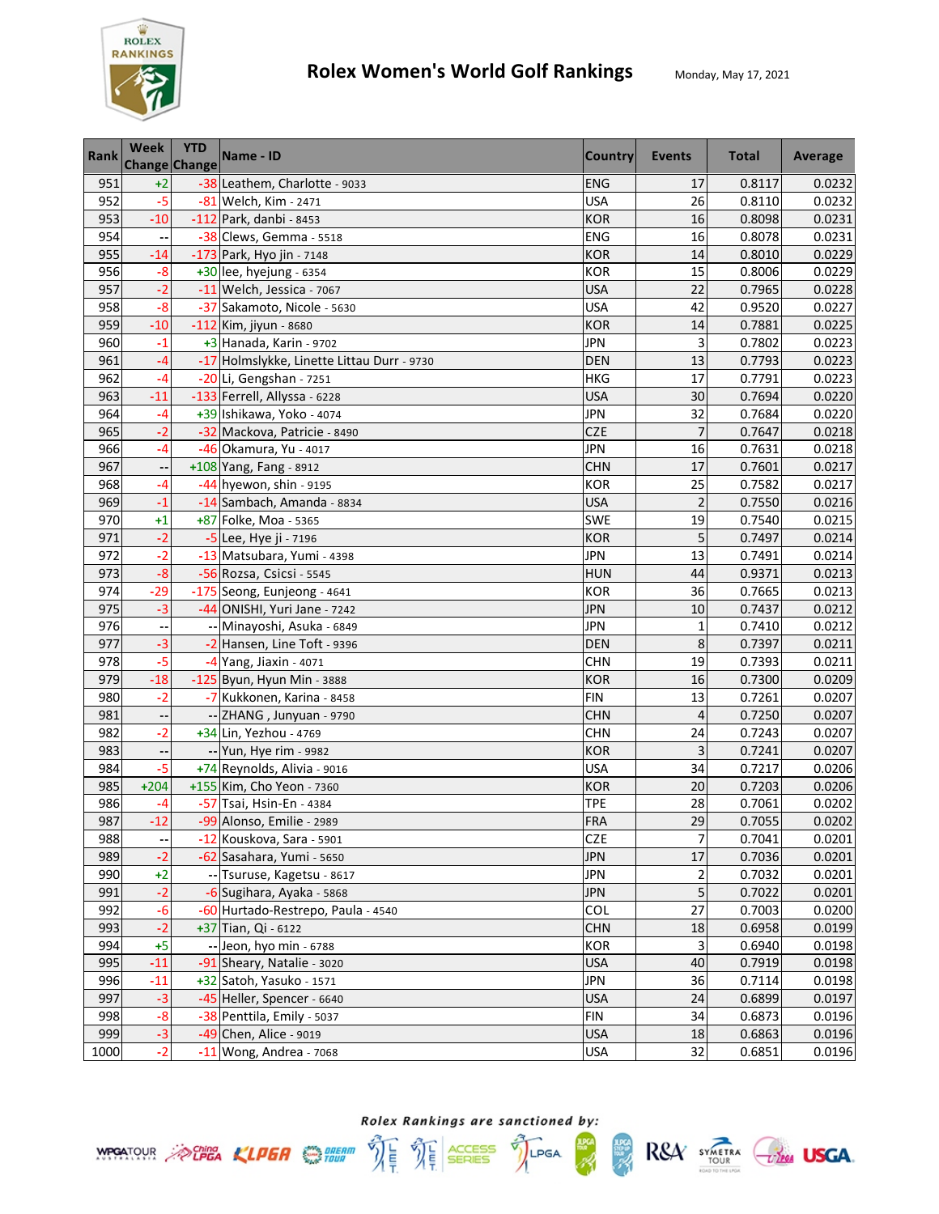# Rolex Women's World Golf Rankings

Monday, May 17, 2021

| Rank | Week Change | YTD Change | Name - ID | Country | Events | Total | Average |
|---|---|---|---|---|---|---|---|
| 951 | +2 | -38 | Leathem, Charlotte - 9033 | ENG | 17 | 0.8117 | 0.0232 |
| 952 | -5 | -81 | Welch, Kim - 2471 | USA | 26 | 0.8110 | 0.0232 |
| 953 | -10 | -112 | Park, danbi - 8453 | KOR | 16 | 0.8098 | 0.0231 |
| 954 | -- | -38 | Clews, Gemma - 5518 | ENG | 16 | 0.8078 | 0.0231 |
| 955 | -14 | -173 | Park, Hyo jin - 7148 | KOR | 14 | 0.8010 | 0.0229 |
| 956 | -8 | +30 | lee, hyejung - 6354 | KOR | 15 | 0.8006 | 0.0229 |
| 957 | -2 | -11 | Welch, Jessica - 7067 | USA | 22 | 0.7965 | 0.0228 |
| 958 | -8 | -37 | Sakamoto, Nicole - 5630 | USA | 42 | 0.9520 | 0.0227 |
| 959 | -10 | -112 | Kim, jiyun - 8680 | KOR | 14 | 0.7881 | 0.0225 |
| 960 | -1 | +3 | Hanada, Karin - 9702 | JPN | 3 | 0.7802 | 0.0223 |
| 961 | -4 | -17 | Holmslykke, Linette Littau Durr - 9730 | DEN | 13 | 0.7793 | 0.0223 |
| 962 | -4 | -20 | Li, Gengshan - 7251 | HKG | 17 | 0.7791 | 0.0223 |
| 963 | -11 | -133 | Ferrell, Allyssa - 6228 | USA | 30 | 0.7694 | 0.0220 |
| 964 | -4 | +39 | Ishikawa, Yoko - 4074 | JPN | 32 | 0.7684 | 0.0220 |
| 965 | -2 | -32 | Mackova, Patricie - 8490 | CZE | 7 | 0.7647 | 0.0218 |
| 966 | -4 | -46 | Okamura, Yu - 4017 | JPN | 16 | 0.7631 | 0.0218 |
| 967 | -- | +108 | Yang, Fang - 8912 | CHN | 17 | 0.7601 | 0.0217 |
| 968 | -4 | -44 | hyewon, shin - 9195 | KOR | 25 | 0.7582 | 0.0217 |
| 969 | -1 | -14 | Sambach, Amanda - 8834 | USA | 2 | 0.7550 | 0.0216 |
| 970 | +1 | +87 | Folke, Moa - 5365 | SWE | 19 | 0.7540 | 0.0215 |
| 971 | -2 | -5 | Lee, Hye ji - 7196 | KOR | 5 | 0.7497 | 0.0214 |
| 972 | -2 | -13 | Matsubara, Yumi - 4398 | JPN | 13 | 0.7491 | 0.0214 |
| 973 | -8 | -56 | Rozsa, Csicsi - 5545 | HUN | 44 | 0.9371 | 0.0213 |
| 974 | -29 | -175 | Seong, Eunjeong - 4641 | KOR | 36 | 0.7665 | 0.0213 |
| 975 | -3 | -44 | ONISHI, Yuri Jane - 7242 | JPN | 10 | 0.7437 | 0.0212 |
| 976 | -- | -- | Minayoshi, Asuka - 6849 | JPN | 1 | 0.7410 | 0.0212 |
| 977 | -3 | -2 | Hansen, Line Toft - 9396 | DEN | 8 | 0.7397 | 0.0211 |
| 978 | -5 | -4 | Yang, Jiaxin - 4071 | CHN | 19 | 0.7393 | 0.0211 |
| 979 | -18 | -125 | Byun, Hyun Min - 3888 | KOR | 16 | 0.7300 | 0.0209 |
| 980 | -2 | -7 | Kukkonen, Karina - 8458 | FIN | 13 | 0.7261 | 0.0207 |
| 981 | -- | -- | ZHANG , Junyuan - 9790 | CHN | 4 | 0.7250 | 0.0207 |
| 982 | -2 | +34 | Lin, Yezhou - 4769 | CHN | 24 | 0.7243 | 0.0207 |
| 983 | -- | -- | Yun, Hye rim - 9982 | KOR | 3 | 0.7241 | 0.0207 |
| 984 | -5 | +74 | Reynolds, Alivia - 9016 | USA | 34 | 0.7217 | 0.0206 |
| 985 | +204 | +155 | Kim, Cho Yeon - 7360 | KOR | 20 | 0.7203 | 0.0206 |
| 986 | -4 | -57 | Tsai, Hsin-En - 4384 | TPE | 28 | 0.7061 | 0.0202 |
| 987 | -12 | -99 | Alonso, Emilie - 2989 | FRA | 29 | 0.7055 | 0.0202 |
| 988 | -- | -12 | Kouskova, Sara - 5901 | CZE | 7 | 0.7041 | 0.0201 |
| 989 | -2 | -62 | Sasahara, Yumi - 5650 | JPN | 17 | 0.7036 | 0.0201 |
| 990 | +2 | -- | Tsuruse, Kagetsu - 8617 | JPN | 2 | 0.7032 | 0.0201 |
| 991 | -2 | -6 | Sugihara, Ayaka - 5868 | JPN | 5 | 0.7022 | 0.0201 |
| 992 | -6 | -60 | Hurtado-Restrepo, Paula - 4540 | COL | 27 | 0.7003 | 0.0200 |
| 993 | -2 | +37 | Tian, Qi - 6122 | CHN | 18 | 0.6958 | 0.0199 |
| 994 | +5 | -- | Jeon, hyo min - 6788 | KOR | 3 | 0.6940 | 0.0198 |
| 995 | -11 | -91 | Sheary, Natalie - 3020 | USA | 40 | 0.7919 | 0.0198 |
| 996 | -11 | +32 | Satoh, Yasuko - 1571 | JPN | 36 | 0.7114 | 0.0198 |
| 997 | -3 | -45 | Heller, Spencer - 6640 | USA | 24 | 0.6899 | 0.0197 |
| 998 | -8 | -38 | Penttila, Emily - 5037 | FIN | 34 | 0.6873 | 0.0196 |
| 999 | -3 | -49 | Chen, Alice - 9019 | USA | 18 | 0.6863 | 0.0196 |
| 1000 | -2 | -11 | Wong, Andrea - 7068 | USA | 32 | 0.6851 | 0.0196 |

*Rolex Rankings are sanctioned by:*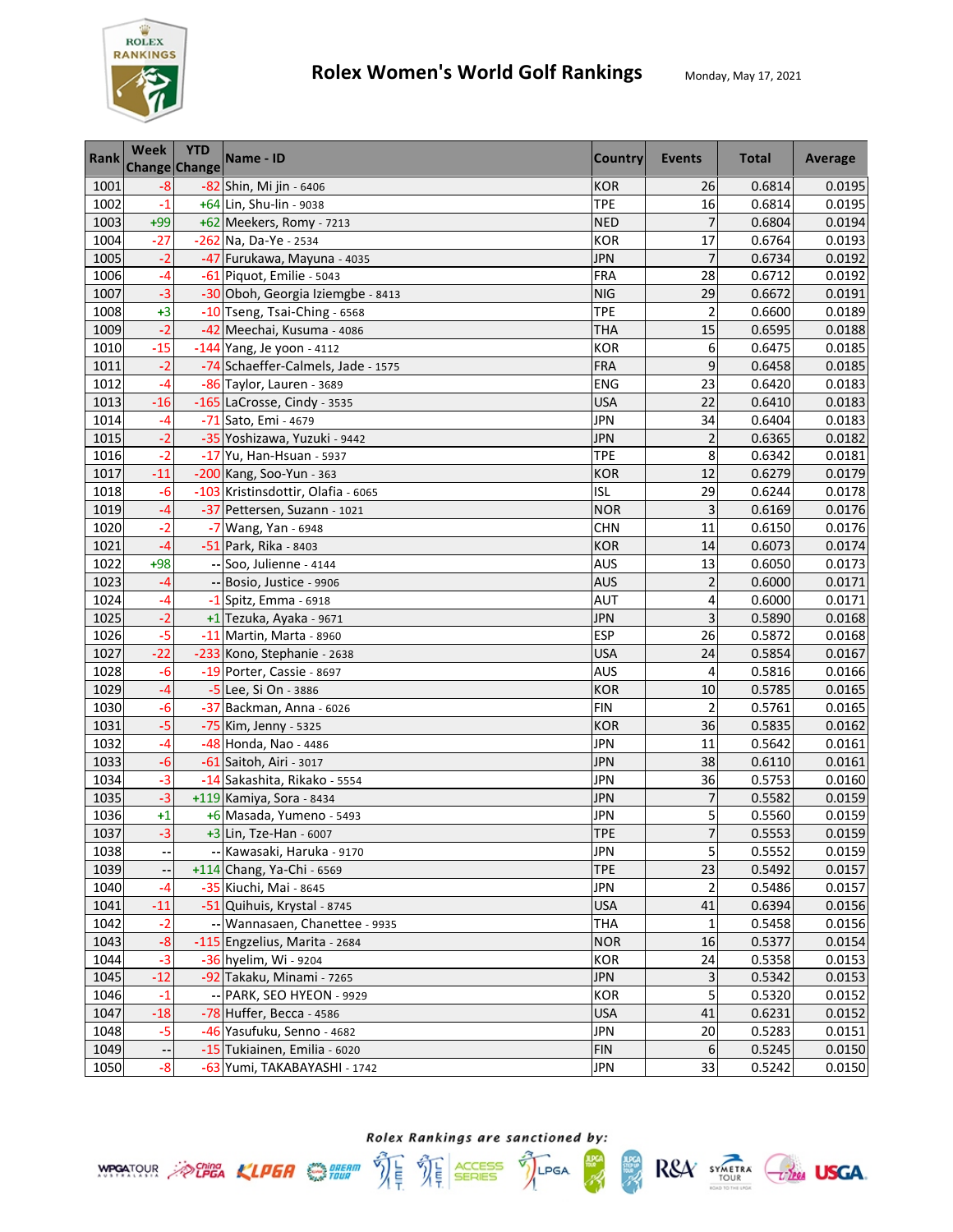# Rolex Women's World Golf Rankings

Monday, May 17, 2021

| Rank | Week Change | YTD Change | Name - ID | Country | Events | Total | Average |
|---|---|---|---|---|---|---|---|
| 1001 | -8 | -82 | Shin, Mi jin - 6406 | KOR | 26 | 0.6814 | 0.0195 |
| 1002 | -1 | +64 | Lin, Shu-lin - 9038 | TPE | 16 | 0.6814 | 0.0195 |
| 1003 | +99 | +62 | Meekers, Romy - 7213 | NED | 7 | 0.6804 | 0.0194 |
| 1004 | -27 | -262 | Na, Da-Ye - 2534 | KOR | 17 | 0.6764 | 0.0193 |
| 1005 | -2 | -47 | Furukawa, Mayuna - 4035 | JPN | 7 | 0.6734 | 0.0192 |
| 1006 | -4 | -61 | Piquot, Emilie - 5043 | FRA | 28 | 0.6712 | 0.0192 |
| 1007 | -3 | -30 | Oboh, Georgia Iziemgbe - 8413 | NIG | 29 | 0.6672 | 0.0191 |
| 1008 | +3 | -10 | Tseng, Tsai-Ching - 6568 | TPE | 2 | 0.6600 | 0.0189 |
| 1009 | -2 | -42 | Meechai, Kusuma - 4086 | THA | 15 | 0.6595 | 0.0188 |
| 1010 | -15 | -144 | Yang, Je yoon - 4112 | KOR | 6 | 0.6475 | 0.0185 |
| 1011 | -2 | -74 | Schaeffer-Calmels, Jade - 1575 | FRA | 9 | 0.6458 | 0.0185 |
| 1012 | -4 | -86 | Taylor, Lauren - 3689 | ENG | 23 | 0.6420 | 0.0183 |
| 1013 | -16 | -165 | LaCrosse, Cindy - 3535 | USA | 22 | 0.6410 | 0.0183 |
| 1014 | -4 | -71 | Sato, Emi - 4679 | JPN | 34 | 0.6404 | 0.0183 |
| 1015 | -2 | -35 | Yoshizawa, Yuzuki - 9442 | JPN | 2 | 0.6365 | 0.0182 |
| 1016 | -2 | -17 | Yu, Han-Hsuan - 5937 | TPE | 8 | 0.6342 | 0.0181 |
| 1017 | -11 | -200 | Kang, Soo-Yun - 363 | KOR | 12 | 0.6279 | 0.0179 |
| 1018 | -6 | -103 | Kristinsdottir, Olafia - 6065 | ISL | 29 | 0.6244 | 0.0178 |
| 1019 | -4 | -37 | Pettersen, Suzann - 1021 | NOR | 3 | 0.6169 | 0.0176 |
| 1020 | -2 | -7 | Wang, Yan - 6948 | CHN | 11 | 0.6150 | 0.0176 |
| 1021 | -4 | -51 | Park, Rika - 8403 | KOR | 14 | 0.6073 | 0.0174 |
| 1022 | +98 | -- | Soo, Julienne - 4144 | AUS | 13 | 0.6050 | 0.0173 |
| 1023 | -4 | -- | Bosio, Justice - 9906 | AUS | 2 | 0.6000 | 0.0171 |
| 1024 | -4 | -1 | Spitz, Emma - 6918 | AUT | 4 | 0.6000 | 0.0171 |
| 1025 | -2 | +1 | Tezuka, Ayaka - 9671 | JPN | 3 | 0.5890 | 0.0168 |
| 1026 | -5 | -11 | Martin, Marta - 8960 | ESP | 26 | 0.5872 | 0.0168 |
| 1027 | -22 | -233 | Kono, Stephanie - 2638 | USA | 24 | 0.5854 | 0.0167 |
| 1028 | -6 | -19 | Porter, Cassie - 8697 | AUS | 4 | 0.5816 | 0.0166 |
| 1029 | -4 | -5 | Lee, Si On - 3886 | KOR | 10 | 0.5785 | 0.0165 |
| 1030 | -6 | -37 | Backman, Anna - 6026 | FIN | 2 | 0.5761 | 0.0165 |
| 1031 | -5 | -75 | Kim, Jenny - 5325 | KOR | 36 | 0.5835 | 0.0162 |
| 1032 | -4 | -48 | Honda, Nao - 4486 | JPN | 11 | 0.5642 | 0.0161 |
| 1033 | -6 | -61 | Saitoh, Airi - 3017 | JPN | 38 | 0.6110 | 0.0161 |
| 1034 | -3 | -14 | Sakashita, Rikako - 5554 | JPN | 36 | 0.5753 | 0.0160 |
| 1035 | -3 | +119 | Kamiya, Sora - 8434 | JPN | 7 | 0.5582 | 0.0159 |
| 1036 | +1 | +6 | Masada, Yumeno - 5493 | JPN | 5 | 0.5560 | 0.0159 |
| 1037 | -3 | +3 | Lin, Tze-Han - 6007 | TPE | 7 | 0.5553 | 0.0159 |
| 1038 | -- | -- | Kawasaki, Haruka - 9170 | JPN | 5 | 0.5552 | 0.0159 |
| 1039 | -- | +114 | Chang, Ya-Chi - 6569 | TPE | 23 | 0.5492 | 0.0157 |
| 1040 | -4 | -35 | Kiuchi, Mai - 8645 | JPN | 2 | 0.5486 | 0.0157 |
| 1041 | -11 | -51 | Quihuis, Krystal - 8745 | USA | 41 | 0.6394 | 0.0156 |
| 1042 | -2 | -- | Wannasaen, Chanettee - 9935 | THA | 1 | 0.5458 | 0.0156 |
| 1043 | -8 | -115 | Engzelius, Marita - 2684 | NOR | 16 | 0.5377 | 0.0154 |
| 1044 | -3 | -36 | hyelim, Wi - 9204 | KOR | 24 | 0.5358 | 0.0153 |
| 1045 | -12 | -92 | Takaku, Minami - 7265 | JPN | 3 | 0.5342 | 0.0153 |
| 1046 | -1 | -- | PARK, SEO HYEON - 9929 | KOR | 5 | 0.5320 | 0.0152 |
| 1047 | -18 | -78 | Huffer, Becca - 4586 | USA | 41 | 0.6231 | 0.0152 |
| 1048 | -5 | -46 | Yasufuku, Senno - 4682 | JPN | 20 | 0.5283 | 0.0151 |
| 1049 | -- | -15 | Tukiainen, Emilia - 6020 | FIN | 6 | 0.5245 | 0.0150 |
| 1050 | -8 | -63 | Yumi, TAKABAYASHI - 1742 | JPN | 33 | 0.5242 | 0.0150 |

*Rolex Rankings are sanctioned by:*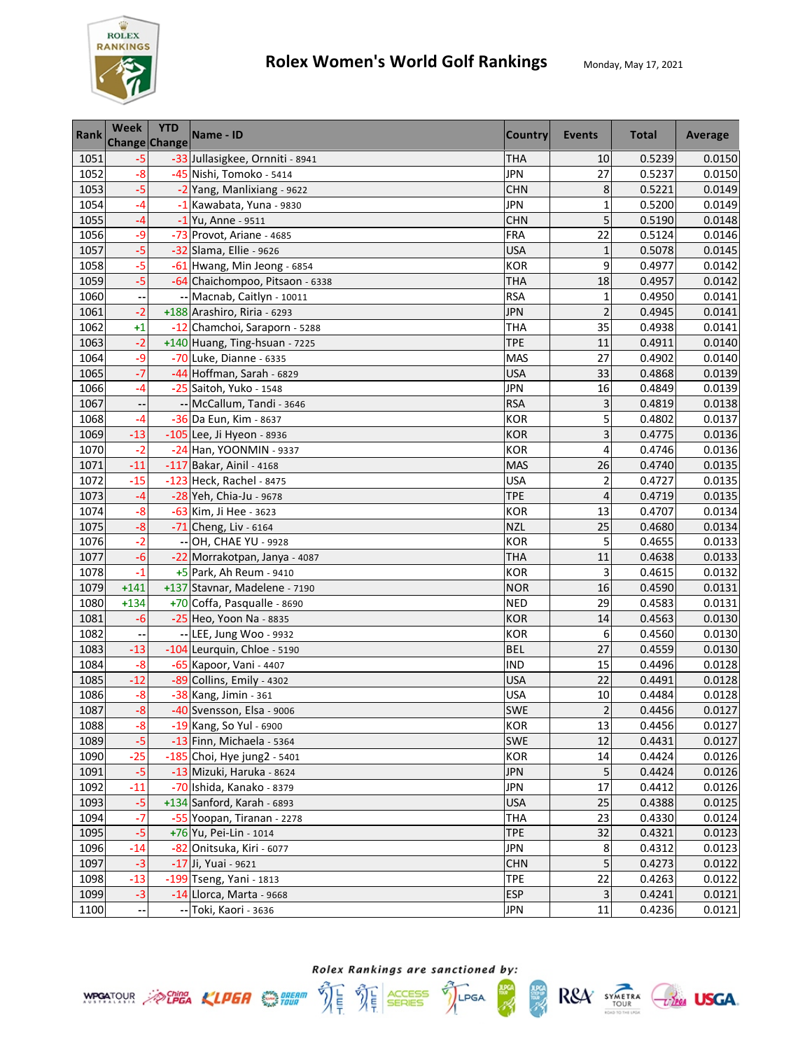# Rolex Women's World Golf Rankings

Monday, May 17, 2021

| Rank | Week Change | YTD Change | Name - ID | Country | Events | Total | Average |
|---|---|---|---|---|---|---|---|
| 1051 | -5 | -33 | Jullasigkee, Ornniti - 8941 | THA | 10 | 0.5239 | 0.0150 |
| 1052 | -8 | -45 | Nishi, Tomoko - 5414 | JPN | 27 | 0.5237 | 0.0150 |
| 1053 | -5 | -2 | Yang, Manlixiang - 9622 | CHN | 8 | 0.5221 | 0.0149 |
| 1054 | -4 | -1 | Kawabata, Yuna - 9830 | JPN | 1 | 0.5200 | 0.0149 |
| 1055 | -4 | -1 | Yu, Anne - 9511 | CHN | 5 | 0.5190 | 0.0148 |
| 1056 | -9 | -73 | Provot, Ariane - 4685 | FRA | 22 | 0.5124 | 0.0146 |
| 1057 | -5 | -32 | Slama, Ellie - 9626 | USA | 1 | 0.5078 | 0.0145 |
| 1058 | -5 | -61 | Hwang, Min Jeong - 6854 | KOR | 9 | 0.4977 | 0.0142 |
| 1059 | -5 | -64 | Chaichompoo, Pitsaon - 6338 | THA | 18 | 0.4957 | 0.0142 |
| 1060 | -- | -- | Macnab, Caitlyn - 10011 | RSA | 1 | 0.4950 | 0.0141 |
| 1061 | -2 | +188 | Arashiro, Riria - 6293 | JPN | 2 | 0.4945 | 0.0141 |
| 1062 | +1 | -12 | Chamchoi, Saraporn - 5288 | THA | 35 | 0.4938 | 0.0141 |
| 1063 | -2 | +140 | Huang, Ting-hsuan - 7225 | TPE | 11 | 0.4911 | 0.0140 |
| 1064 | -9 | -70 | Luke, Dianne - 6335 | MAS | 27 | 0.4902 | 0.0140 |
| 1065 | -7 | -44 | Hoffman, Sarah - 6829 | USA | 33 | 0.4868 | 0.0139 |
| 1066 | -4 | -25 | Saitoh, Yuko - 1548 | JPN | 16 | 0.4849 | 0.0139 |
| 1067 | -- | -- | McCallum, Tandi - 3646 | RSA | 3 | 0.4819 | 0.0138 |
| 1068 | -4 | -36 | Da Eun, Kim - 8637 | KOR | 5 | 0.4802 | 0.0137 |
| 1069 | -13 | -105 | Lee, Ji Hyeon - 8936 | KOR | 3 | 0.4775 | 0.0136 |
| 1070 | -2 | -24 | Han, YOONMIN - 9337 | KOR | 4 | 0.4746 | 0.0136 |
| 1071 | -11 | -117 | Bakar, Ainil - 4168 | MAS | 26 | 0.4740 | 0.0135 |
| 1072 | -15 | -123 | Heck, Rachel - 8475 | USA | 2 | 0.4727 | 0.0135 |
| 1073 | -4 | -28 | Yeh, Chia-Ju - 9678 | TPE | 4 | 0.4719 | 0.0135 |
| 1074 | -8 | -63 | Kim, Ji Hee - 3623 | KOR | 13 | 0.4707 | 0.0134 |
| 1075 | -8 | -71 | Cheng, Liv - 6164 | NZL | 25 | 0.4680 | 0.0134 |
| 1076 | -2 | -- | OH, CHAE YU - 9928 | KOR | 5 | 0.4655 | 0.0133 |
| 1077 | -6 | -22 | Morrakotpan, Janya - 4087 | THA | 11 | 0.4638 | 0.0133 |
| 1078 | -1 | +5 | Park, Ah Reum - 9410 | KOR | 3 | 0.4615 | 0.0132 |
| 1079 | +141 | +137 | Stavnar, Madelene - 7190 | NOR | 16 | 0.4590 | 0.0131 |
| 1080 | +134 | +70 | Coffa, Pasqualle - 8690 | NED | 29 | 0.4583 | 0.0131 |
| 1081 | -6 | -25 | Heo, Yoon Na - 8835 | KOR | 14 | 0.4563 | 0.0130 |
| 1082 | -- | -- | LEE, Jung Woo - 9932 | KOR | 6 | 0.4560 | 0.0130 |
| 1083 | -13 | -104 | Leurquin, Chloe - 5190 | BEL | 27 | 0.4559 | 0.0130 |
| 1084 | -8 | -65 | Kapoor, Vani - 4407 | IND | 15 | 0.4496 | 0.0128 |
| 1085 | -12 | -89 | Collins, Emily - 4302 | USA | 22 | 0.4491 | 0.0128 |
| 1086 | -8 | -38 | Kang, Jimin - 361 | USA | 10 | 0.4484 | 0.0128 |
| 1087 | -8 | -40 | Svensson, Elsa - 9006 | SWE | 2 | 0.4456 | 0.0127 |
| 1088 | -8 | -19 | Kang, So Yul - 6900 | KOR | 13 | 0.4456 | 0.0127 |
| 1089 | -5 | -13 | Finn, Michaela - 5364 | SWE | 12 | 0.4431 | 0.0127 |
| 1090 | -25 | -185 | Choi, Hye jung2 - 5401 | KOR | 14 | 0.4424 | 0.0126 |
| 1091 | -5 | -13 | Mizuki, Haruka - 8624 | JPN | 5 | 0.4424 | 0.0126 |
| 1092 | -11 | -70 | Ishida, Kanako - 8379 | JPN | 17 | 0.4412 | 0.0126 |
| 1093 | -5 | +134 | Sanford, Karah - 6893 | USA | 25 | 0.4388 | 0.0125 |
| 1094 | -7 | -55 | Yoopan, Tiranan - 2278 | THA | 23 | 0.4330 | 0.0124 |
| 1095 | -5 | +76 | Yu, Pei-Lin - 1014 | TPE | 32 | 0.4321 | 0.0123 |
| 1096 | -14 | -82 | Onitsuka, Kiri - 6077 | JPN | 8 | 0.4312 | 0.0123 |
| 1097 | -3 | -17 | Ji, Yuai - 9621 | CHN | 5 | 0.4273 | 0.0122 |
| 1098 | -13 | -199 | Tseng, Yani - 1813 | TPE | 22 | 0.4263 | 0.0122 |
| 1099 | -3 | -14 | Llorca, Marta - 9668 | ESP | 3 | 0.4241 | 0.0121 |
| 1100 | -- | -- | Toki, Kaori - 3636 | JPN | 11 | 0.4236 | 0.0121 |

*Rolex Rankings are sanctioned by:*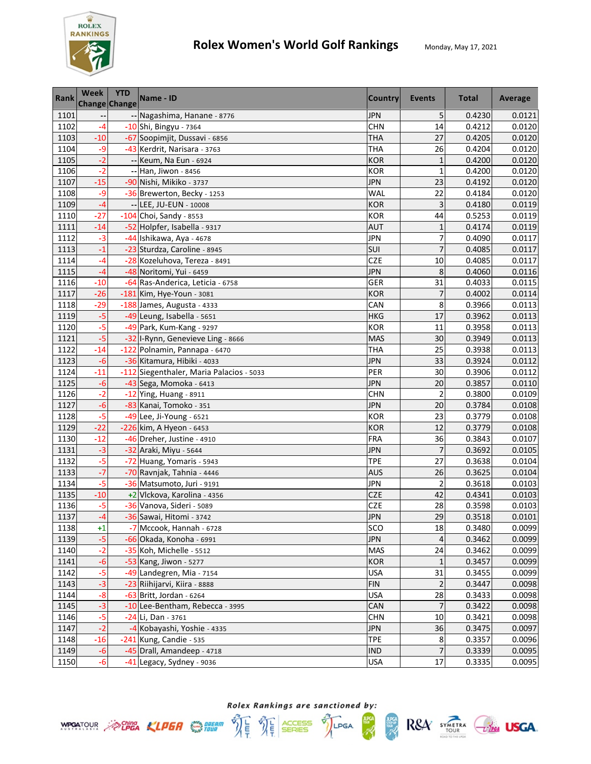# Rolex Women's World Golf Rankings

Monday, May 17, 2021

| Rank | Week Change | YTD Change | Name - ID | Country | Events | Total | Average |
|---|---|---|---|---|---|---|---|
| 1101 | -- | -- | Nagashima, Hanane - 8776 | JPN | 5 | 0.4230 | 0.0121 |
| 1102 | -4 | -10 | Shi, Bingyu - 7364 | CHN | 14 | 0.4212 | 0.0120 |
| 1103 | -10 | -67 | Soopimjit, Dussavi - 6856 | THA | 27 | 0.4205 | 0.0120 |
| 1104 | -9 | -43 | Kerdrit, Narisara - 3763 | THA | 26 | 0.4204 | 0.0120 |
| 1105 | -2 | -- | Keum, Na Eun - 6924 | KOR | 1 | 0.4200 | 0.0120 |
| 1106 | -2 | -- | Han, Jiwon - 8456 | KOR | 1 | 0.4200 | 0.0120 |
| 1107 | -15 | -90 | Nishi, Mikiko - 3737 | JPN | 23 | 0.4192 | 0.0120 |
| 1108 | -9 | -36 | Brewerton, Becky - 1253 | WAL | 22 | 0.4184 | 0.0120 |
| 1109 | -4 | -- | LEE, JU-EUN - 10008 | KOR | 3 | 0.4180 | 0.0119 |
| 1110 | -27 | -104 | Choi, Sandy - 8553 | KOR | 44 | 0.5253 | 0.0119 |
| 1111 | -14 | -52 | Holpfer, Isabella - 9317 | AUT | 1 | 0.4174 | 0.0119 |
| 1112 | -3 | -44 | Ishikawa, Aya - 4678 | JPN | 7 | 0.4090 | 0.0117 |
| 1113 | -1 | -23 | Sturdza, Caroline - 8945 | SUI | 7 | 0.4085 | 0.0117 |
| 1114 | -4 | -28 | Kozeluhova, Tereza - 8491 | CZE | 10 | 0.4085 | 0.0117 |
| 1115 | -4 | -48 | Noritomi, Yui - 6459 | JPN | 8 | 0.4060 | 0.0116 |
| 1116 | -10 | -64 | Ras-Anderica, Leticia - 6758 | GER | 31 | 0.4033 | 0.0115 |
| 1117 | -26 | -181 | Kim, Hye-Youn - 3081 | KOR | 7 | 0.4002 | 0.0114 |
| 1118 | -29 | -188 | James, Augusta - 4333 | CAN | 8 | 0.3966 | 0.0113 |
| 1119 | -5 | -49 | Leung, Isabella - 5651 | HKG | 17 | 0.3962 | 0.0113 |
| 1120 | -5 | -49 | Park, Kum-Kang - 9297 | KOR | 11 | 0.3958 | 0.0113 |
| 1121 | -5 | -32 | I-Rynn, Genevieve Ling - 8666 | MAS | 30 | 0.3949 | 0.0113 |
| 1122 | -14 | -122 | Polnamin, Pannapa - 6470 | THA | 25 | 0.3938 | 0.0113 |
| 1123 | -6 | -36 | Kitamura, Hibiki - 4033 | JPN | 33 | 0.3924 | 0.0112 |
| 1124 | -11 | -112 | Siegenthaler, Maria Palacios - 5033 | PER | 30 | 0.3906 | 0.0112 |
| 1125 | -6 | -43 | Sega, Momoka - 6413 | JPN | 20 | 0.3857 | 0.0110 |
| 1126 | -2 | -12 | Ying, Huang - 8911 | CHN | 2 | 0.3800 | 0.0109 |
| 1127 | -6 | -83 | Kanai, Tomoko - 351 | JPN | 20 | 0.3784 | 0.0108 |
| 1128 | -5 | -49 | Lee, Ji-Young - 6521 | KOR | 23 | 0.3779 | 0.0108 |
| 1129 | -22 | -226 | kim, A Hyeon - 6453 | KOR | 12 | 0.3779 | 0.0108 |
| 1130 | -12 | -46 | Dreher, Justine - 4910 | FRA | 36 | 0.3843 | 0.0107 |
| 1131 | -3 | -32 | Araki, Miyu - 5644 | JPN | 7 | 0.3692 | 0.0105 |
| 1132 | -5 | -72 | Huang, Yomaris - 5943 | TPE | 27 | 0.3638 | 0.0104 |
| 1133 | -7 | -70 | Ravnjak, Tahnia - 4446 | AUS | 26 | 0.3625 | 0.0104 |
| 1134 | -5 | -36 | Matsumoto, Juri - 9191 | JPN | 2 | 0.3618 | 0.0103 |
| 1135 | -10 | +2 | Vlckova, Karolina - 4356 | CZE | 42 | 0.4341 | 0.0103 |
| 1136 | -5 | -36 | Vanova, Sideri - 5089 | CZE | 28 | 0.3598 | 0.0103 |
| 1137 | -4 | -36 | Sawai, Hitomi - 3742 | JPN | 29 | 0.3518 | 0.0101 |
| 1138 | +1 | -7 | Mccook, Hannah - 6728 | SCO | 18 | 0.3480 | 0.0099 |
| 1139 | -5 | -66 | Okada, Konoha - 6991 | JPN | 4 | 0.3462 | 0.0099 |
| 1140 | -2 | -35 | Koh, Michelle - 5512 | MAS | 24 | 0.3462 | 0.0099 |
| 1141 | -6 | -53 | Kang, Jiwon - 5277 | KOR | 1 | 0.3457 | 0.0099 |
| 1142 | -5 | -49 | Landegren, Mia - 7154 | USA | 31 | 0.3455 | 0.0099 |
| 1143 | -3 | -23 | Riihijarvi, Kiira - 8888 | FIN | 2 | 0.3447 | 0.0098 |
| 1144 | -8 | -63 | Britt, Jordan - 6264 | USA | 28 | 0.3433 | 0.0098 |
| 1145 | -3 | -10 | Lee-Bentham, Rebecca - 3995 | CAN | 7 | 0.3422 | 0.0098 |
| 1146 | -5 | -24 | Li, Dan - 3761 | CHN | 10 | 0.3421 | 0.0098 |
| 1147 | -2 | -4 | Kobayashi, Yoshie - 4335 | JPN | 36 | 0.3475 | 0.0097 |
| 1148 | -16 | -241 | Kung, Candie - 535 | TPE | 8 | 0.3357 | 0.0096 |
| 1149 | -6 | -45 | Drall, Amandeep - 4718 | IND | 7 | 0.3339 | 0.0095 |
| 1150 | -6 | -41 | Legacy, Sydney - 9036 | USA | 17 | 0.3335 | 0.0095 |

*Rolex Rankings are sanctioned by:*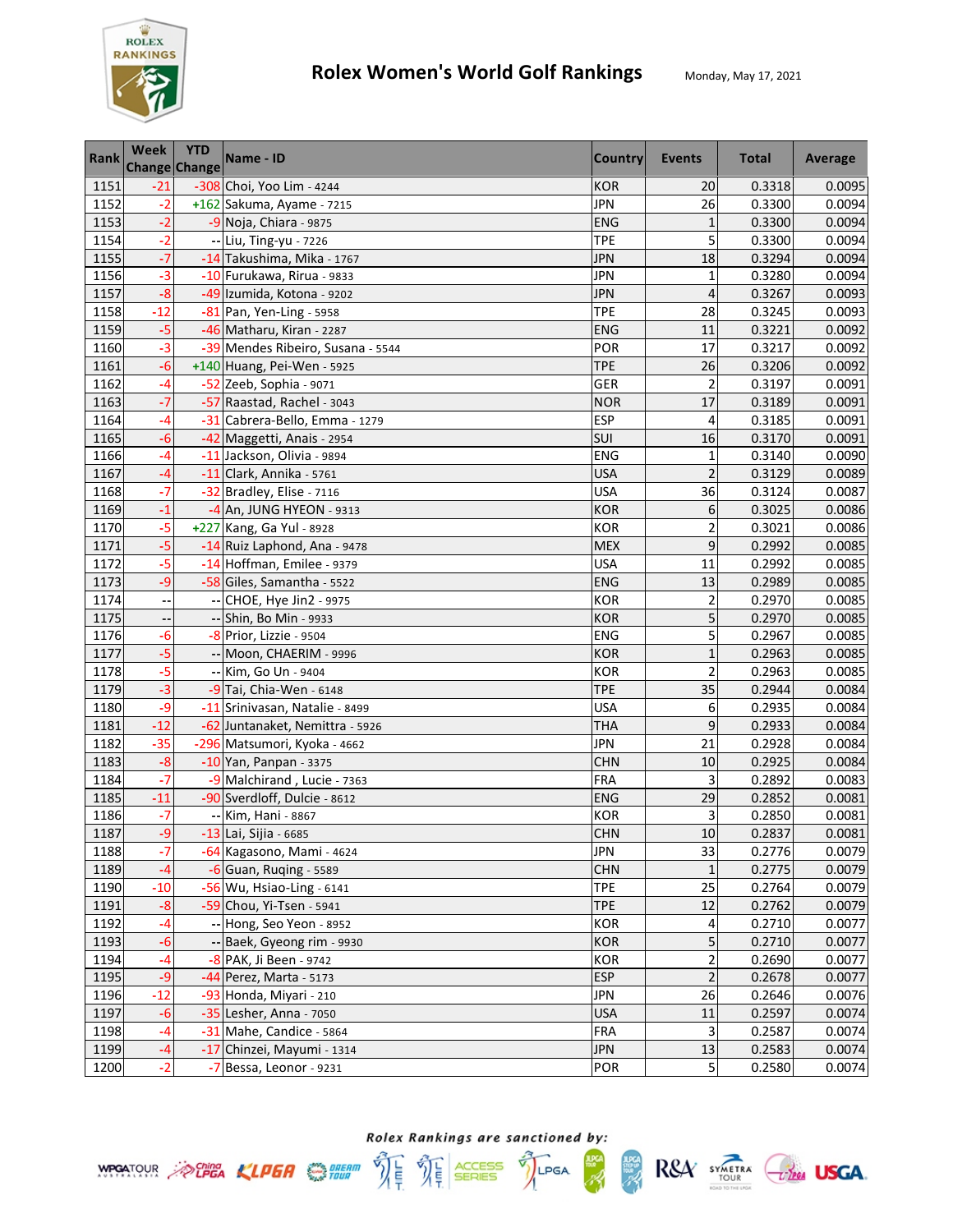# Rolex Women's World Golf Rankings

Monday, May 17, 2021

| Rank | Week Change | YTD Change | Name - ID | Country | Events | Total | Average |
|---|---|---|---|---|---|---|---|
| 1151 | -21 | -308 | Choi, Yoo Lim - 4244 | KOR | 20 | 0.3318 | 0.0095 |
| 1152 | -2 | +162 | Sakuma, Ayame - 7215 | JPN | 26 | 0.3300 | 0.0094 |
| 1153 | -2 | -9 | Noja, Chiara - 9875 | ENG | 1 | 0.3300 | 0.0094 |
| 1154 | -2 | -- | Liu, Ting-yu - 7226 | TPE | 5 | 0.3300 | 0.0094 |
| 1155 | -7 | -14 | Takushima, Mika - 1767 | JPN | 18 | 0.3294 | 0.0094 |
| 1156 | -3 | -10 | Furukawa, Rirua - 9833 | JPN | 1 | 0.3280 | 0.0094 |
| 1157 | -8 | -49 | Izumida, Kotona - 9202 | JPN | 4 | 0.3267 | 0.0093 |
| 1158 | -12 | -81 | Pan, Yen-Ling - 5958 | TPE | 28 | 0.3245 | 0.0093 |
| 1159 | -5 | -46 | Matharu, Kiran - 2287 | ENG | 11 | 0.3221 | 0.0092 |
| 1160 | -3 | -39 | Mendes Ribeiro, Susana - 5544 | POR | 17 | 0.3217 | 0.0092 |
| 1161 | -6 | +140 | Huang, Pei-Wen - 5925 | TPE | 26 | 0.3206 | 0.0092 |
| 1162 | -4 | -52 | Zeeb, Sophia - 9071 | GER | 2 | 0.3197 | 0.0091 |
| 1163 | -7 | -57 | Raastad, Rachel - 3043 | NOR | 17 | 0.3189 | 0.0091 |
| 1164 | -4 | -31 | Cabrera-Bello, Emma - 1279 | ESP | 4 | 0.3185 | 0.0091 |
| 1165 | -6 | -42 | Maggetti, Anais - 2954 | SUI | 16 | 0.3170 | 0.0091 |
| 1166 | -4 | -11 | Jackson, Olivia - 9894 | ENG | 1 | 0.3140 | 0.0090 |
| 1167 | -4 | -11 | Clark, Annika - 5761 | USA | 2 | 0.3129 | 0.0089 |
| 1168 | -7 | -32 | Bradley, Elise - 7116 | USA | 36 | 0.3124 | 0.0087 |
| 1169 | -1 | -4 | An, JUNG HYEON - 9313 | KOR | 6 | 0.3025 | 0.0086 |
| 1170 | -5 | +227 | Kang, Ga Yul - 8928 | KOR | 2 | 0.3021 | 0.0086 |
| 1171 | -5 | -14 | Ruiz Laphond, Ana - 9478 | MEX | 9 | 0.2992 | 0.0085 |
| 1172 | -5 | -14 | Hoffman, Emilee - 9379 | USA | 11 | 0.2992 | 0.0085 |
| 1173 | -9 | -58 | Giles, Samantha - 5522 | ENG | 13 | 0.2989 | 0.0085 |
| 1174 | -- | -- | CHOE, Hye Jin2 - 9975 | KOR | 2 | 0.2970 | 0.0085 |
| 1175 | -- | -- | Shin, Bo Min - 9933 | KOR | 5 | 0.2970 | 0.0085 |
| 1176 | -6 | -8 | Prior, Lizzie - 9504 | ENG | 5 | 0.2967 | 0.0085 |
| 1177 | -5 | -- | Moon, CHAERIM - 9996 | KOR | 1 | 0.2963 | 0.0085 |
| 1178 | -5 | -- | Kim, Go Un - 9404 | KOR | 2 | 0.2963 | 0.0085 |
| 1179 | -3 | -9 | Tai, Chia-Wen - 6148 | TPE | 35 | 0.2944 | 0.0084 |
| 1180 | -9 | -11 | Srinivasan, Natalie - 8499 | USA | 6 | 0.2935 | 0.0084 |
| 1181 | -12 | -62 | Juntanaket, Nemittra - 5926 | THA | 9 | 0.2933 | 0.0084 |
| 1182 | -35 | -296 | Matsumori, Kyoka - 4662 | JPN | 21 | 0.2928 | 0.0084 |
| 1183 | -8 | -10 | Yan, Panpan - 3375 | CHN | 10 | 0.2925 | 0.0084 |
| 1184 | -7 | -9 | Malchirand , Lucie - 7363 | FRA | 3 | 0.2892 | 0.0083 |
| 1185 | -11 | -90 | Sverdloff, Dulcie - 8612 | ENG | 29 | 0.2852 | 0.0081 |
| 1186 | -7 | -- | Kim, Hani - 8867 | KOR | 3 | 0.2850 | 0.0081 |
| 1187 | -9 | -13 | Lai, Sijia - 6685 | CHN | 10 | 0.2837 | 0.0081 |
| 1188 | -7 | -64 | Kagasono, Mami - 4624 | JPN | 33 | 0.2776 | 0.0079 |
| 1189 | -4 | -6 | Guan, Ruqing - 5589 | CHN | 1 | 0.2775 | 0.0079 |
| 1190 | -10 | -56 | Wu, Hsiao-Ling - 6141 | TPE | 25 | 0.2764 | 0.0079 |
| 1191 | -8 | -59 | Chou, Yi-Tsen - 5941 | TPE | 12 | 0.2762 | 0.0079 |
| 1192 | -4 | -- | Hong, Seo Yeon - 8952 | KOR | 4 | 0.2710 | 0.0077 |
| 1193 | -6 | -- | Baek, Gyeong rim - 9930 | KOR | 5 | 0.2710 | 0.0077 |
| 1194 | -4 | -8 | PAK, Ji Been - 9742 | KOR | 2 | 0.2690 | 0.0077 |
| 1195 | -9 | -44 | Perez, Marta - 5173 | ESP | 2 | 0.2678 | 0.0077 |
| 1196 | -12 | -93 | Honda, Miyari - 210 | JPN | 26 | 0.2646 | 0.0076 |
| 1197 | -6 | -35 | Lesher, Anna - 7050 | USA | 11 | 0.2597 | 0.0074 |
| 1198 | -4 | -31 | Mahe, Candice - 5864 | FRA | 3 | 0.2587 | 0.0074 |
| 1199 | -4 | -17 | Chinzei, Mayumi - 1314 | JPN | 13 | 0.2583 | 0.0074 |
| 1200 | -2 | -7 | Bessa, Leonor - 9231 | POR | 5 | 0.2580 | 0.0074 |

*Rolex Rankings are sanctioned by:*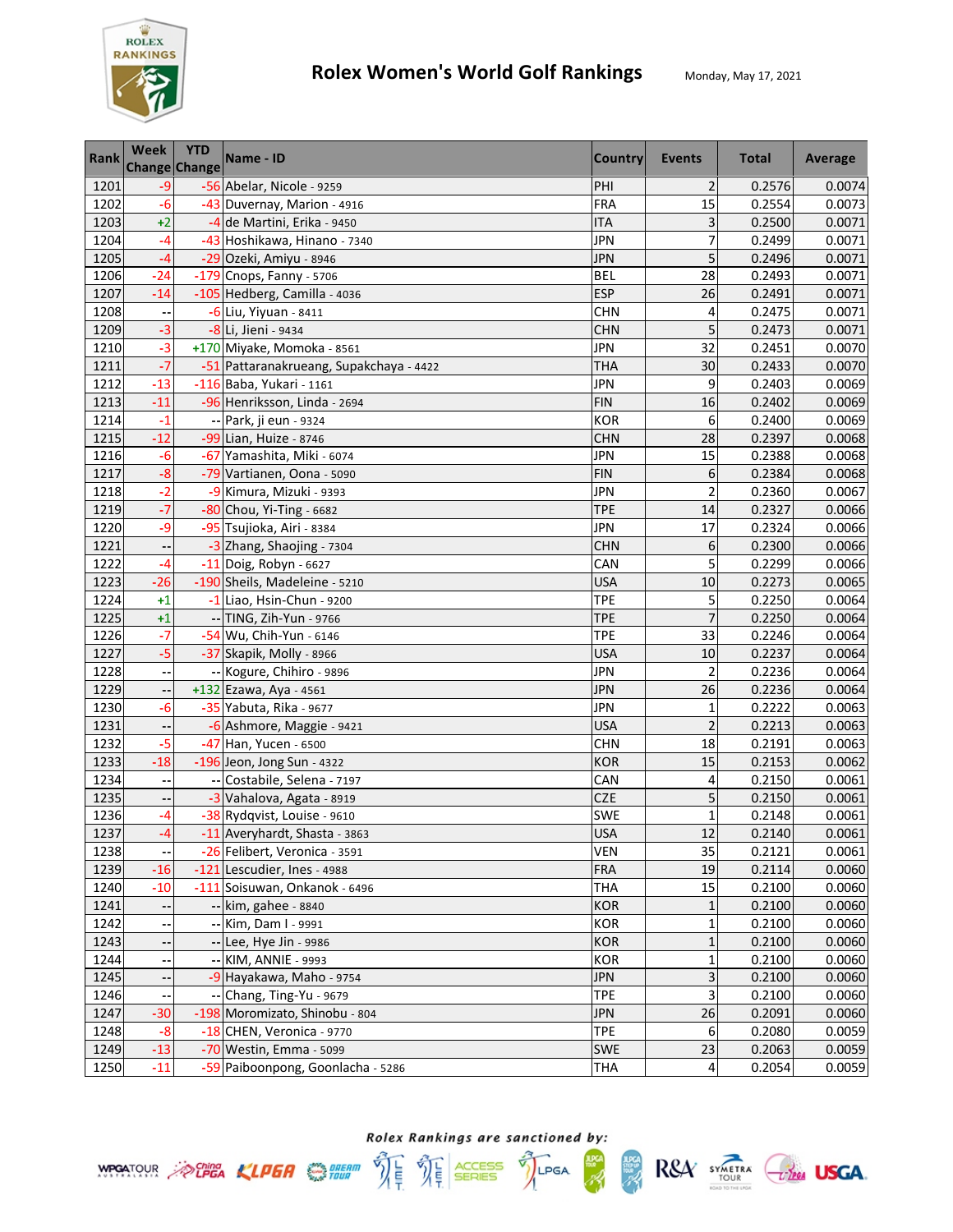# Rolex Women's World Golf Rankings

Monday, May 17, 2021

| Rank | Week Change | YTD Change | Name - ID | Country | Events | Total | Average |
|---|---|---|---|---|---|---|---|
| 1201 | -9 | -56 | Abelar, Nicole - 9259 | PHI | 2 | 0.2576 | 0.0074 |
| 1202 | -6 | -43 | Duvernay, Marion - 4916 | FRA | 15 | 0.2554 | 0.0073 |
| 1203 | +2 | -4 | de Martini, Erika - 9450 | ITA | 3 | 0.2500 | 0.0071 |
| 1204 | -4 | -43 | Hoshikawa, Hinano - 7340 | JPN | 7 | 0.2499 | 0.0071 |
| 1205 | -4 | -29 | Ozeki, Amiyu - 8946 | JPN | 5 | 0.2496 | 0.0071 |
| 1206 | -24 | -179 | Cnops, Fanny - 5706 | BEL | 28 | 0.2493 | 0.0071 |
| 1207 | -14 | -105 | Hedberg, Camilla - 4036 | ESP | 26 | 0.2491 | 0.0071 |
| 1208 | -- | -6 | Liu, Yiyuan - 8411 | CHN | 4 | 0.2475 | 0.0071 |
| 1209 | -3 | -8 | Li, Jieni - 9434 | CHN | 5 | 0.2473 | 0.0071 |
| 1210 | -3 | +170 | Miyake, Momoka - 8561 | JPN | 32 | 0.2451 | 0.0070 |
| 1211 | -7 | -51 | Pattaranakrueang, Supakchaya - 4422 | THA | 30 | 0.2433 | 0.0070 |
| 1212 | -13 | -116 | Baba, Yukari - 1161 | JPN | 9 | 0.2403 | 0.0069 |
| 1213 | -11 | -96 | Henriksson, Linda - 2694 | FIN | 16 | 0.2402 | 0.0069 |
| 1214 | -1 | -- | Park, ji eun - 9324 | KOR | 6 | 0.2400 | 0.0069 |
| 1215 | -12 | -99 | Lian, Huize - 8746 | CHN | 28 | 0.2397 | 0.0068 |
| 1216 | -6 | -67 | Yamashita, Miki - 6074 | JPN | 15 | 0.2388 | 0.0068 |
| 1217 | -8 | -79 | Vartianen, Oona - 5090 | FIN | 6 | 0.2384 | 0.0068 |
| 1218 | -2 | -9 | Kimura, Mizuki - 9393 | JPN | 2 | 0.2360 | 0.0067 |
| 1219 | -7 | -80 | Chou, Yi-Ting - 6682 | TPE | 14 | 0.2327 | 0.0066 |
| 1220 | -9 | -95 | Tsujioka, Airi - 8384 | JPN | 17 | 0.2324 | 0.0066 |
| 1221 | -- | -3 | Zhang, Shaojing - 7304 | CHN | 6 | 0.2300 | 0.0066 |
| 1222 | -4 | -11 | Doig, Robyn - 6627 | CAN | 5 | 0.2299 | 0.0066 |
| 1223 | -26 | -190 | Sheils, Madeleine - 5210 | USA | 10 | 0.2273 | 0.0065 |
| 1224 | +1 | -1 | Liao, Hsin-Chun - 9200 | TPE | 5 | 0.2250 | 0.0064 |
| 1225 | +1 | -- | TING, Zih-Yun - 9766 | TPE | 7 | 0.2250 | 0.0064 |
| 1226 | -7 | -54 | Wu, Chih-Yun - 6146 | TPE | 33 | 0.2246 | 0.0064 |
| 1227 | -5 | -37 | Skapik, Molly - 8966 | USA | 10 | 0.2237 | 0.0064 |
| 1228 | -- | -- | Kogure, Chihiro - 9896 | JPN | 2 | 0.2236 | 0.0064 |
| 1229 | -- | +132 | Ezawa, Aya - 4561 | JPN | 26 | 0.2236 | 0.0064 |
| 1230 | -6 | -35 | Yabuta, Rika - 9677 | JPN | 1 | 0.2222 | 0.0063 |
| 1231 | -- | -6 | Ashmore, Maggie - 9421 | USA | 2 | 0.2213 | 0.0063 |
| 1232 | -5 | -47 | Han, Yucen - 6500 | CHN | 18 | 0.2191 | 0.0063 |
| 1233 | -18 | -196 | Jeon, Jong Sun - 4322 | KOR | 15 | 0.2153 | 0.0062 |
| 1234 | -- | -- | Costabile, Selena - 7197 | CAN | 4 | 0.2150 | 0.0061 |
| 1235 | -- | -3 | Vahalova, Agata - 8919 | CZE | 5 | 0.2150 | 0.0061 |
| 1236 | -4 | -38 | Rydqvist, Louise - 9610 | SWE | 1 | 0.2148 | 0.0061 |
| 1237 | -4 | -11 | Averyhardt, Shasta - 3863 | USA | 12 | 0.2140 | 0.0061 |
| 1238 | -- | -26 | Felibert, Veronica - 3591 | VEN | 35 | 0.2121 | 0.0061 |
| 1239 | -16 | -121 | Lescudier, Ines - 4988 | FRA | 19 | 0.2114 | 0.0060 |
| 1240 | -10 | -111 | Soisuwan, Onkanok - 6496 | THA | 15 | 0.2100 | 0.0060 |
| 1241 | -- | -- | kim, gahee - 8840 | KOR | 1 | 0.2100 | 0.0060 |
| 1242 | -- | -- | Kim, Dam I - 9991 | KOR | 1 | 0.2100 | 0.0060 |
| 1243 | -- | -- | Lee, Hye Jin - 9986 | KOR | 1 | 0.2100 | 0.0060 |
| 1244 | -- | -- | KIM, ANNIE - 9993 | KOR | 1 | 0.2100 | 0.0060 |
| 1245 | -- | -9 | Hayakawa, Maho - 9754 | JPN | 3 | 0.2100 | 0.0060 |
| 1246 | -- | -- | Chang, Ting-Yu - 9679 | TPE | 3 | 0.2100 | 0.0060 |
| 1247 | -30 | -198 | Moromizato, Shinobu - 804 | JPN | 26 | 0.2091 | 0.0060 |
| 1248 | -8 | -18 | CHEN, Veronica - 9770 | TPE | 6 | 0.2080 | 0.0059 |
| 1249 | -13 | -70 | Westin, Emma - 5099 | SWE | 23 | 0.2063 | 0.0059 |
| 1250 | -11 | -59 | Paiboonpong, Goonlacha - 5286 | THA | 4 | 0.2054 | 0.0059 |

*Rolex Rankings are sanctioned by:*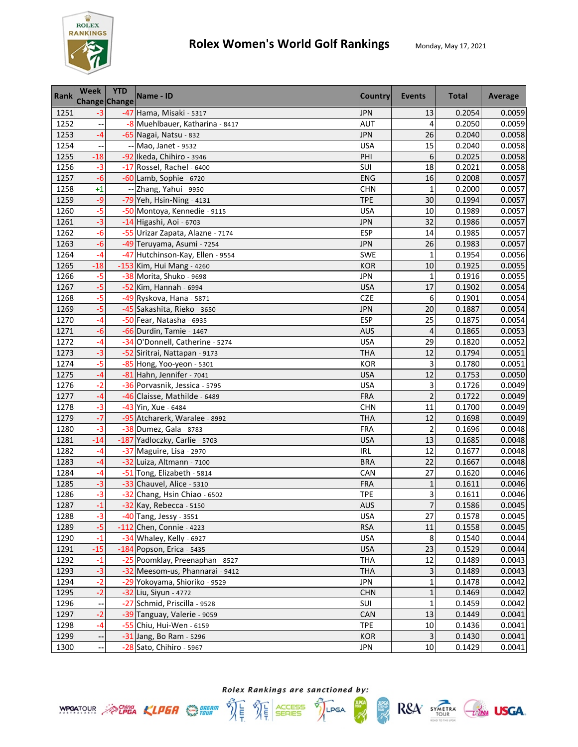# Rolex Women's World Golf Rankings

Monday, May 17, 2021

| Rank | Week Change | YTD Change | Name - ID | Country | Events | Total | Average |
|---|---|---|---|---|---|---|---|
| 1251 | -3 | -47 | Hama, Misaki - 5317 | JPN | 13 | 0.2054 | 0.0059 |
| 1252 | -- | -8 | Muehlbauer, Katharina - 8417 | AUT | 4 | 0.2050 | 0.0059 |
| 1253 | -4 | -65 | Nagai, Natsu - 832 | JPN | 26 | 0.2040 | 0.0058 |
| 1254 | -- | -- | Mao, Janet - 9532 | USA | 15 | 0.2040 | 0.0058 |
| 1255 | -18 | -92 | Ikeda, Chihiro - 3946 | PHI | 6 | 0.2025 | 0.0058 |
| 1256 | -3 | -17 | Rossel, Rachel - 6400 | SUI | 18 | 0.2021 | 0.0058 |
| 1257 | -6 | -60 | Lamb, Sophie - 6720 | ENG | 16 | 0.2008 | 0.0057 |
| 1258 | +1 | -- | Zhang, Yahui - 9950 | CHN | 1 | 0.2000 | 0.0057 |
| 1259 | -9 | -79 | Yeh, Hsin-Ning - 4131 | TPE | 30 | 0.1994 | 0.0057 |
| 1260 | -5 | -50 | Montoya, Kennedie - 9115 | USA | 10 | 0.1989 | 0.0057 |
| 1261 | -3 | -14 | Higashi, Aoi - 6703 | JPN | 32 | 0.1986 | 0.0057 |
| 1262 | -6 | -55 | Urizar Zapata, Alazne - 7174 | ESP | 14 | 0.1985 | 0.0057 |
| 1263 | -6 | -49 | Teruyama, Asumi - 7254 | JPN | 26 | 0.1983 | 0.0057 |
| 1264 | -4 | -47 | Hutchinson-Kay, Ellen - 9554 | SWE | 1 | 0.1954 | 0.0056 |
| 1265 | -18 | -153 | Kim, Hui Mang - 4260 | KOR | 10 | 0.1925 | 0.0055 |
| 1266 | -5 | -38 | Morita, Shuko - 9698 | JPN | 1 | 0.1916 | 0.0055 |
| 1267 | -5 | -52 | Kim, Hannah - 6994 | USA | 17 | 0.1902 | 0.0054 |
| 1268 | -5 | -49 | Ryskova, Hana - 5871 | CZE | 6 | 0.1901 | 0.0054 |
| 1269 | -5 | -45 | Sakashita, Rieko - 3650 | JPN | 20 | 0.1887 | 0.0054 |
| 1270 | -4 | -50 | Fear, Natasha - 6935 | ESP | 25 | 0.1875 | 0.0054 |
| 1271 | -6 | -66 | Durdin, Tamie - 1467 | AUS | 4 | 0.1865 | 0.0053 |
| 1272 | -4 | -34 | O'Donnell, Catherine - 5274 | USA | 29 | 0.1820 | 0.0052 |
| 1273 | -3 | -52 | Siritrai, Nattapan - 9173 | THA | 12 | 0.1794 | 0.0051 |
| 1274 | -5 | -85 | Hong, Yoo-yeon - 5301 | KOR | 3 | 0.1780 | 0.0051 |
| 1275 | -4 | -81 | Hahn, Jennifer - 7041 | USA | 12 | 0.1753 | 0.0050 |
| 1276 | -2 | -36 | Porvasnik, Jessica - 5795 | USA | 3 | 0.1726 | 0.0049 |
| 1277 | -4 | -46 | Claisse, Mathilde - 6489 | FRA | 2 | 0.1722 | 0.0049 |
| 1278 | -3 | -43 | Yin, Xue - 6484 | CHN | 11 | 0.1700 | 0.0049 |
| 1279 | -7 | -95 | Atcharerk, Waralee - 8992 | THA | 12 | 0.1698 | 0.0049 |
| 1280 | -3 | -38 | Dumez, Gala - 8783 | FRA | 2 | 0.1696 | 0.0048 |
| 1281 | -14 | -187 | Yadloczky, Carlie - 5703 | USA | 13 | 0.1685 | 0.0048 |
| 1282 | -4 | -37 | Maguire, Lisa - 2970 | IRL | 12 | 0.1677 | 0.0048 |
| 1283 | -4 | -32 | Luiza, Altmann - 7100 | BRA | 22 | 0.1667 | 0.0048 |
| 1284 | -4 | -51 | Tong, Elizabeth - 5814 | CAN | 27 | 0.1620 | 0.0046 |
| 1285 | -3 | -33 | Chauvel, Alice - 5310 | FRA | 1 | 0.1611 | 0.0046 |
| 1286 | -3 | -32 | Chang, Hsin Chiao - 6502 | TPE | 3 | 0.1611 | 0.0046 |
| 1287 | -1 | -32 | Kay, Rebecca - 5150 | AUS | 7 | 0.1586 | 0.0045 |
| 1288 | -3 | -40 | Tang, Jessy - 3551 | USA | 27 | 0.1578 | 0.0045 |
| 1289 | -5 | -112 | Chen, Connie - 4223 | RSA | 11 | 0.1558 | 0.0045 |
| 1290 | -1 | -34 | Whaley, Kelly - 6927 | USA | 8 | 0.1540 | 0.0044 |
| 1291 | -15 | -184 | Popson, Erica - 5435 | USA | 23 | 0.1529 | 0.0044 |
| 1292 | -1 | -25 | Poomklay, Preenaphan - 8527 | THA | 12 | 0.1489 | 0.0043 |
| 1293 | -3 | -32 | Meesom-us, Phannarai - 9412 | THA | 3 | 0.1489 | 0.0043 |
| 1294 | -2 | -29 | Yokoyama, Shioriko - 9529 | JPN | 1 | 0.1478 | 0.0042 |
| 1295 | -2 | -32 | Liu, Siyun - 4772 | CHN | 1 | 0.1469 | 0.0042 |
| 1296 | -- | -27 | Schmid, Priscilla - 9528 | SUI | 1 | 0.1459 | 0.0042 |
| 1297 | -2 | -39 | Tanguay, Valerie - 9059 | CAN | 13 | 0.1449 | 0.0041 |
| 1298 | -4 | -55 | Chiu, Hui-Wen - 6159 | TPE | 10 | 0.1436 | 0.0041 |
| 1299 | -- | -31 | Jang, Bo Ram - 5296 | KOR | 3 | 0.1430 | 0.0041 |
| 1300 | -- | -28 | Sato, Chihiro - 5967 | JPN | 10 | 0.1429 | 0.0041 |

*Rolex Rankings are sanctioned by:*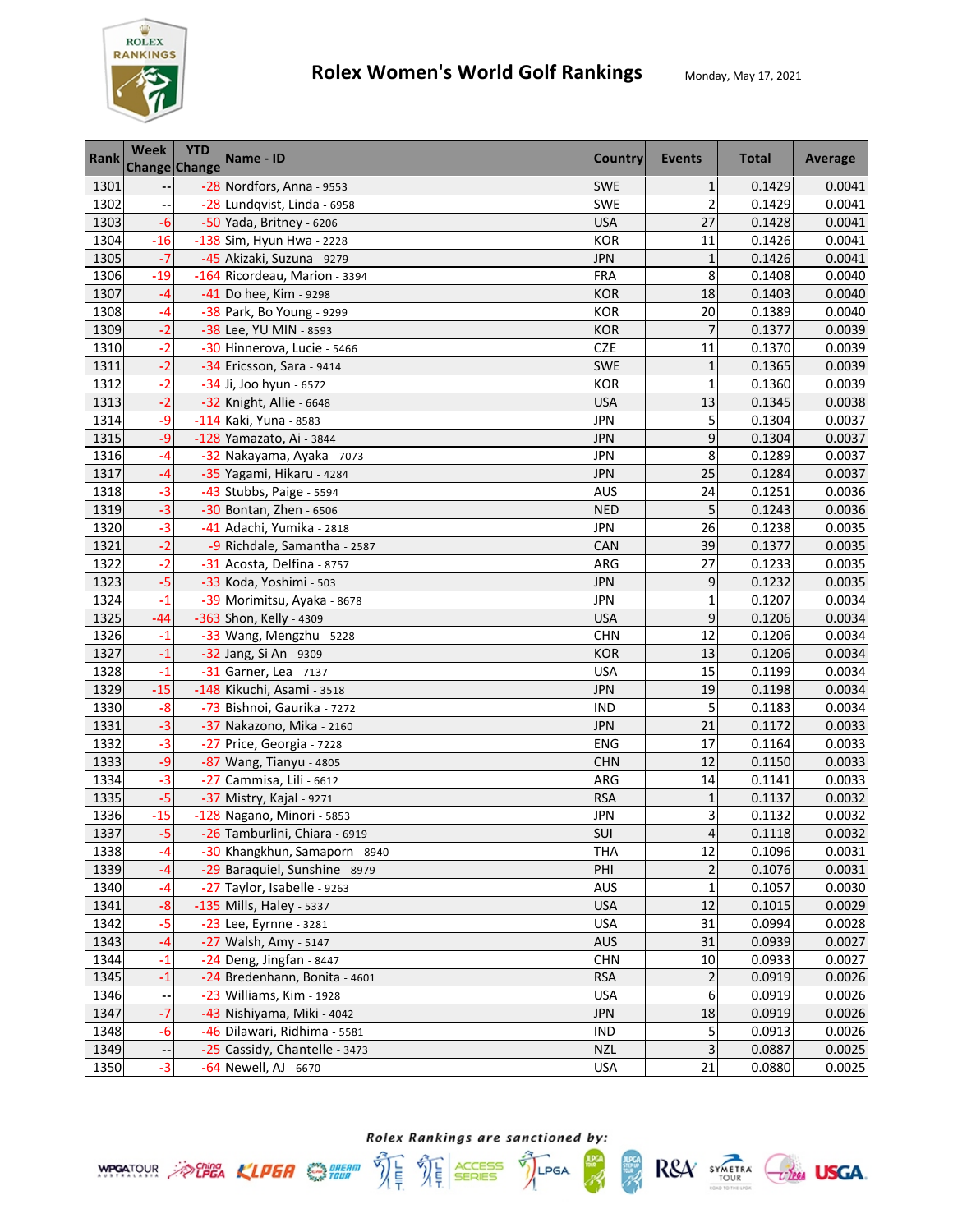# Rolex Women's World Golf Rankings

Monday, May 17, 2021

| Rank | Week Change | YTD Change | Name - ID | Country | Events | Total | Average |
|---|---|---|---|---|---|---|---|
| 1301 | -- | -28 | Nordfors, Anna - 9553 | SWE | 1 | 0.1429 | 0.0041 |
| 1302 | -- | -28 | Lundqvist, Linda - 6958 | SWE | 2 | 0.1429 | 0.0041 |
| 1303 | -6 | -50 | Yada, Britney - 6206 | USA | 27 | 0.1428 | 0.0041 |
| 1304 | -16 | -138 | Sim, Hyun Hwa - 2228 | KOR | 11 | 0.1426 | 0.0041 |
| 1305 | -7 | -45 | Akizaki, Suzuna - 9279 | JPN | 1 | 0.1426 | 0.0041 |
| 1306 | -19 | -164 | Ricordeau, Marion - 3394 | FRA | 8 | 0.1408 | 0.0040 |
| 1307 | -4 | -41 | Do hee, Kim - 9298 | KOR | 18 | 0.1403 | 0.0040 |
| 1308 | -4 | -38 | Park, Bo Young - 9299 | KOR | 20 | 0.1389 | 0.0040 |
| 1309 | -2 | -38 | Lee, YU MIN - 8593 | KOR | 7 | 0.1377 | 0.0039 |
| 1310 | -2 | -30 | Hinnerova, Lucie - 5466 | CZE | 11 | 0.1370 | 0.0039 |
| 1311 | -2 | -34 | Ericsson, Sara - 9414 | SWE | 1 | 0.1365 | 0.0039 |
| 1312 | -2 | -34 | Ji, Joo hyun - 6572 | KOR | 1 | 0.1360 | 0.0039 |
| 1313 | -2 | -32 | Knight, Allie - 6648 | USA | 13 | 0.1345 | 0.0038 |
| 1314 | -9 | -114 | Kaki, Yuna - 8583 | JPN | 5 | 0.1304 | 0.0037 |
| 1315 | -9 | -128 | Yamazato, Ai - 3844 | JPN | 9 | 0.1304 | 0.0037 |
| 1316 | -4 | -32 | Nakayama, Ayaka - 7073 | JPN | 8 | 0.1289 | 0.0037 |
| 1317 | -4 | -35 | Yagami, Hikaru - 4284 | JPN | 25 | 0.1284 | 0.0037 |
| 1318 | -3 | -43 | Stubbs, Paige - 5594 | AUS | 24 | 0.1251 | 0.0036 |
| 1319 | -3 | -30 | Bontan, Zhen - 6506 | NED | 5 | 0.1243 | 0.0036 |
| 1320 | -3 | -41 | Adachi, Yumika - 2818 | JPN | 26 | 0.1238 | 0.0035 |
| 1321 | -2 | -9 | Richdale, Samantha - 2587 | CAN | 39 | 0.1377 | 0.0035 |
| 1322 | -2 | -31 | Acosta, Delfina - 8757 | ARG | 27 | 0.1233 | 0.0035 |
| 1323 | -5 | -33 | Koda, Yoshimi - 503 | JPN | 9 | 0.1232 | 0.0035 |
| 1324 | -1 | -39 | Morimitsu, Ayaka - 8678 | JPN | 1 | 0.1207 | 0.0034 |
| 1325 | -44 | -363 | Shon, Kelly - 4309 | USA | 9 | 0.1206 | 0.0034 |
| 1326 | -1 | -33 | Wang, Mengzhu - 5228 | CHN | 12 | 0.1206 | 0.0034 |
| 1327 | -1 | -32 | Jang, Si An - 9309 | KOR | 13 | 0.1206 | 0.0034 |
| 1328 | -1 | -31 | Garner, Lea - 7137 | USA | 15 | 0.1199 | 0.0034 |
| 1329 | -15 | -148 | Kikuchi, Asami - 3518 | JPN | 19 | 0.1198 | 0.0034 |
| 1330 | -8 | -73 | Bishnoi, Gaurika - 7272 | IND | 5 | 0.1183 | 0.0034 |
| 1331 | -3 | -37 | Nakazono, Mika - 2160 | JPN | 21 | 0.1172 | 0.0033 |
| 1332 | -3 | -27 | Price, Georgia - 7228 | ENG | 17 | 0.1164 | 0.0033 |
| 1333 | -9 | -87 | Wang, Tianyu - 4805 | CHN | 12 | 0.1150 | 0.0033 |
| 1334 | -3 | -27 | Cammisa, Lili - 6612 | ARG | 14 | 0.1141 | 0.0033 |
| 1335 | -5 | -37 | Mistry, Kajal - 9271 | RSA | 1 | 0.1137 | 0.0032 |
| 1336 | -15 | -128 | Nagano, Minori - 5853 | JPN | 3 | 0.1132 | 0.0032 |
| 1337 | -5 | -26 | Tamburlini, Chiara - 6919 | SUI | 4 | 0.1118 | 0.0032 |
| 1338 | -4 | -30 | Khangkhun, Samaporn - 8940 | THA | 12 | 0.1096 | 0.0031 |
| 1339 | -4 | -29 | Baraquiel, Sunshine - 8979 | PHI | 2 | 0.1076 | 0.0031 |
| 1340 | -4 | -27 | Taylor, Isabelle - 9263 | AUS | 1 | 0.1057 | 0.0030 |
| 1341 | -8 | -135 | Mills, Haley - 5337 | USA | 12 | 0.1015 | 0.0029 |
| 1342 | -5 | -23 | Lee, Eyrnne - 3281 | USA | 31 | 0.0994 | 0.0028 |
| 1343 | -4 | -27 | Walsh, Amy - 5147 | AUS | 31 | 0.0939 | 0.0027 |
| 1344 | -1 | -24 | Deng, Jingfan - 8447 | CHN | 10 | 0.0933 | 0.0027 |
| 1345 | -1 | -24 | Bredenhann, Bonita - 4601 | RSA | 2 | 0.0919 | 0.0026 |
| 1346 | -- | -23 | Williams, Kim - 1928 | USA | 6 | 0.0919 | 0.0026 |
| 1347 | -7 | -43 | Nishiyama, Miki - 4042 | JPN | 18 | 0.0919 | 0.0026 |
| 1348 | -6 | -46 | Dilawari, Ridhima - 5581 | IND | 5 | 0.0913 | 0.0026 |
| 1349 | -- | -25 | Cassidy, Chantelle - 3473 | NZL | 3 | 0.0887 | 0.0025 |
| 1350 | -3 | -64 | Newell, AJ - 6670 | USA | 21 | 0.0880 | 0.0025 |

*Rolex Rankings are sanctioned by:*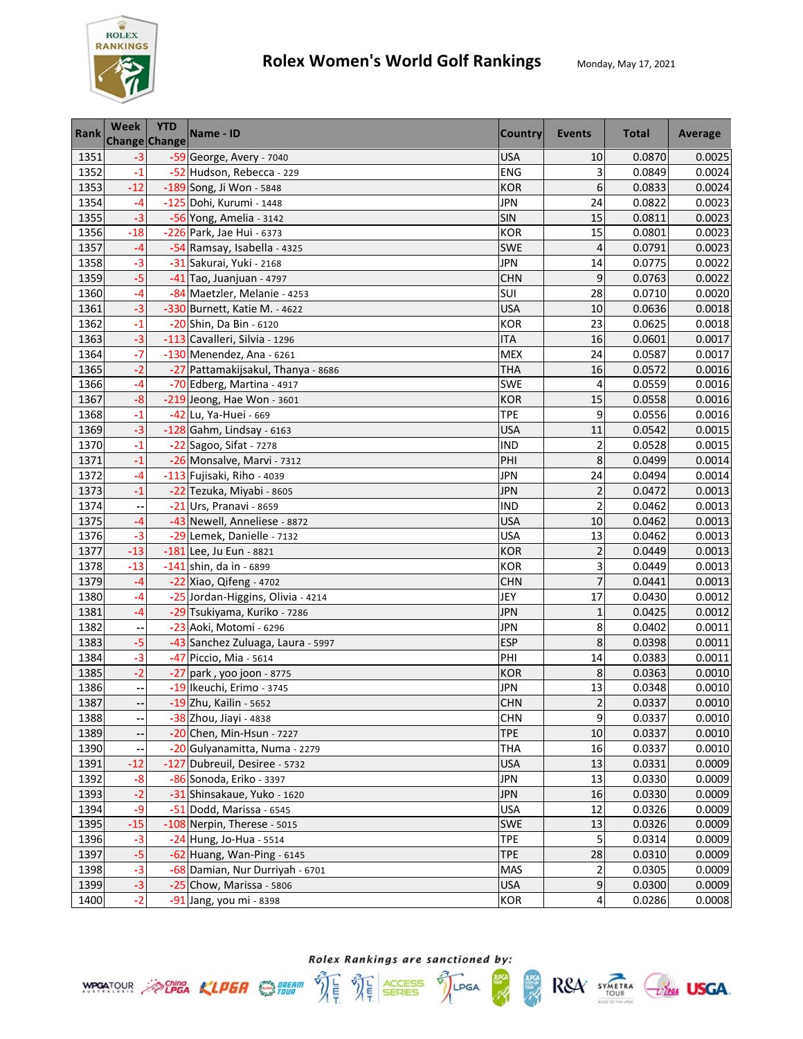# Rolex Women's World Golf Rankings

Monday, May 17, 2021

| Rank | Week Change | YTD Change | Name - ID | Country | Events | Total | Average |
|---|---|---|---|---|---|---|---|
| 1351 | -3 | -59 | George, Avery - 7040 | USA | 10 | 0.0870 | 0.0025 |
| 1352 | -1 | -52 | Hudson, Rebecca - 229 | ENG | 3 | 0.0849 | 0.0024 |
| 1353 | -12 | -189 | Song, Ji Won - 5848 | KOR | 6 | 0.0833 | 0.0024 |
| 1354 | -4 | -125 | Dohi, Kurumi - 1448 | JPN | 24 | 0.0822 | 0.0023 |
| 1355 | -3 | -56 | Yong, Amelia - 3142 | SIN | 15 | 0.0811 | 0.0023 |
| 1356 | -18 | -226 | Park, Jae Hui - 6373 | KOR | 15 | 0.0801 | 0.0023 |
| 1357 | -4 | -54 | Ramsay, Isabella - 4325 | SWE | 4 | 0.0791 | 0.0023 |
| 1358 | -3 | -31 | Sakurai, Yuki - 2168 | JPN | 14 | 0.0775 | 0.0022 |
| 1359 | -5 | -41 | Tao, Juanjuan - 4797 | CHN | 9 | 0.0763 | 0.0022 |
| 1360 | -4 | -84 | Maetzler, Melanie - 4253 | SUI | 28 | 0.0710 | 0.0020 |
| 1361 | -3 | -330 | Burnett, Katie M. - 4622 | USA | 10 | 0.0636 | 0.0018 |
| 1362 | -1 | -20 | Shin, Da Bin - 6120 | KOR | 23 | 0.0625 | 0.0018 |
| 1363 | -3 | -113 | Cavalleri, Silvia - 1296 | ITA | 16 | 0.0601 | 0.0017 |
| 1364 | -7 | -130 | Menendez, Ana - 6261 | MEX | 24 | 0.0587 | 0.0017 |
| 1365 | -2 | -27 | Pattamakijsakul, Thanya - 8686 | THA | 16 | 0.0572 | 0.0016 |
| 1366 | -4 | -70 | Edberg, Martina - 4917 | SWE | 4 | 0.0559 | 0.0016 |
| 1367 | -8 | -219 | Jeong, Hae Won - 3601 | KOR | 15 | 0.0558 | 0.0016 |
| 1368 | -1 | -42 | Lu, Ya-Huei - 669 | TPE | 9 | 0.0556 | 0.0016 |
| 1369 | -3 | -128 | Gahm, Lindsay - 6163 | USA | 11 | 0.0542 | 0.0015 |
| 1370 | -1 | -22 | Sagoo, Sifat - 7278 | IND | 2 | 0.0528 | 0.0015 |
| 1371 | -1 | -26 | Monsalve, Marvi - 7312 | PHI | 8 | 0.0499 | 0.0014 |
| 1372 | -4 | -113 | Fujisaki, Riho - 4039 | JPN | 24 | 0.0494 | 0.0014 |
| 1373 | -1 | -22 | Tezuka, Miyabi - 8605 | JPN | 2 | 0.0472 | 0.0013 |
| 1374 | -- | -21 | Urs, Pranavi - 8659 | IND | 2 | 0.0462 | 0.0013 |
| 1375 | -4 | -43 | Newell, Anneliese - 8872 | USA | 10 | 0.0462 | 0.0013 |
| 1376 | -3 | -29 | Lemek, Danielle - 7132 | USA | 13 | 0.0462 | 0.0013 |
| 1377 | -13 | -181 | Lee, Ju Eun - 8821 | KOR | 2 | 0.0449 | 0.0013 |
| 1378 | -13 | -141 | shin, da in - 6899 | KOR | 3 | 0.0449 | 0.0013 |
| 1379 | -4 | -22 | Xiao, Qifeng - 4702 | CHN | 7 | 0.0441 | 0.0013 |
| 1380 | -4 | -25 | Jordan-Higgins, Olivia - 4214 | JEY | 17 | 0.0430 | 0.0012 |
| 1381 | -4 | -29 | Tsukiyama, Kuriko - 7286 | JPN | 1 | 0.0425 | 0.0012 |
| 1382 | -- | -23 | Aoki, Motomi - 6296 | JPN | 8 | 0.0402 | 0.0011 |
| 1383 | -5 | -43 | Sanchez Zuluaga, Laura - 5997 | ESP | 8 | 0.0398 | 0.0011 |
| 1384 | -3 | -47 | Piccio, Mia - 5614 | PHI | 14 | 0.0383 | 0.0011 |
| 1385 | -2 | -27 | park , yoo joon - 8775 | KOR | 8 | 0.0363 | 0.0010 |
| 1386 | -- | -19 | Ikeuchi, Erimo - 3745 | JPN | 13 | 0.0348 | 0.0010 |
| 1387 | -- | -19 | Zhu, Kailin - 5652 | CHN | 2 | 0.0337 | 0.0010 |
| 1388 | -- | -38 | Zhou, Jiayi - 4838 | CHN | 9 | 0.0337 | 0.0010 |
| 1389 | -- | -20 | Chen, Min-Hsun - 7227 | TPE | 10 | 0.0337 | 0.0010 |
| 1390 | -- | -20 | Gulyanamitta, Numa - 2279 | THA | 16 | 0.0337 | 0.0010 |
| 1391 | -12 | -127 | Dubreuil, Desiree - 5732 | USA | 13 | 0.0331 | 0.0009 |
| 1392 | -8 | -86 | Sonoda, Eriko - 3397 | JPN | 13 | 0.0330 | 0.0009 |
| 1393 | -2 | -31 | Shinsakaue, Yuko - 1620 | JPN | 16 | 0.0330 | 0.0009 |
| 1394 | -9 | -51 | Dodd, Marissa - 6545 | USA | 12 | 0.0326 | 0.0009 |
| 1395 | -15 | -108 | Nerpin, Therese - 5015 | SWE | 13 | 0.0326 | 0.0009 |
| 1396 | -3 | -24 | Hung, Jo-Hua - 5514 | TPE | 5 | 0.0314 | 0.0009 |
| 1397 | -5 | -62 | Huang, Wan-Ping - 6145 | TPE | 28 | 0.0310 | 0.0009 |
| 1398 | -3 | -68 | Damian, Nur Durriyah - 6701 | MAS | 2 | 0.0305 | 0.0009 |
| 1399 | -3 | -25 | Chow, Marissa - 5806 | USA | 9 | 0.0300 | 0.0009 |
| 1400 | -2 | -91 | Jang, you mi - 8398 | KOR | 4 | 0.0286 | 0.0008 |

*Rolex Rankings are sanctioned by:*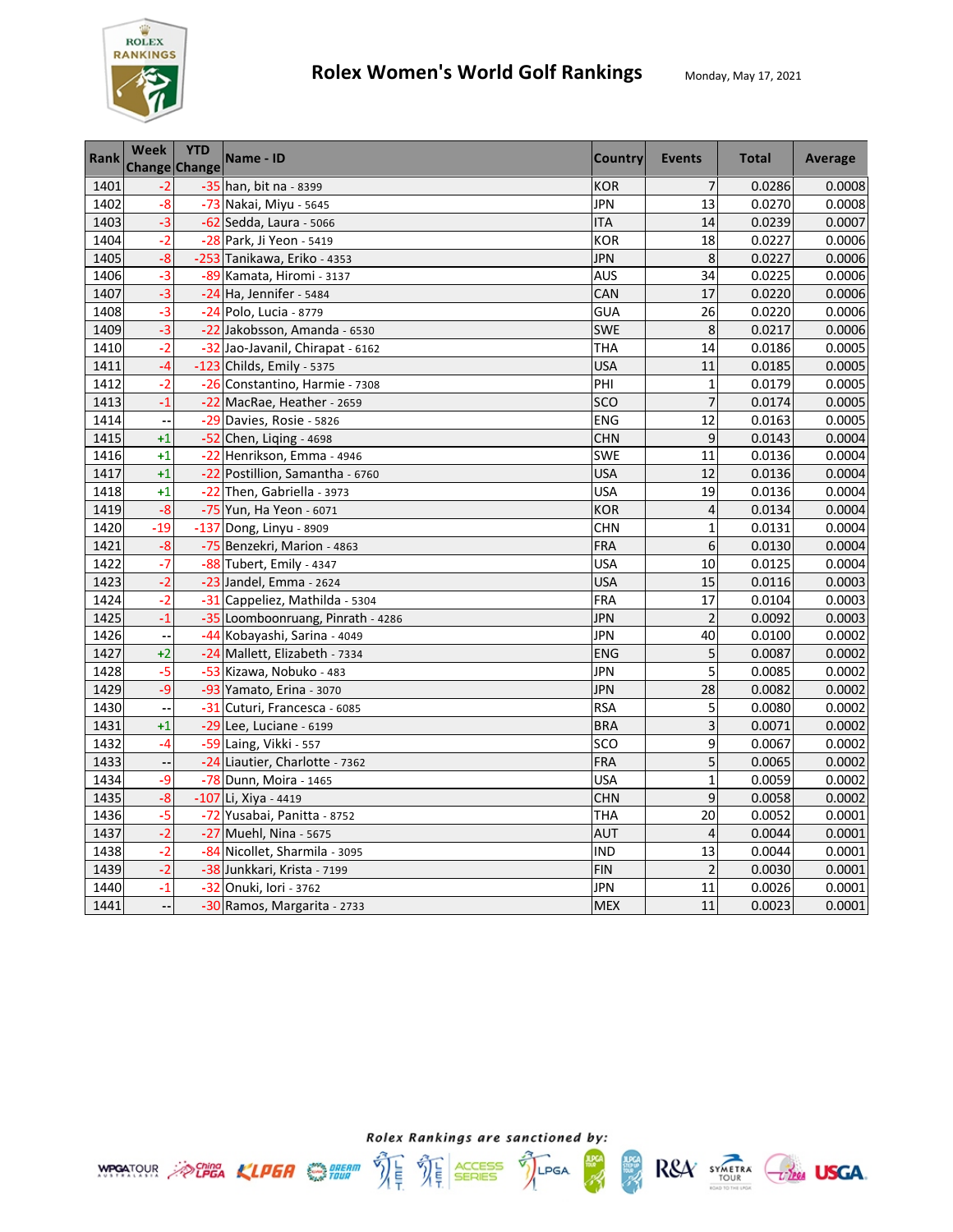# Rolex Women's World Golf Rankings

Monday, May 17, 2021

| Rank | Week Change | YTD Change | Name - ID | Country | Events | Total | Average |
|---|---|---|---|---|---|---|---|
| 1401 | -2 | -35 | han, bit na - 8399 | KOR | 7 | 0.0286 | 0.0008 |
| 1402 | -8 | -73 | Nakai, Miyu - 5645 | JPN | 13 | 0.0270 | 0.0008 |
| 1403 | -3 | -62 | Sedda, Laura - 5066 | ITA | 14 | 0.0239 | 0.0007 |
| 1404 | -2 | -28 | Park, Ji Yeon - 5419 | KOR | 18 | 0.0227 | 0.0006 |
| 1405 | -8 | -253 | Tanikawa, Eriko - 4353 | JPN | 8 | 0.0227 | 0.0006 |
| 1406 | -3 | -89 | Kamata, Hiromi - 3137 | AUS | 34 | 0.0225 | 0.0006 |
| 1407 | -3 | -24 | Ha, Jennifer - 5484 | CAN | 17 | 0.0220 | 0.0006 |
| 1408 | -3 | -24 | Polo, Lucia - 8779 | GUA | 26 | 0.0220 | 0.0006 |
| 1409 | -3 | -22 | Jakobsson, Amanda - 6530 | SWE | 8 | 0.0217 | 0.0006 |
| 1410 | -2 | -32 | Jao-Javanil, Chirapat - 6162 | THA | 14 | 0.0186 | 0.0005 |
| 1411 | -4 | -123 | Childs, Emily - 5375 | USA | 11 | 0.0185 | 0.0005 |
| 1412 | -2 | -26 | Constantino, Harmie - 7308 | PHI | 1 | 0.0179 | 0.0005 |
| 1413 | -1 | -22 | MacRae, Heather - 2659 | SCO | 7 | 0.0174 | 0.0005 |
| 1414 | -- | -29 | Davies, Rosie - 5826 | ENG | 12 | 0.0163 | 0.0005 |
| 1415 | +1 | -52 | Chen, Liqing - 4698 | CHN | 9 | 0.0143 | 0.0004 |
| 1416 | +1 | -22 | Henrikson, Emma - 4946 | SWE | 11 | 0.0136 | 0.0004 |
| 1417 | +1 | -22 | Postillion, Samantha - 6760 | USA | 12 | 0.0136 | 0.0004 |
| 1418 | +1 | -22 | Then, Gabriella - 3973 | USA | 19 | 0.0136 | 0.0004 |
| 1419 | -8 | -75 | Yun, Ha Yeon - 6071 | KOR | 4 | 0.0134 | 0.0004 |
| 1420 | -19 | -137 | Dong, Linyu - 8909 | CHN | 1 | 0.0131 | 0.0004 |
| 1421 | -8 | -75 | Benzekri, Marion - 4863 | FRA | 6 | 0.0130 | 0.0004 |
| 1422 | -7 | -88 | Tubert, Emily - 4347 | USA | 10 | 0.0125 | 0.0004 |
| 1423 | -2 | -23 | Jandel, Emma - 2624 | USA | 15 | 0.0116 | 0.0003 |
| 1424 | -2 | -31 | Cappeliez, Mathilda - 5304 | FRA | 17 | 0.0104 | 0.0003 |
| 1425 | -1 | -35 | Loomboonruang, Pinrath - 4286 | JPN | 2 | 0.0092 | 0.0003 |
| 1426 | -- | -44 | Kobayashi, Sarina - 4049 | JPN | 40 | 0.0100 | 0.0002 |
| 1427 | +2 | -24 | Mallett, Elizabeth - 7334 | ENG | 5 | 0.0087 | 0.0002 |
| 1428 | -5 | -53 | Kizawa, Nobuko - 483 | JPN | 5 | 0.0085 | 0.0002 |
| 1429 | -9 | -93 | Yamato, Erina - 3070 | JPN | 28 | 0.0082 | 0.0002 |
| 1430 | -- | -31 | Cuturi, Francesca - 6085 | RSA | 5 | 0.0080 | 0.0002 |
| 1431 | +1 | -29 | Lee, Luciane - 6199 | BRA | 3 | 0.0071 | 0.0002 |
| 1432 | -4 | -59 | Laing, Vikki - 557 | SCO | 9 | 0.0067 | 0.0002 |
| 1433 | -- | -24 | Liautier, Charlotte - 7362 | FRA | 5 | 0.0065 | 0.0002 |
| 1434 | -9 | -78 | Dunn, Moira - 1465 | USA | 1 | 0.0059 | 0.0002 |
| 1435 | -8 | -107 | Li, Xiya - 4419 | CHN | 9 | 0.0058 | 0.0002 |
| 1436 | -5 | -72 | Yusabai, Panitta - 8752 | THA | 20 | 0.0052 | 0.0001 |
| 1437 | -2 | -27 | Muehl, Nina - 5675 | AUT | 4 | 0.0044 | 0.0001 |
| 1438 | -2 | -84 | Nicollet, Sharmila - 3095 | IND | 13 | 0.0044 | 0.0001 |
| 1439 | -2 | -38 | Junkkari, Krista - 7199 | FIN | 2 | 0.0030 | 0.0001 |
| 1440 | -1 | -32 | Onuki, Iori - 3762 | JPN | 11 | 0.0026 | 0.0001 |
| 1441 | -- | -30 | Ramos, Margarita - 2733 | MEX | 11 | 0.0023 | 0.0001 |

*Rolex Rankings are sanctioned by:*